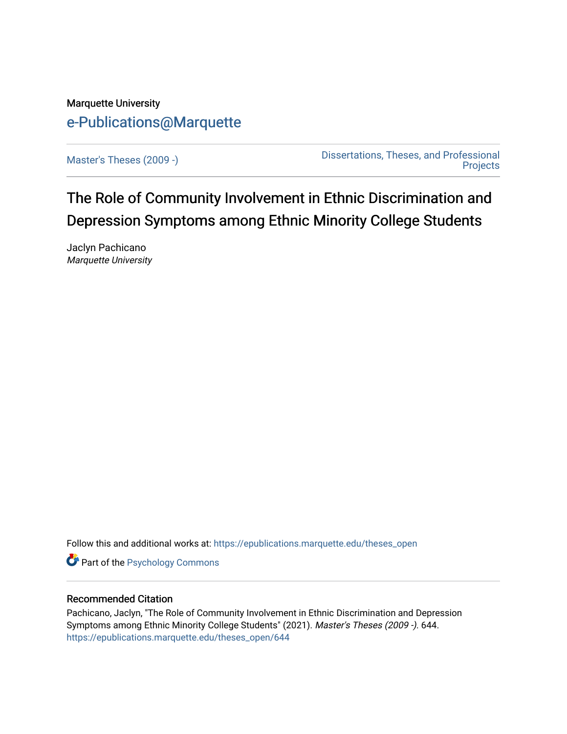Marquette University

e-Publications@Marquette

Master's Theses (2009 -)

Dissertations, Theses, and Professional Projects

# The Role of Community Involvement in Ethnic Discrimination and Depression Symptoms among Ethnic Minority College Students

Jaclyn Pachicano
*Marquette University*

Follow this and additional works at: https://epublications.marquette.edu/theses_open

Part of the Psychology Commons

## Recommended Citation

Pachicano, Jaclyn, "The Role of Community Involvement in Ethnic Discrimination and Depression Symptoms among Ethnic Minority College Students" (2021). *Master's Theses (2009 -)*. 644.
https://epublications.marquette.edu/theses_open/644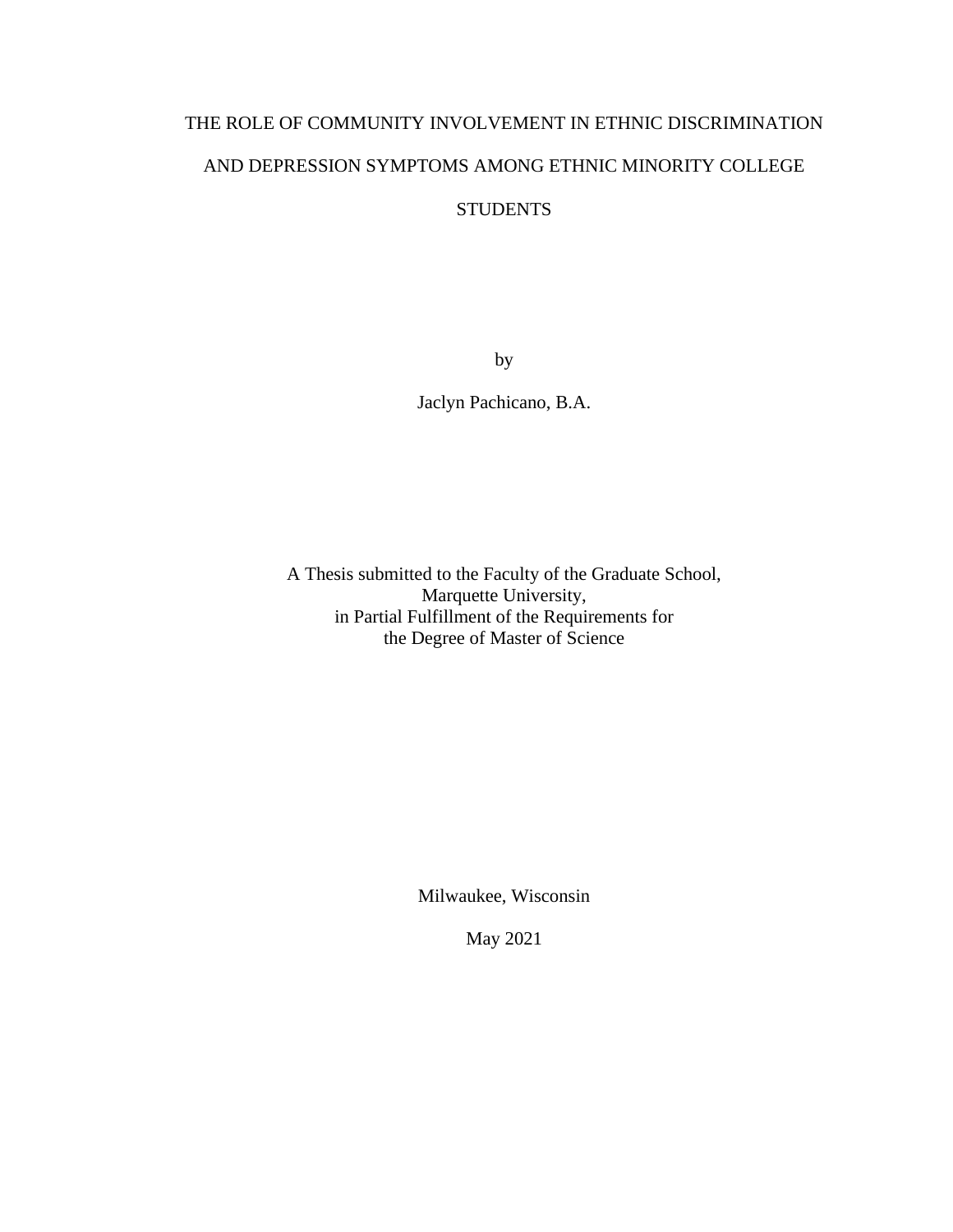# THE ROLE OF COMMUNITY INVOLVEMENT IN ETHNIC DISCRIMINATION AND DEPRESSION SYMPTOMS AMONG ETHNIC MINORITY COLLEGE STUDENTS

by

Jaclyn Pachicano, B.A.

A Thesis submitted to the Faculty of the Graduate School,
Marquette University,
in Partial Fulfillment of the Requirements for
the Degree of Master of Science

Milwaukee, Wisconsin

May 2021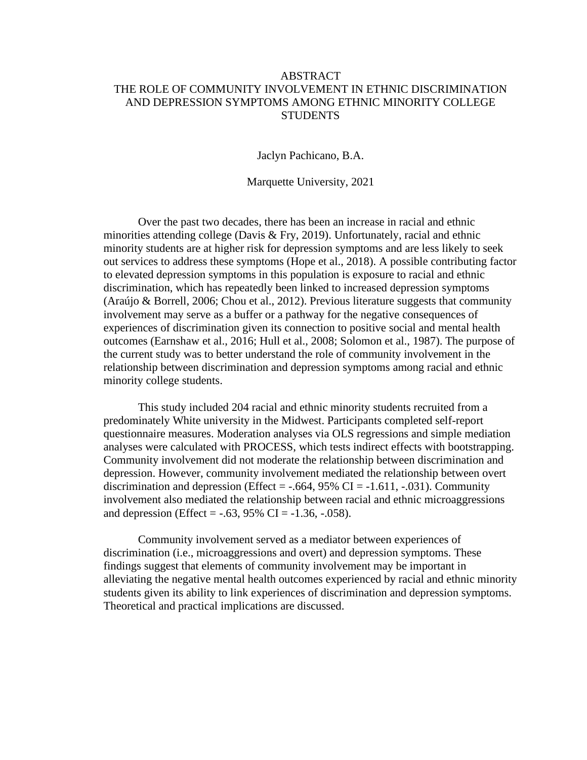# ABSTRACT

## THE ROLE OF COMMUNITY INVOLVEMENT IN ETHNIC DISCRIMINATION AND DEPRESSION SYMPTOMS AMONG ETHNIC MINORITY COLLEGE STUDENTS

Jaclyn Pachicano, B.A.

Marquette University, 2021

Over the past two decades, there has been an increase in racial and ethnic minorities attending college (Davis & Fry, 2019). Unfortunately, racial and ethnic minority students are at higher risk for depression symptoms and are less likely to seek out services to address these symptoms (Hope et al., 2018). A possible contributing factor to elevated depression symptoms in this population is exposure to racial and ethnic discrimination, which has repeatedly been linked to increased depression symptoms (Araújo & Borrell, 2006; Chou et al., 2012). Previous literature suggests that community involvement may serve as a buffer or a pathway for the negative consequences of experiences of discrimination given its connection to positive social and mental health outcomes (Earnshaw et al., 2016; Hull et al., 2008; Solomon et al., 1987). The purpose of the current study was to better understand the role of community involvement in the relationship between discrimination and depression symptoms among racial and ethnic minority college students.

This study included 204 racial and ethnic minority students recruited from a predominately White university in the Midwest. Participants completed self-report questionnaire measures. Moderation analyses via OLS regressions and simple mediation analyses were calculated with PROCESS, which tests indirect effects with bootstrapping. Community involvement did not moderate the relationship between discrimination and depression. However, community involvement mediated the relationship between overt discrimination and depression (Effect = -.664, 95% CI = -1.611, -.031). Community involvement also mediated the relationship between racial and ethnic microaggressions and depression (Effect = -.63, 95% CI = -1.36, -.058).

Community involvement served as a mediator between experiences of discrimination (i.e., microaggressions and overt) and depression symptoms. These findings suggest that elements of community involvement may be important in alleviating the negative mental health outcomes experienced by racial and ethnic minority students given its ability to link experiences of discrimination and depression symptoms. Theoretical and practical implications are discussed.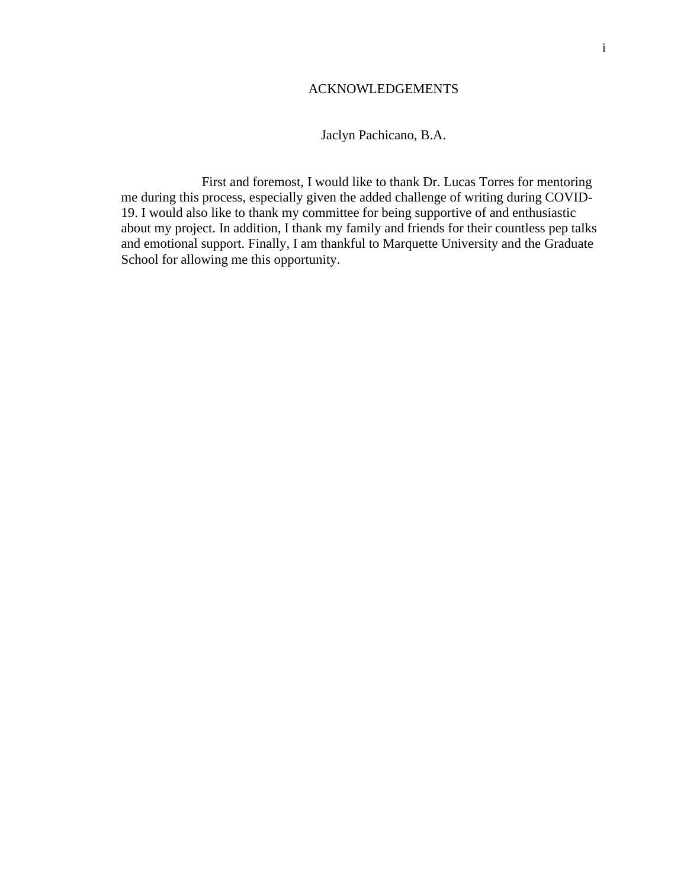# ACKNOWLEDGEMENTS

Jaclyn Pachicano, B.A.

First and foremost, I would like to thank Dr. Lucas Torres for mentoring me during this process, especially given the added challenge of writing during COVID-19. I would also like to thank my committee for being supportive of and enthusiastic about my project. In addition, I thank my family and friends for their countless pep talks and emotional support. Finally, I am thankful to Marquette University and the Graduate School for allowing me this opportunity.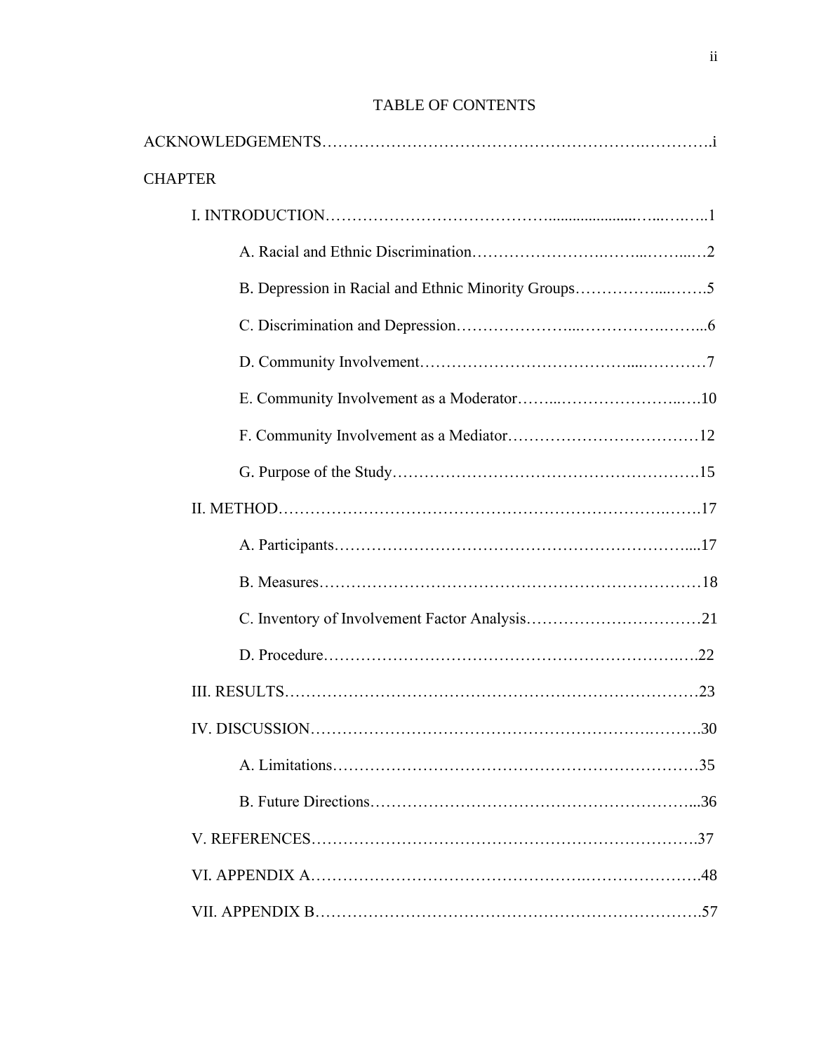# TABLE OF CONTENTS

ACKNOWLEDGEMENTS .......... i

CHAPTER

- I. INTRODUCTION .......... 1
  - A. Racial and Ethnic Discrimination .......... 2
  - B. Depression in Racial and Ethnic Minority Groups .......... 5
  - C. Discrimination and Depression .......... 6
  - D. Community Involvement .......... 7
  - E. Community Involvement as a Moderator .......... 10
  - F. Community Involvement as a Mediator .......... 12
  - G. Purpose of the Study .......... 15
- II. METHOD .......... 17
  - A. Participants .......... 17
  - B. Measures .......... 18
  - C. Inventory of Involvement Factor Analysis .......... 21
  - D. Procedure .......... 22
- III. RESULTS .......... 23
- IV. DISCUSSION .......... 30
  - A. Limitations .......... 35
  - B. Future Directions .......... 36
- V. REFERENCES .......... 37
- VI. APPENDIX A .......... 48
- VII. APPENDIX B .......... 57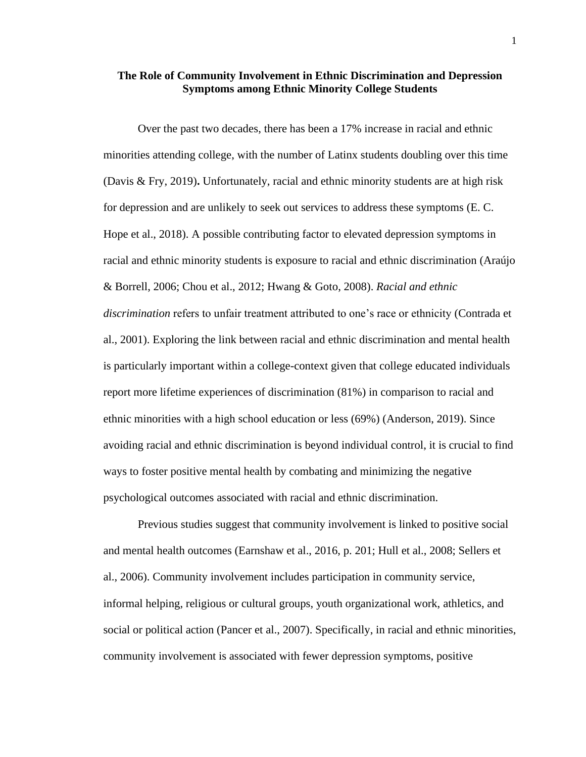# The Role of Community Involvement in Ethnic Discrimination and Depression Symptoms among Ethnic Minority College Students

Over the past two decades, there has been a 17% increase in racial and ethnic minorities attending college, with the number of Latinx students doubling over this time (Davis & Fry, 2019)**.** Unfortunately, racial and ethnic minority students are at high risk for depression and are unlikely to seek out services to address these symptoms (E. C. Hope et al., 2018). A possible contributing factor to elevated depression symptoms in racial and ethnic minority students is exposure to racial and ethnic discrimination (Araújo & Borrell, 2006; Chou et al., 2012; Hwang & Goto, 2008). *Racial and ethnic discrimination* refers to unfair treatment attributed to one's race or ethnicity (Contrada et al., 2001). Exploring the link between racial and ethnic discrimination and mental health is particularly important within a college-context given that college educated individuals report more lifetime experiences of discrimination (81%) in comparison to racial and ethnic minorities with a high school education or less (69%) (Anderson, 2019). Since avoiding racial and ethnic discrimination is beyond individual control, it is crucial to find ways to foster positive mental health by combating and minimizing the negative psychological outcomes associated with racial and ethnic discrimination.

Previous studies suggest that community involvement is linked to positive social and mental health outcomes (Earnshaw et al., 2016, p. 201; Hull et al., 2008; Sellers et al., 2006). Community involvement includes participation in community service, informal helping, religious or cultural groups, youth organizational work, athletics, and social or political action (Pancer et al., 2007). Specifically, in racial and ethnic minorities, community involvement is associated with fewer depression symptoms, positive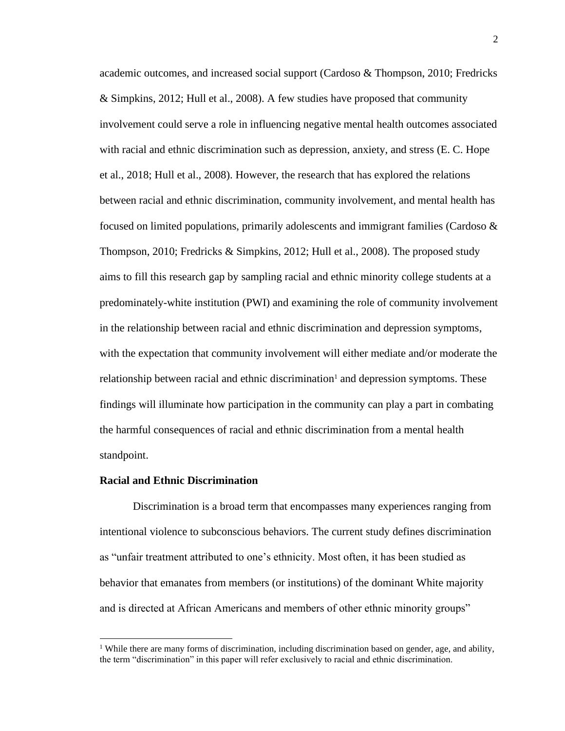academic outcomes, and increased social support (Cardoso & Thompson, 2010; Fredricks & Simpkins, 2012; Hull et al., 2008). A few studies have proposed that community involvement could serve a role in influencing negative mental health outcomes associated with racial and ethnic discrimination such as depression, anxiety, and stress (E. C. Hope et al., 2018; Hull et al., 2008). However, the research that has explored the relations between racial and ethnic discrimination, community involvement, and mental health has focused on limited populations, primarily adolescents and immigrant families (Cardoso & Thompson, 2010; Fredricks & Simpkins, 2012; Hull et al., 2008). The proposed study aims to fill this research gap by sampling racial and ethnic minority college students at a predominately-white institution (PWI) and examining the role of community involvement in the relationship between racial and ethnic discrimination and depression symptoms, with the expectation that community involvement will either mediate and/or moderate the relationship between racial and ethnic discrimination[1] and depression symptoms. These findings will illuminate how participation in the community can play a part in combating the harmful consequences of racial and ethnic discrimination from a mental health standpoint.

**Racial and Ethnic Discrimination**

Discrimination is a broad term that encompasses many experiences ranging from intentional violence to subconscious behaviors. The current study defines discrimination as "unfair treatment attributed to one's ethnicity. Most often, it has been studied as behavior that emanates from members (or institutions) of the dominant White majority and is directed at African Americans and members of other ethnic minority groups"

[1] While there are many forms of discrimination, including discrimination based on gender, age, and ability, the term "discrimination" in this paper will refer exclusively to racial and ethnic discrimination.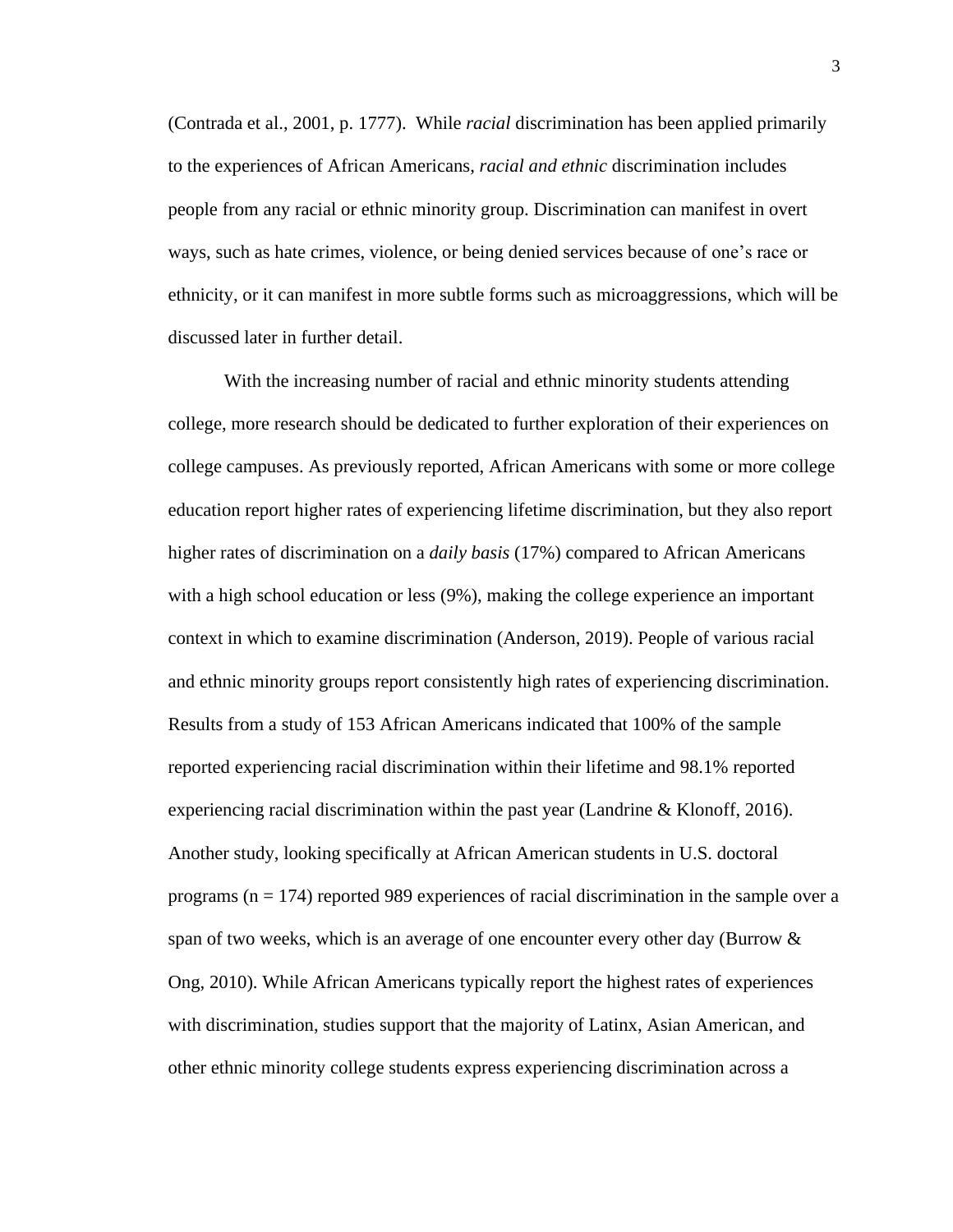(Contrada et al., 2001, p. 1777). While *racial* discrimination has been applied primarily to the experiences of African Americans, *racial and ethnic* discrimination includes people from any racial or ethnic minority group. Discrimination can manifest in overt ways, such as hate crimes, violence, or being denied services because of one's race or ethnicity, or it can manifest in more subtle forms such as microaggressions, which will be discussed later in further detail.

With the increasing number of racial and ethnic minority students attending college, more research should be dedicated to further exploration of their experiences on college campuses. As previously reported, African Americans with some or more college education report higher rates of experiencing lifetime discrimination, but they also report higher rates of discrimination on a *daily basis* (17%) compared to African Americans with a high school education or less (9%), making the college experience an important context in which to examine discrimination (Anderson, 2019). People of various racial and ethnic minority groups report consistently high rates of experiencing discrimination. Results from a study of 153 African Americans indicated that 100% of the sample reported experiencing racial discrimination within their lifetime and 98.1% reported experiencing racial discrimination within the past year (Landrine & Klonoff, 2016). Another study, looking specifically at African American students in U.S. doctoral programs (n = 174) reported 989 experiences of racial discrimination in the sample over a span of two weeks, which is an average of one encounter every other day (Burrow & Ong, 2010). While African Americans typically report the highest rates of experiences with discrimination, studies support that the majority of Latinx, Asian American, and other ethnic minority college students express experiencing discrimination across a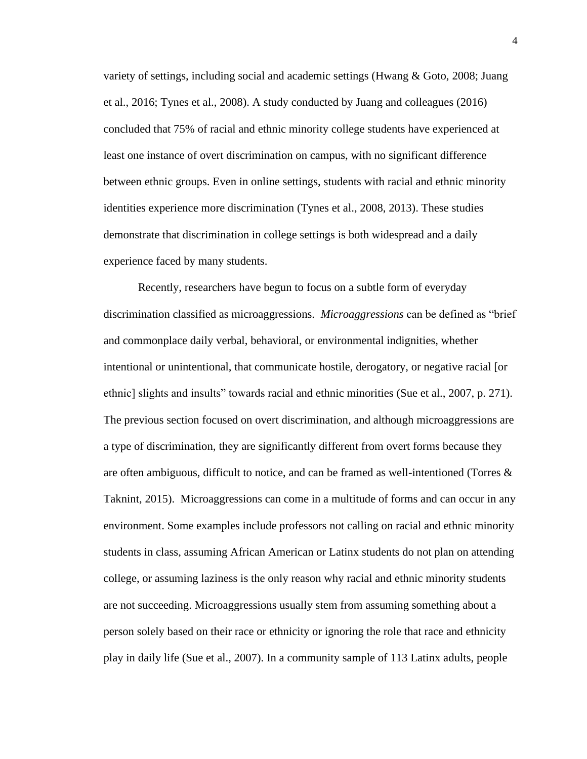variety of settings, including social and academic settings (Hwang & Goto, 2008; Juang et al., 2016; Tynes et al., 2008). A study conducted by Juang and colleagues (2016) concluded that 75% of racial and ethnic minority college students have experienced at least one instance of overt discrimination on campus, with no significant difference between ethnic groups. Even in online settings, students with racial and ethnic minority identities experience more discrimination (Tynes et al., 2008, 2013). These studies demonstrate that discrimination in college settings is both widespread and a daily experience faced by many students.

Recently, researchers have begun to focus on a subtle form of everyday discrimination classified as microaggressions. *Microaggressions* can be defined as "brief and commonplace daily verbal, behavioral, or environmental indignities, whether intentional or unintentional, that communicate hostile, derogatory, or negative racial [or ethnic] slights and insults" towards racial and ethnic minorities (Sue et al., 2007, p. 271). The previous section focused on overt discrimination, and although microaggressions are a type of discrimination, they are significantly different from overt forms because they are often ambiguous, difficult to notice, and can be framed as well-intentioned (Torres & Taknint, 2015). Microaggressions can come in a multitude of forms and can occur in any environment. Some examples include professors not calling on racial and ethnic minority students in class, assuming African American or Latinx students do not plan on attending college, or assuming laziness is the only reason why racial and ethnic minority students are not succeeding. Microaggressions usually stem from assuming something about a person solely based on their race or ethnicity or ignoring the role that race and ethnicity play in daily life (Sue et al., 2007). In a community sample of 113 Latinx adults, people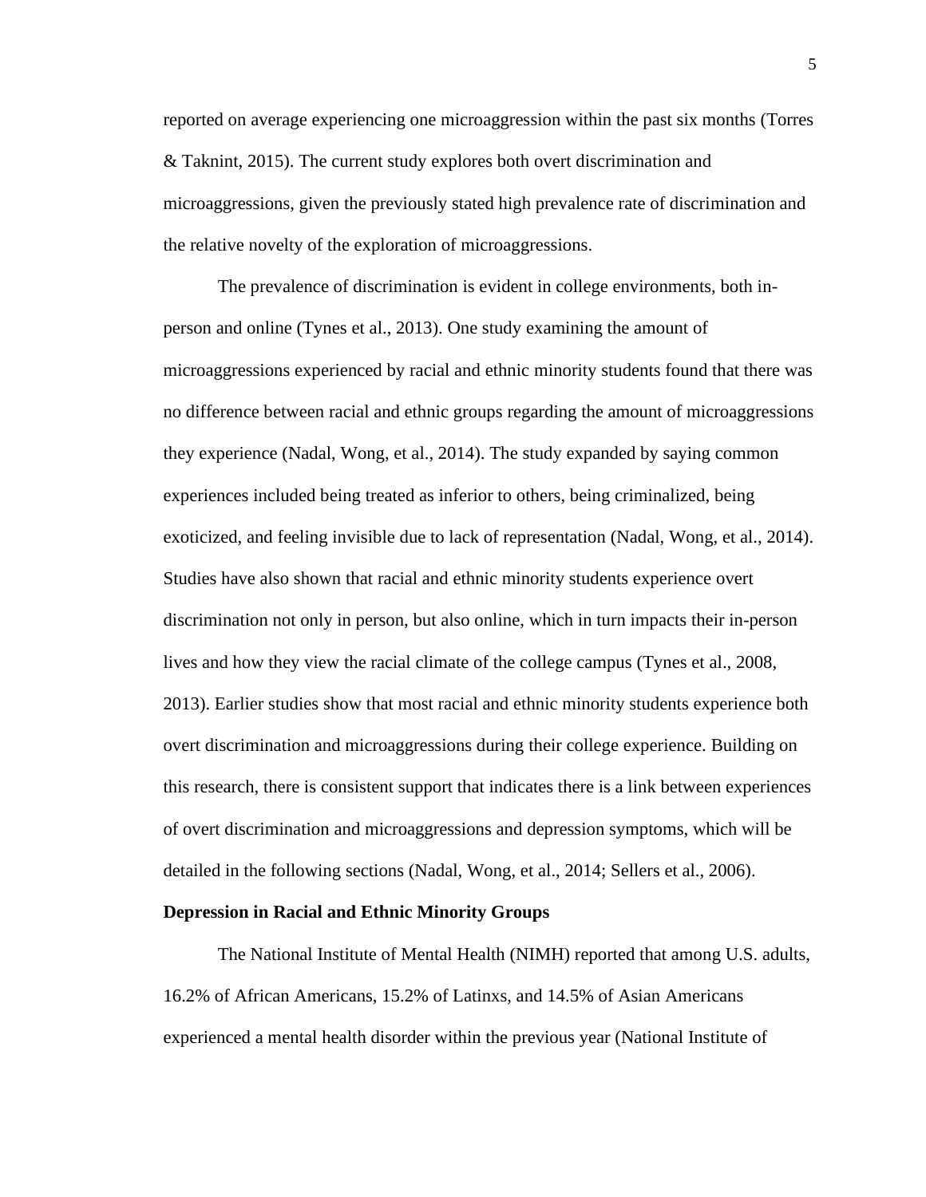reported on average experiencing one microaggression within the past six months (Torres & Taknint, 2015). The current study explores both overt discrimination and microaggressions, given the previously stated high prevalence rate of discrimination and the relative novelty of the exploration of microaggressions.

The prevalence of discrimination is evident in college environments, both in-person and online (Tynes et al., 2013). One study examining the amount of microaggressions experienced by racial and ethnic minority students found that there was no difference between racial and ethnic groups regarding the amount of microaggressions they experience (Nadal, Wong, et al., 2014). The study expanded by saying common experiences included being treated as inferior to others, being criminalized, being exoticized, and feeling invisible due to lack of representation (Nadal, Wong, et al., 2014). Studies have also shown that racial and ethnic minority students experience overt discrimination not only in person, but also online, which in turn impacts their in-person lives and how they view the racial climate of the college campus (Tynes et al., 2008, 2013). Earlier studies show that most racial and ethnic minority students experience both overt discrimination and microaggressions during their college experience. Building on this research, there is consistent support that indicates there is a link between experiences of overt discrimination and microaggressions and depression symptoms, which will be detailed in the following sections (Nadal, Wong, et al., 2014; Sellers et al., 2006).

**Depression in Racial and Ethnic Minority Groups**

The National Institute of Mental Health (NIMH) reported that among U.S. adults, 16.2% of African Americans, 15.2% of Latinxs, and 14.5% of Asian Americans experienced a mental health disorder within the previous year (National Institute of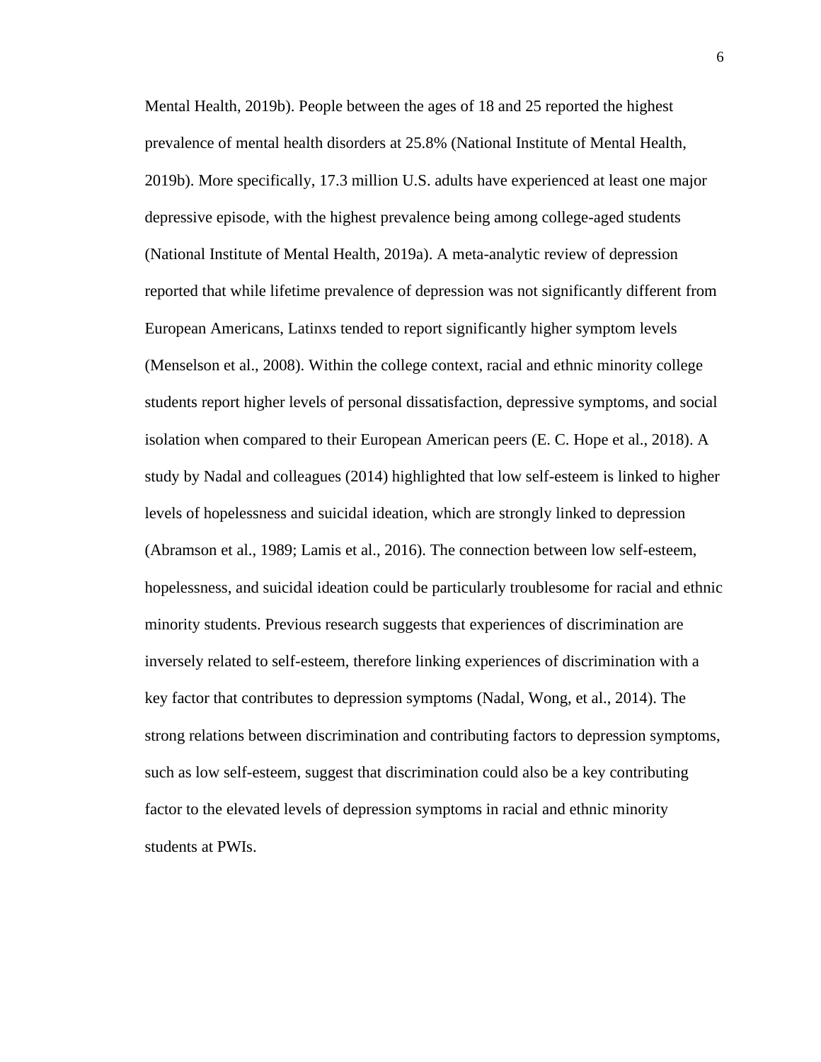Mental Health, 2019b). People between the ages of 18 and 25 reported the highest prevalence of mental health disorders at 25.8% (National Institute of Mental Health, 2019b). More specifically, 17.3 million U.S. adults have experienced at least one major depressive episode, with the highest prevalence being among college-aged students (National Institute of Mental Health, 2019a). A meta-analytic review of depression reported that while lifetime prevalence of depression was not significantly different from European Americans, Latinxs tended to report significantly higher symptom levels (Menselson et al., 2008). Within the college context, racial and ethnic minority college students report higher levels of personal dissatisfaction, depressive symptoms, and social isolation when compared to their European American peers (E. C. Hope et al., 2018). A study by Nadal and colleagues (2014) highlighted that low self-esteem is linked to higher levels of hopelessness and suicidal ideation, which are strongly linked to depression (Abramson et al., 1989; Lamis et al., 2016). The connection between low self-esteem, hopelessness, and suicidal ideation could be particularly troublesome for racial and ethnic minority students. Previous research suggests that experiences of discrimination are inversely related to self-esteem, therefore linking experiences of discrimination with a key factor that contributes to depression symptoms (Nadal, Wong, et al., 2014). The strong relations between discrimination and contributing factors to depression symptoms, such as low self-esteem, suggest that discrimination could also be a key contributing factor to the elevated levels of depression symptoms in racial and ethnic minority students at PWIs.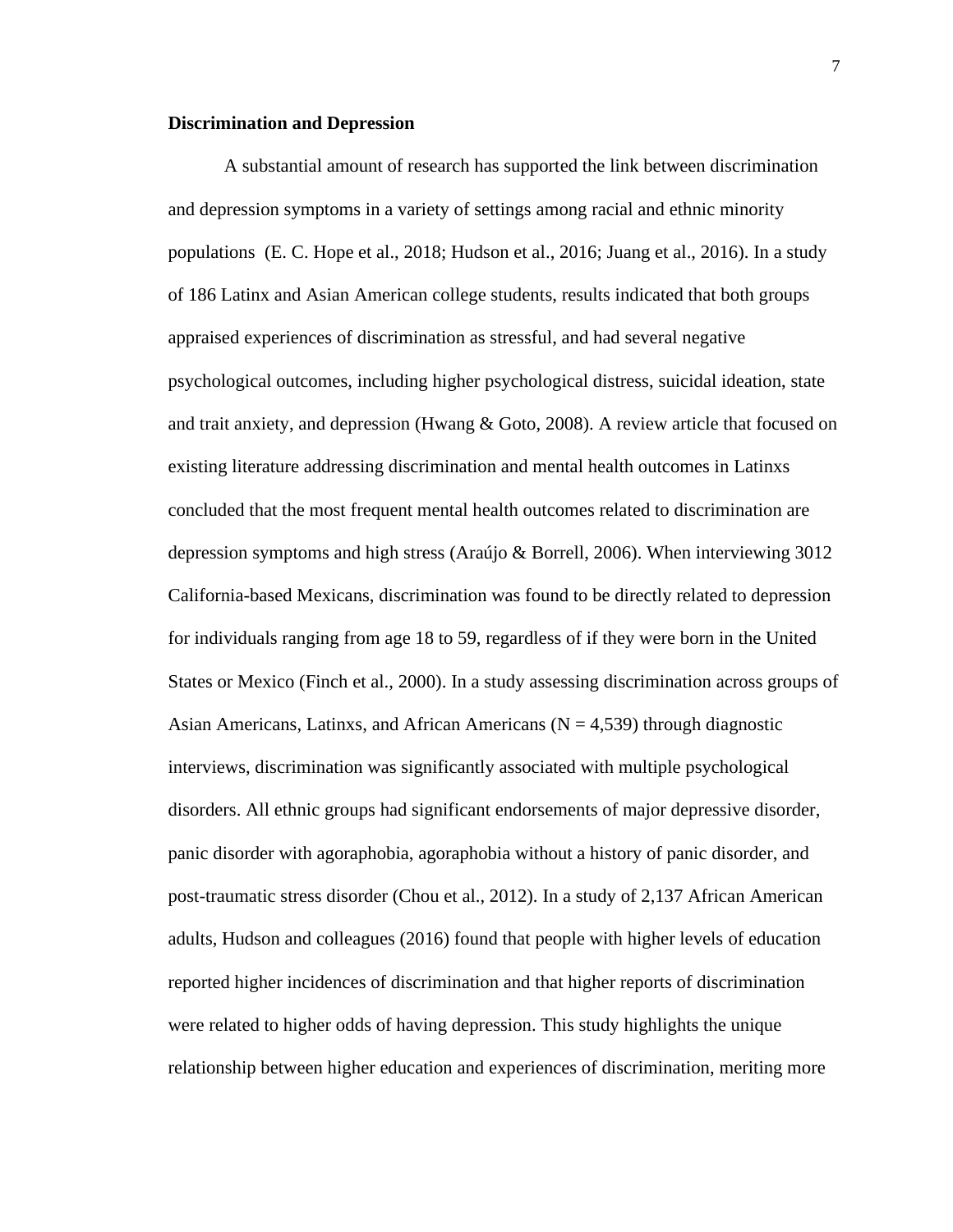**Discrimination and Depression**

A substantial amount of research has supported the link between discrimination and depression symptoms in a variety of settings among racial and ethnic minority populations (E. C. Hope et al., 2018; Hudson et al., 2016; Juang et al., 2016). In a study of 186 Latinx and Asian American college students, results indicated that both groups appraised experiences of discrimination as stressful, and had several negative psychological outcomes, including higher psychological distress, suicidal ideation, state and trait anxiety, and depression (Hwang & Goto, 2008). A review article that focused on existing literature addressing discrimination and mental health outcomes in Latinxs concluded that the most frequent mental health outcomes related to discrimination are depression symptoms and high stress (Araújo & Borrell, 2006). When interviewing 3012 California-based Mexicans, discrimination was found to be directly related to depression for individuals ranging from age 18 to 59, regardless of if they were born in the United States or Mexico (Finch et al., 2000). In a study assessing discrimination across groups of Asian Americans, Latinxs, and African Americans (N = 4,539) through diagnostic interviews, discrimination was significantly associated with multiple psychological disorders. All ethnic groups had significant endorsements of major depressive disorder, panic disorder with agoraphobia, agoraphobia without a history of panic disorder, and post-traumatic stress disorder (Chou et al., 2012). In a study of 2,137 African American adults, Hudson and colleagues (2016) found that people with higher levels of education reported higher incidences of discrimination and that higher reports of discrimination were related to higher odds of having depression. This study highlights the unique relationship between higher education and experiences of discrimination, meriting more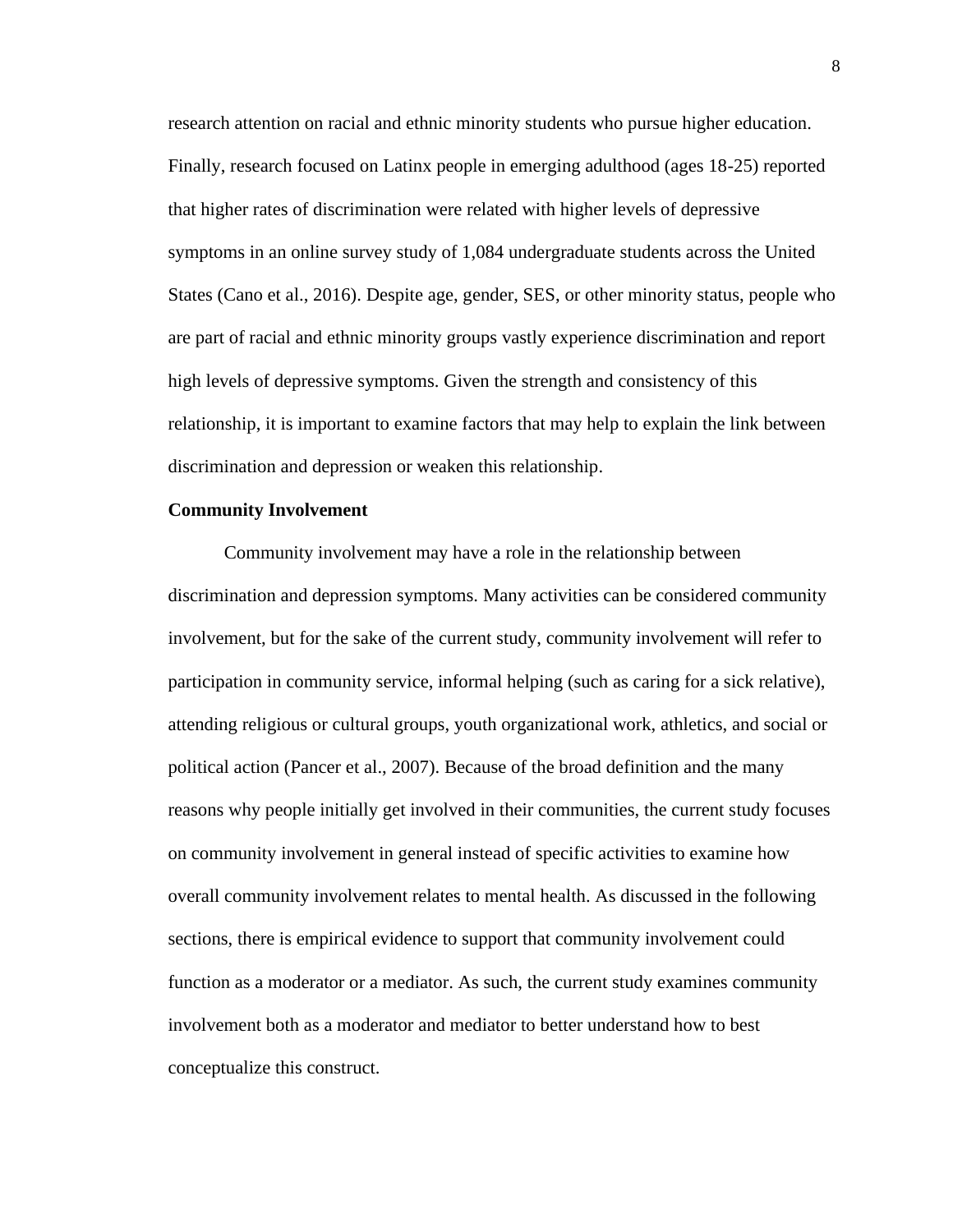research attention on racial and ethnic minority students who pursue higher education. Finally, research focused on Latinx people in emerging adulthood (ages 18-25) reported that higher rates of discrimination were related with higher levels of depressive symptoms in an online survey study of 1,084 undergraduate students across the United States (Cano et al., 2016). Despite age, gender, SES, or other minority status, people who are part of racial and ethnic minority groups vastly experience discrimination and report high levels of depressive symptoms. Given the strength and consistency of this relationship, it is important to examine factors that may help to explain the link between discrimination and depression or weaken this relationship.

**Community Involvement**

Community involvement may have a role in the relationship between discrimination and depression symptoms. Many activities can be considered community involvement, but for the sake of the current study, community involvement will refer to participation in community service, informal helping (such as caring for a sick relative), attending religious or cultural groups, youth organizational work, athletics, and social or political action (Pancer et al., 2007). Because of the broad definition and the many reasons why people initially get involved in their communities, the current study focuses on community involvement in general instead of specific activities to examine how overall community involvement relates to mental health. As discussed in the following sections, there is empirical evidence to support that community involvement could function as a moderator or a mediator. As such, the current study examines community involvement both as a moderator and mediator to better understand how to best conceptualize this construct.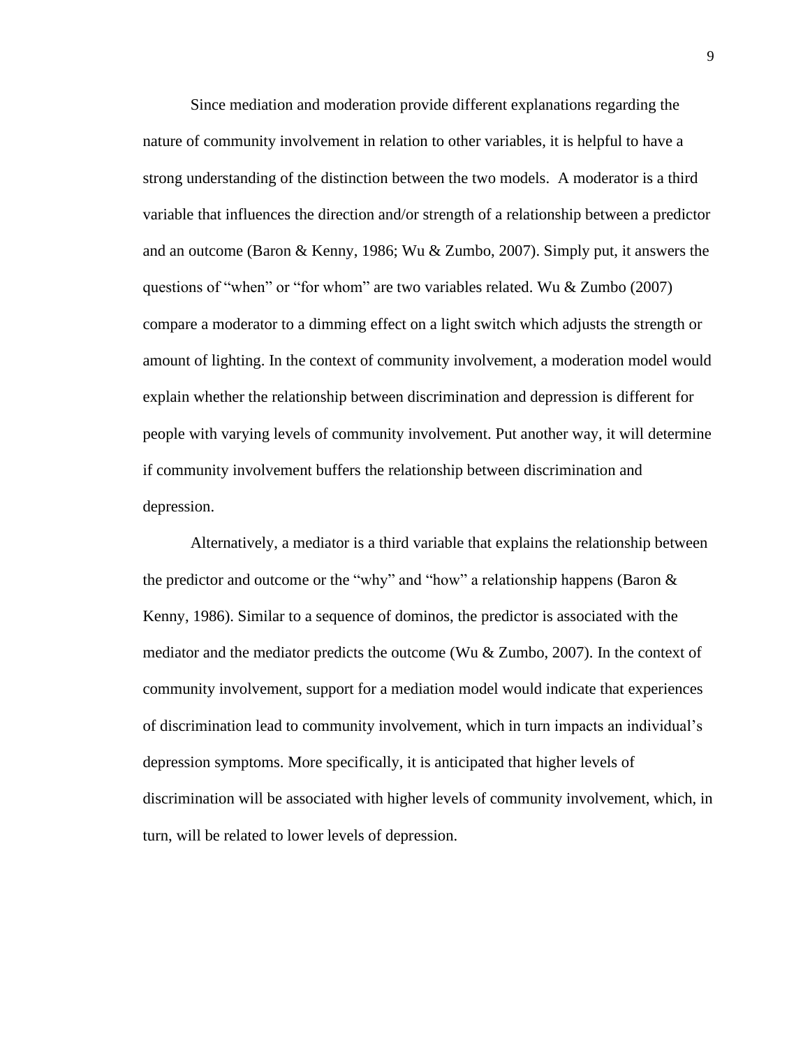Since mediation and moderation provide different explanations regarding the nature of community involvement in relation to other variables, it is helpful to have a strong understanding of the distinction between the two models. A moderator is a third variable that influences the direction and/or strength of a relationship between a predictor and an outcome (Baron & Kenny, 1986; Wu & Zumbo, 2007). Simply put, it answers the questions of "when" or "for whom" are two variables related. Wu & Zumbo (2007) compare a moderator to a dimming effect on a light switch which adjusts the strength or amount of lighting. In the context of community involvement, a moderation model would explain whether the relationship between discrimination and depression is different for people with varying levels of community involvement. Put another way, it will determine if community involvement buffers the relationship between discrimination and depression.

Alternatively, a mediator is a third variable that explains the relationship between the predictor and outcome or the "why" and "how" a relationship happens (Baron & Kenny, 1986). Similar to a sequence of dominos, the predictor is associated with the mediator and the mediator predicts the outcome (Wu & Zumbo, 2007). In the context of community involvement, support for a mediation model would indicate that experiences of discrimination lead to community involvement, which in turn impacts an individual's depression symptoms. More specifically, it is anticipated that higher levels of discrimination will be associated with higher levels of community involvement, which, in turn, will be related to lower levels of depression.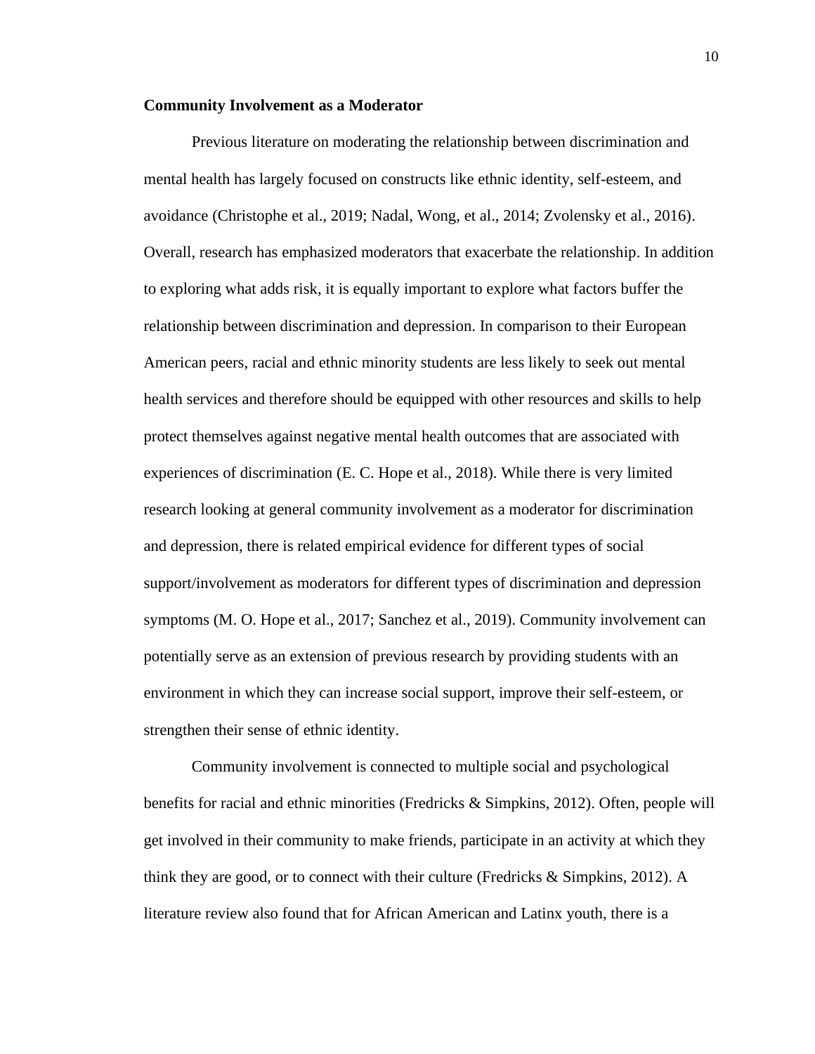**Community Involvement as a Moderator**

Previous literature on moderating the relationship between discrimination and mental health has largely focused on constructs like ethnic identity, self-esteem, and avoidance (Christophe et al., 2019; Nadal, Wong, et al., 2014; Zvolensky et al., 2016). Overall, research has emphasized moderators that exacerbate the relationship. In addition to exploring what adds risk, it is equally important to explore what factors buffer the relationship between discrimination and depression. In comparison to their European American peers, racial and ethnic minority students are less likely to seek out mental health services and therefore should be equipped with other resources and skills to help protect themselves against negative mental health outcomes that are associated with experiences of discrimination (E. C. Hope et al., 2018). While there is very limited research looking at general community involvement as a moderator for discrimination and depression, there is related empirical evidence for different types of social support/involvement as moderators for different types of discrimination and depression symptoms (M. O. Hope et al., 2017; Sanchez et al., 2019). Community involvement can potentially serve as an extension of previous research by providing students with an environment in which they can increase social support, improve their self-esteem, or strengthen their sense of ethnic identity.

Community involvement is connected to multiple social and psychological benefits for racial and ethnic minorities (Fredricks & Simpkins, 2012). Often, people will get involved in their community to make friends, participate in an activity at which they think they are good, or to connect with their culture (Fredricks & Simpkins, 2012). A literature review also found that for African American and Latinx youth, there is a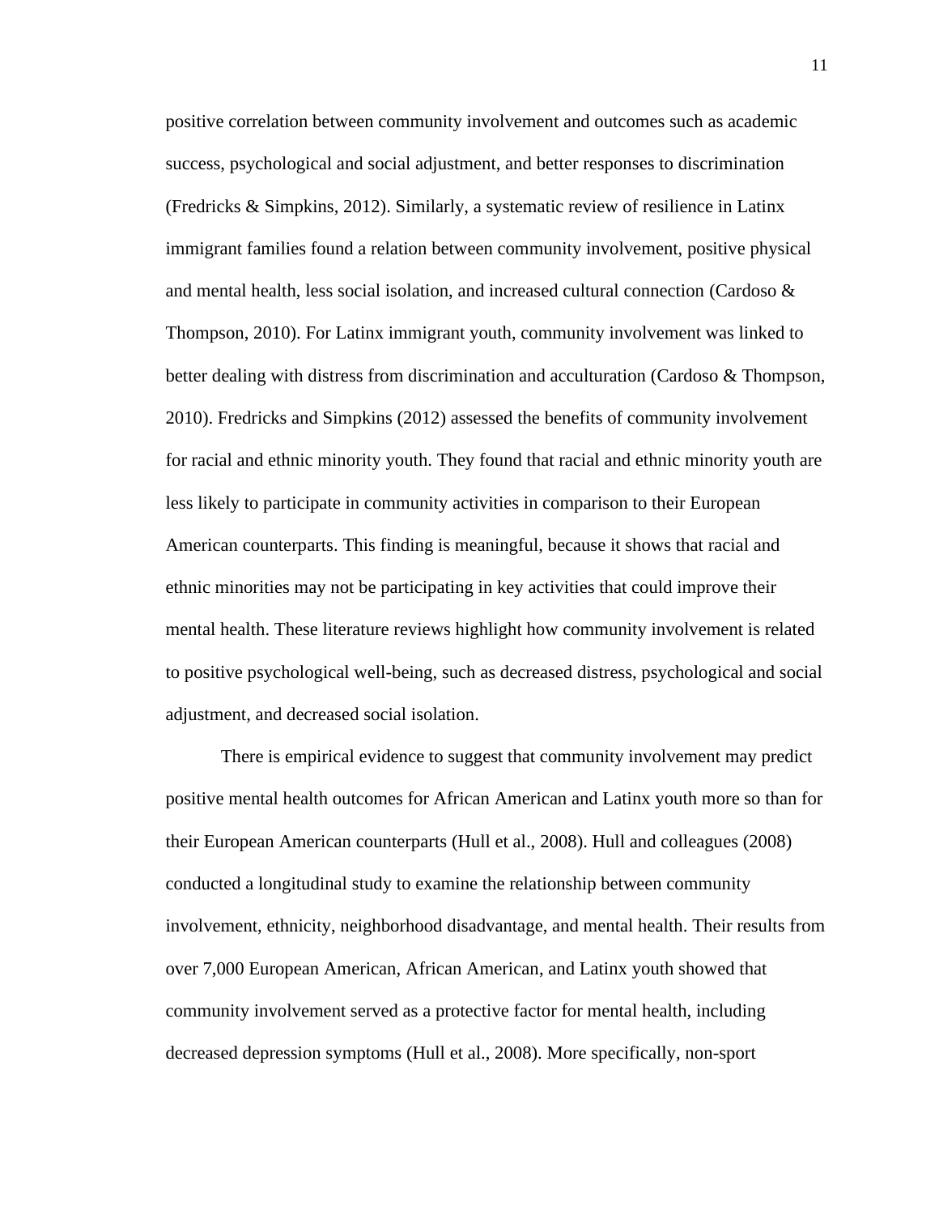positive correlation between community involvement and outcomes such as academic success, psychological and social adjustment, and better responses to discrimination (Fredricks & Simpkins, 2012). Similarly, a systematic review of resilience in Latinx immigrant families found a relation between community involvement, positive physical and mental health, less social isolation, and increased cultural connection (Cardoso & Thompson, 2010). For Latinx immigrant youth, community involvement was linked to better dealing with distress from discrimination and acculturation (Cardoso & Thompson, 2010). Fredricks and Simpkins (2012) assessed the benefits of community involvement for racial and ethnic minority youth. They found that racial and ethnic minority youth are less likely to participate in community activities in comparison to their European American counterparts. This finding is meaningful, because it shows that racial and ethnic minorities may not be participating in key activities that could improve their mental health. These literature reviews highlight how community involvement is related to positive psychological well-being, such as decreased distress, psychological and social adjustment, and decreased social isolation.

There is empirical evidence to suggest that community involvement may predict positive mental health outcomes for African American and Latinx youth more so than for their European American counterparts (Hull et al., 2008). Hull and colleagues (2008) conducted a longitudinal study to examine the relationship between community involvement, ethnicity, neighborhood disadvantage, and mental health. Their results from over 7,000 European American, African American, and Latinx youth showed that community involvement served as a protective factor for mental health, including decreased depression symptoms (Hull et al., 2008). More specifically, non-sport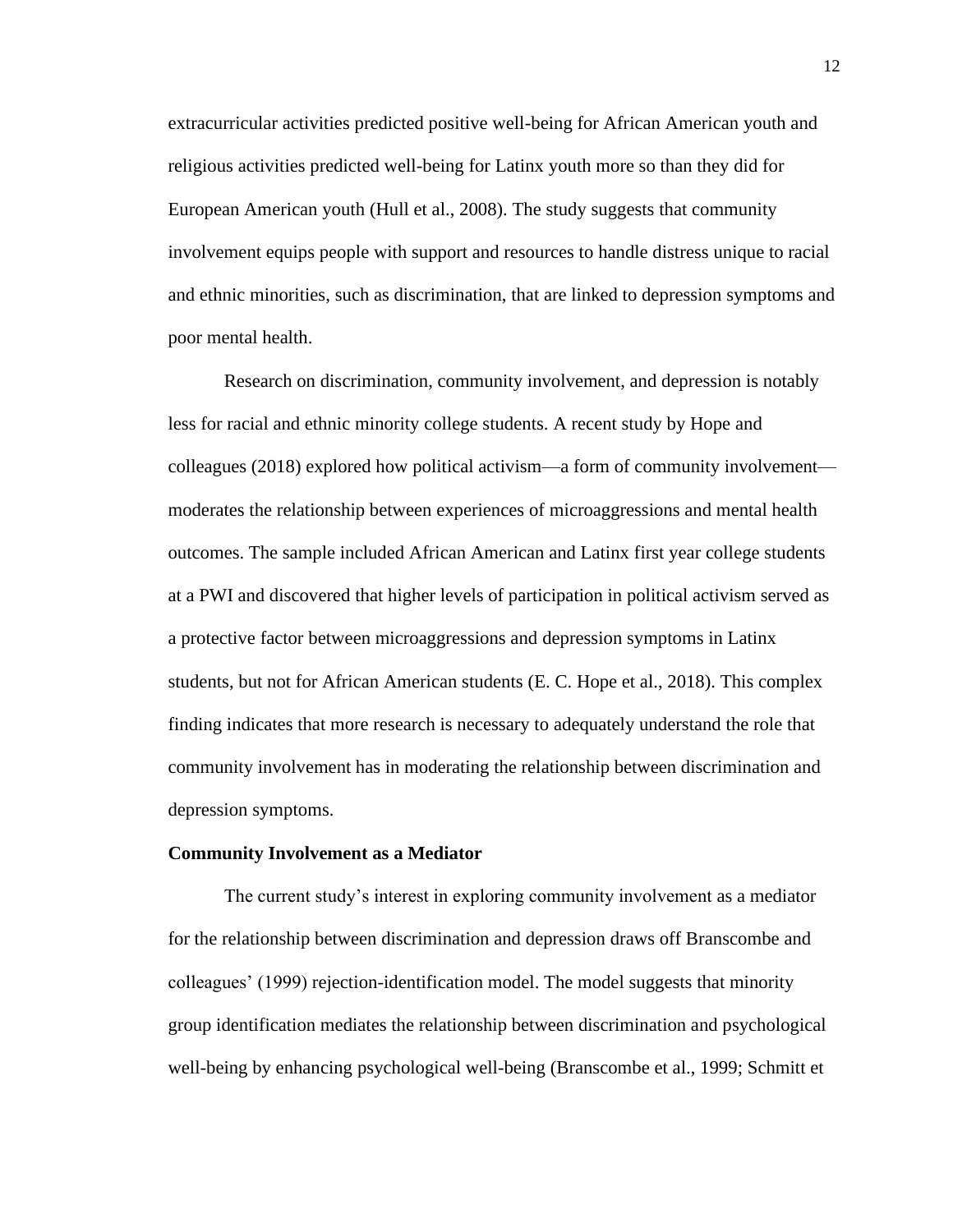extracurricular activities predicted positive well-being for African American youth and religious activities predicted well-being for Latinx youth more so than they did for European American youth (Hull et al., 2008). The study suggests that community involvement equips people with support and resources to handle distress unique to racial and ethnic minorities, such as discrimination, that are linked to depression symptoms and poor mental health.

Research on discrimination, community involvement, and depression is notably less for racial and ethnic minority college students. A recent study by Hope and colleagues (2018) explored how political activism—a form of community involvement—moderates the relationship between experiences of microaggressions and mental health outcomes. The sample included African American and Latinx first year college students at a PWI and discovered that higher levels of participation in political activism served as a protective factor between microaggressions and depression symptoms in Latinx students, but not for African American students (E. C. Hope et al., 2018). This complex finding indicates that more research is necessary to adequately understand the role that community involvement has in moderating the relationship between discrimination and depression symptoms.

**Community Involvement as a Mediator**

The current study's interest in exploring community involvement as a mediator for the relationship between discrimination and depression draws off Branscombe and colleagues' (1999) rejection-identification model. The model suggests that minority group identification mediates the relationship between discrimination and psychological well-being by enhancing psychological well-being (Branscombe et al., 1999; Schmitt et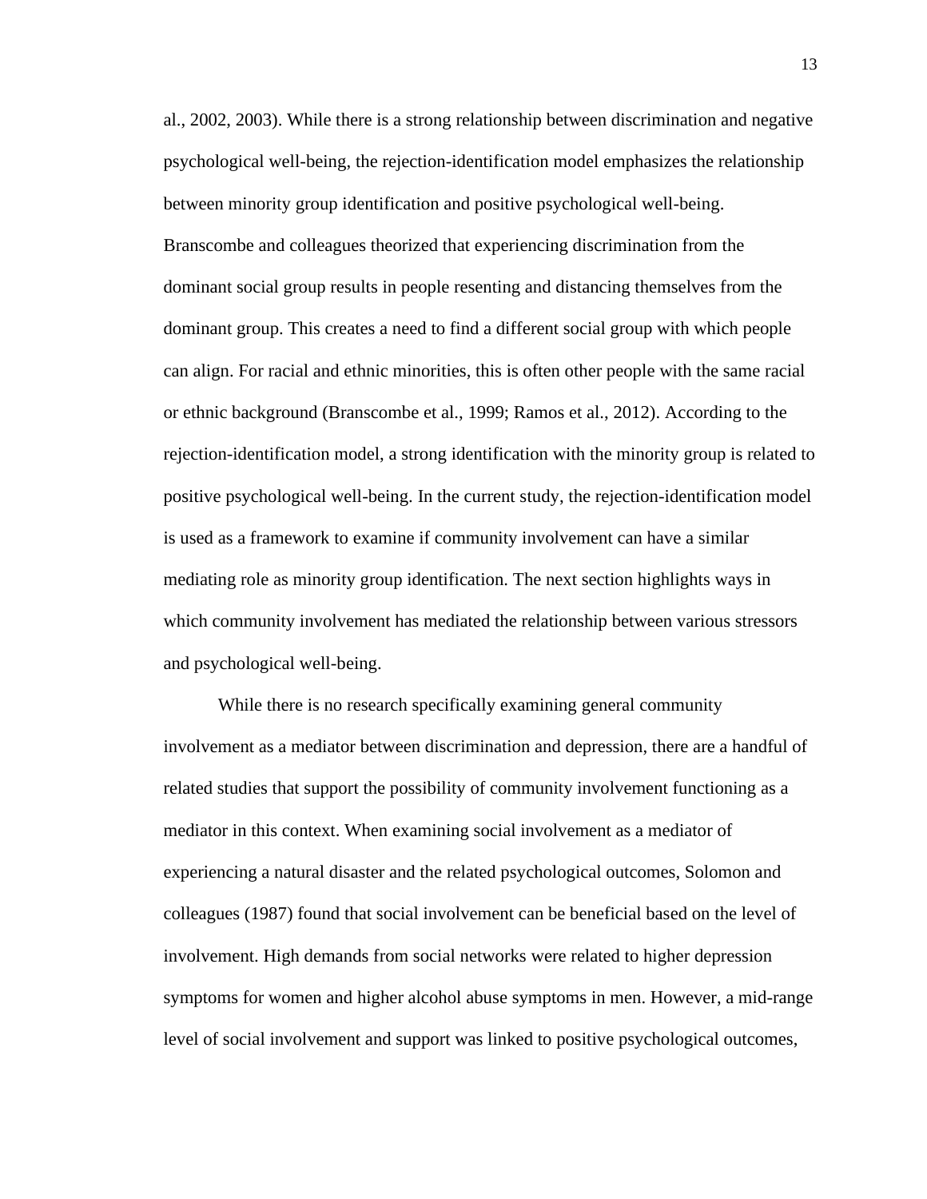al., 2002, 2003). While there is a strong relationship between discrimination and negative psychological well-being, the rejection-identification model emphasizes the relationship between minority group identification and positive psychological well-being. Branscombe and colleagues theorized that experiencing discrimination from the dominant social group results in people resenting and distancing themselves from the dominant group. This creates a need to find a different social group with which people can align. For racial and ethnic minorities, this is often other people with the same racial or ethnic background (Branscombe et al., 1999; Ramos et al., 2012). According to the rejection-identification model, a strong identification with the minority group is related to positive psychological well-being. In the current study, the rejection-identification model is used as a framework to examine if community involvement can have a similar mediating role as minority group identification. The next section highlights ways in which community involvement has mediated the relationship between various stressors and psychological well-being.

While there is no research specifically examining general community involvement as a mediator between discrimination and depression, there are a handful of related studies that support the possibility of community involvement functioning as a mediator in this context. When examining social involvement as a mediator of experiencing a natural disaster and the related psychological outcomes, Solomon and colleagues (1987) found that social involvement can be beneficial based on the level of involvement. High demands from social networks were related to higher depression symptoms for women and higher alcohol abuse symptoms in men. However, a mid-range level of social involvement and support was linked to positive psychological outcomes,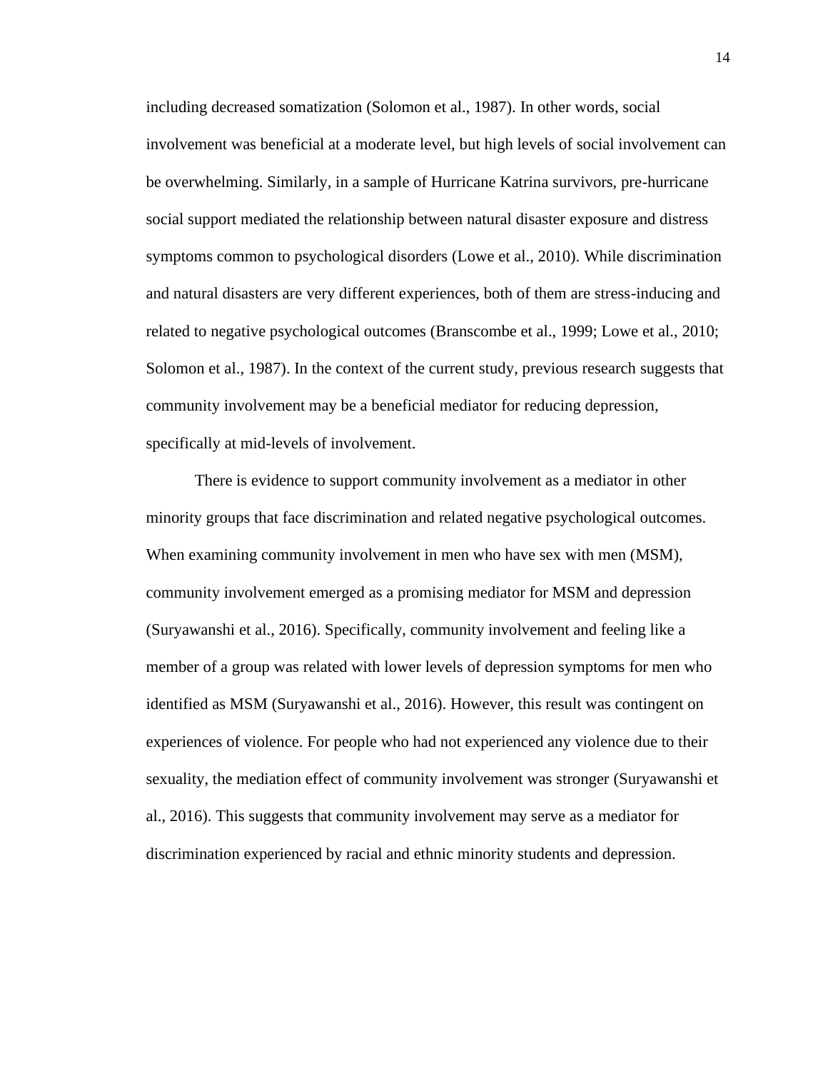including decreased somatization (Solomon et al., 1987). In other words, social involvement was beneficial at a moderate level, but high levels of social involvement can be overwhelming. Similarly, in a sample of Hurricane Katrina survivors, pre-hurricane social support mediated the relationship between natural disaster exposure and distress symptoms common to psychological disorders (Lowe et al., 2010). While discrimination and natural disasters are very different experiences, both of them are stress-inducing and related to negative psychological outcomes (Branscombe et al., 1999; Lowe et al., 2010; Solomon et al., 1987). In the context of the current study, previous research suggests that community involvement may be a beneficial mediator for reducing depression, specifically at mid-levels of involvement.

There is evidence to support community involvement as a mediator in other minority groups that face discrimination and related negative psychological outcomes. When examining community involvement in men who have sex with men (MSM), community involvement emerged as a promising mediator for MSM and depression (Suryawanshi et al., 2016). Specifically, community involvement and feeling like a member of a group was related with lower levels of depression symptoms for men who identified as MSM (Suryawanshi et al., 2016). However, this result was contingent on experiences of violence. For people who had not experienced any violence due to their sexuality, the mediation effect of community involvement was stronger (Suryawanshi et al., 2016). This suggests that community involvement may serve as a mediator for discrimination experienced by racial and ethnic minority students and depression.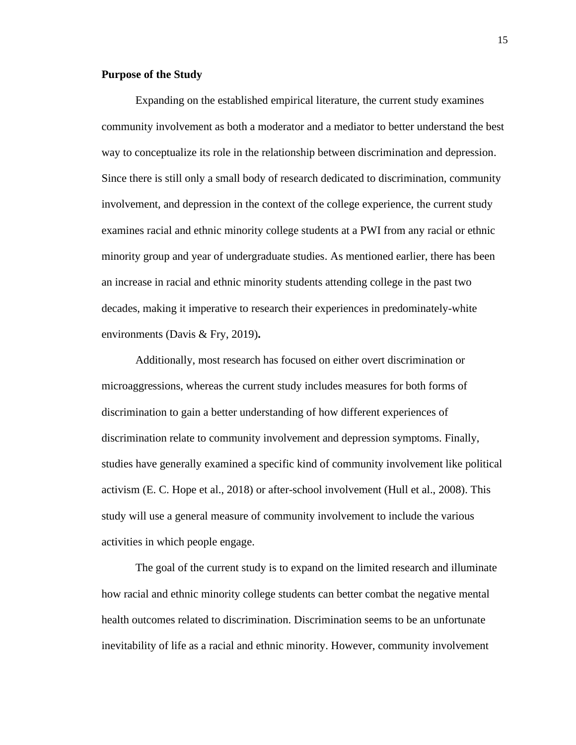**Purpose of the Study**

Expanding on the established empirical literature, the current study examines community involvement as both a moderator and a mediator to better understand the best way to conceptualize its role in the relationship between discrimination and depression. Since there is still only a small body of research dedicated to discrimination, community involvement, and depression in the context of the college experience, the current study examines racial and ethnic minority college students at a PWI from any racial or ethnic minority group and year of undergraduate studies. As mentioned earlier, there has been an increase in racial and ethnic minority students attending college in the past two decades, making it imperative to research their experiences in predominately-white environments (Davis & Fry, 2019)**.**

Additionally, most research has focused on either overt discrimination or microaggressions, whereas the current study includes measures for both forms of discrimination to gain a better understanding of how different experiences of discrimination relate to community involvement and depression symptoms. Finally, studies have generally examined a specific kind of community involvement like political activism (E. C. Hope et al., 2018) or after-school involvement (Hull et al., 2008). This study will use a general measure of community involvement to include the various activities in which people engage.

The goal of the current study is to expand on the limited research and illuminate how racial and ethnic minority college students can better combat the negative mental health outcomes related to discrimination. Discrimination seems to be an unfortunate inevitability of life as a racial and ethnic minority. However, community involvement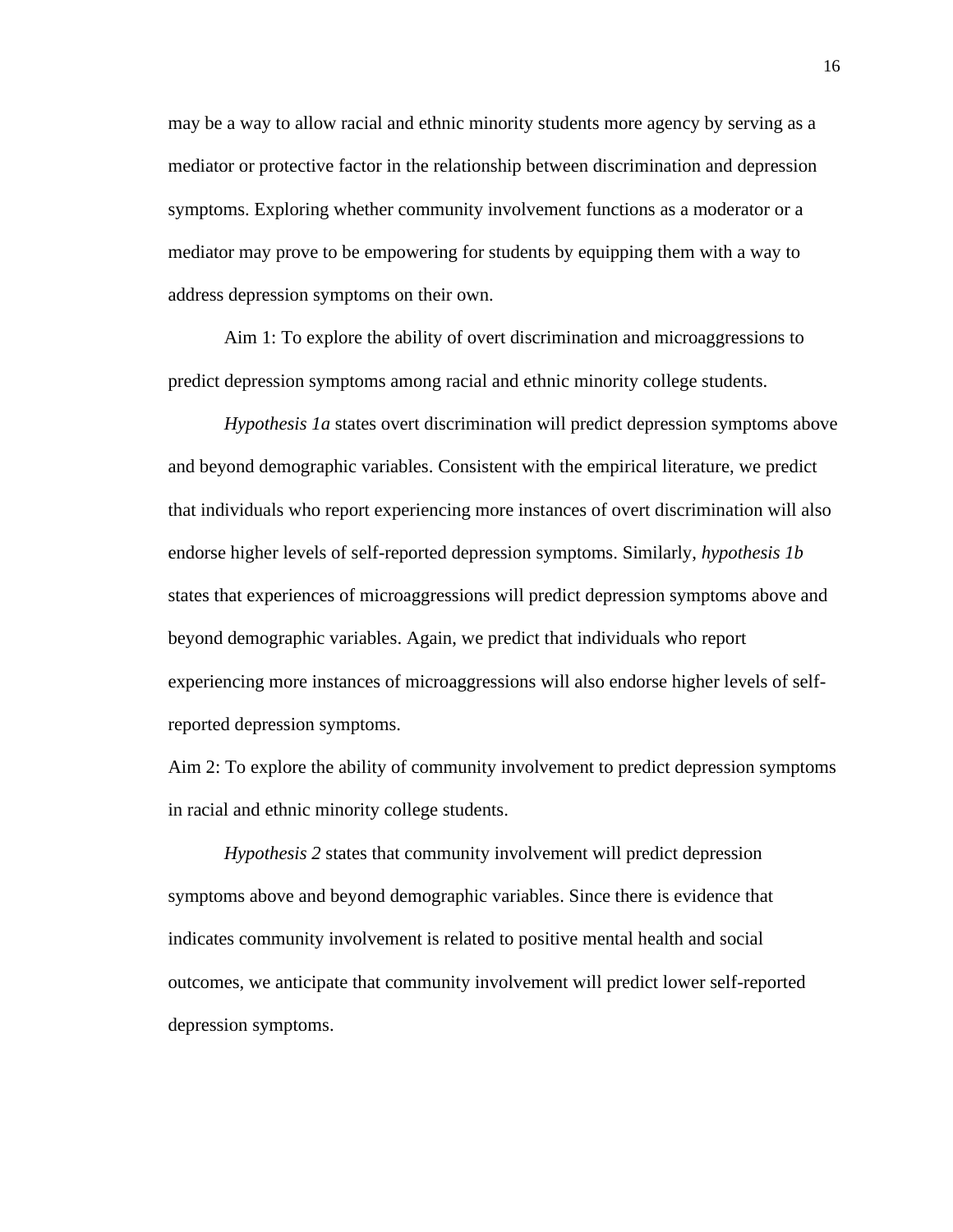may be a way to allow racial and ethnic minority students more agency by serving as a mediator or protective factor in the relationship between discrimination and depression symptoms. Exploring whether community involvement functions as a moderator or a mediator may prove to be empowering for students by equipping them with a way to address depression symptoms on their own.

Aim 1: To explore the ability of overt discrimination and microaggressions to predict depression symptoms among racial and ethnic minority college students.

*Hypothesis 1a* states overt discrimination will predict depression symptoms above and beyond demographic variables. Consistent with the empirical literature, we predict that individuals who report experiencing more instances of overt discrimination will also endorse higher levels of self-reported depression symptoms. Similarly, *hypothesis 1b* states that experiences of microaggressions will predict depression symptoms above and beyond demographic variables. Again, we predict that individuals who report experiencing more instances of microaggressions will also endorse higher levels of self-reported depression symptoms.

Aim 2: To explore the ability of community involvement to predict depression symptoms in racial and ethnic minority college students.

*Hypothesis 2* states that community involvement will predict depression symptoms above and beyond demographic variables. Since there is evidence that indicates community involvement is related to positive mental health and social outcomes, we anticipate that community involvement will predict lower self-reported depression symptoms.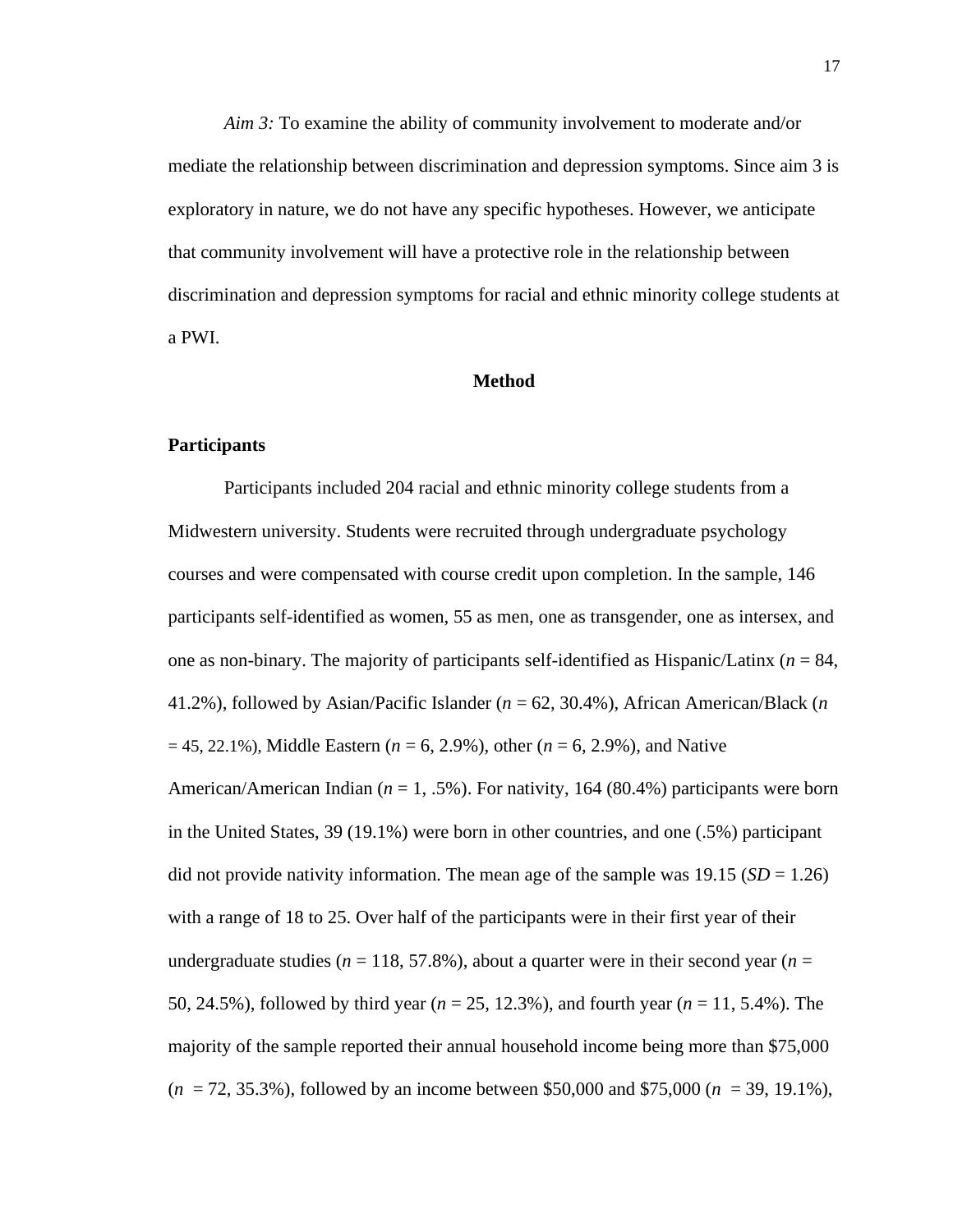*Aim 3:* To examine the ability of community involvement to moderate and/or mediate the relationship between discrimination and depression symptoms. Since aim 3 is exploratory in nature, we do not have any specific hypotheses. However, we anticipate that community involvement will have a protective role in the relationship between discrimination and depression symptoms for racial and ethnic minority college students at a PWI.

# Method

## Participants

Participants included 204 racial and ethnic minority college students from a Midwestern university. Students were recruited through undergraduate psychology courses and were compensated with course credit upon completion. In the sample, 146 participants self-identified as women, 55 as men, one as transgender, one as intersex, and one as non-binary. The majority of participants self-identified as Hispanic/Latinx (*n* = 84, 41.2%), followed by Asian/Pacific Islander (*n* = 62, 30.4%), African American/Black (*n* = 45, 22.1%), Middle Eastern (*n* = 6, 2.9%), other (*n* = 6, 2.9%), and Native American/American Indian (*n* = 1, .5%). For nativity, 164 (80.4%) participants were born in the United States, 39 (19.1%) were born in other countries, and one (.5%) participant did not provide nativity information. The mean age of the sample was 19.15 (*SD* = 1.26) with a range of 18 to 25. Over half of the participants were in their first year of their undergraduate studies (*n* = 118, 57.8%), about a quarter were in their second year (*n* = 50, 24.5%), followed by third year (*n* = 25, 12.3%), and fourth year (*n* = 11, 5.4%). The majority of the sample reported their annual household income being more than $75,000 (*n* = 72, 35.3%), followed by an income between $50,000 and $75,000 (*n* = 39, 19.1%),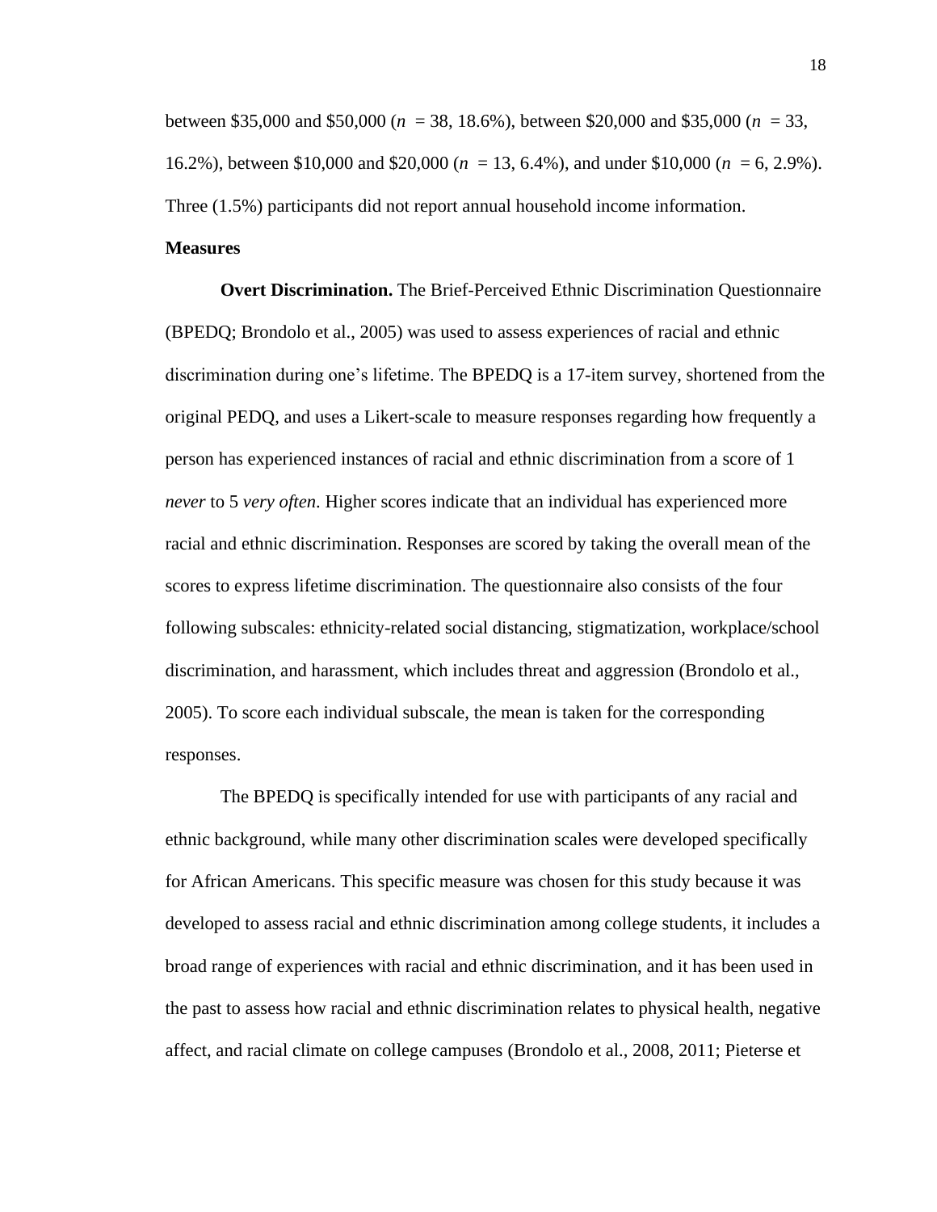between \$35,000 and \$50,000 (*n* = 38, 18.6%), between \$20,000 and \$35,000 (*n* = 33, 16.2%), between \$10,000 and \$20,000 (*n* = 13, 6.4%), and under \$10,000 (*n* = 6, 2.9%). Three (1.5%) participants did not report annual household income information.

## Measures

**Overt Discrimination.** The Brief-Perceived Ethnic Discrimination Questionnaire (BPEDQ; Brondolo et al., 2005) was used to assess experiences of racial and ethnic discrimination during one's lifetime. The BPEDQ is a 17-item survey, shortened from the original PEDQ, and uses a Likert-scale to measure responses regarding how frequently a person has experienced instances of racial and ethnic discrimination from a score of 1 *never* to 5 *very often*. Higher scores indicate that an individual has experienced more racial and ethnic discrimination. Responses are scored by taking the overall mean of the scores to express lifetime discrimination. The questionnaire also consists of the four following subscales: ethnicity-related social distancing, stigmatization, workplace/school discrimination, and harassment, which includes threat and aggression (Brondolo et al., 2005). To score each individual subscale, the mean is taken for the corresponding responses.

The BPEDQ is specifically intended for use with participants of any racial and ethnic background, while many other discrimination scales were developed specifically for African Americans. This specific measure was chosen for this study because it was developed to assess racial and ethnic discrimination among college students, it includes a broad range of experiences with racial and ethnic discrimination, and it has been used in the past to assess how racial and ethnic discrimination relates to physical health, negative affect, and racial climate on college campuses (Brondolo et al., 2008, 2011; Pieterse et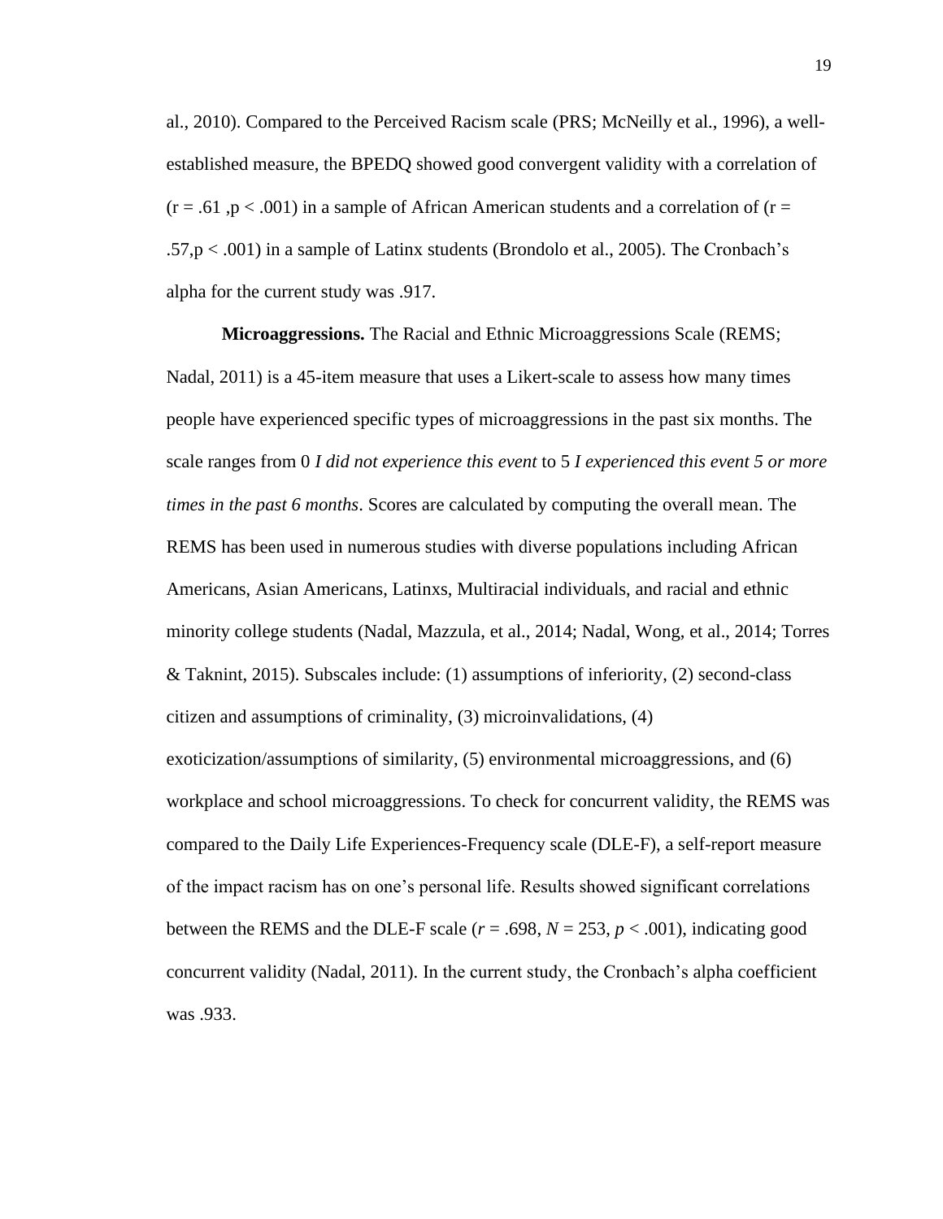al., 2010). Compared to the Perceived Racism scale (PRS; McNeilly et al., 1996), a well-established measure, the BPEDQ showed good convergent validity with a correlation of ($r = .61$ ,$p < .001$) in a sample of African American students and a correlation of ($r = .57$,$p < .001$) in a sample of Latinx students (Brondolo et al., 2005). The Cronbach's alpha for the current study was .917.

**Microaggressions.** The Racial and Ethnic Microaggressions Scale (REMS; Nadal, 2011) is a 45-item measure that uses a Likert-scale to assess how many times people have experienced specific types of microaggressions in the past six months. The scale ranges from 0 *I did not experience this event* to 5 *I experienced this event 5 or more times in the past 6 months*. Scores are calculated by computing the overall mean. The REMS has been used in numerous studies with diverse populations including African Americans, Asian Americans, Latinxs, Multiracial individuals, and racial and ethnic minority college students (Nadal, Mazzula, et al., 2014; Nadal, Wong, et al., 2014; Torres & Taknint, 2015). Subscales include: (1) assumptions of inferiority, (2) second-class citizen and assumptions of criminality, (3) microinvalidations, (4) exoticization/assumptions of similarity, (5) environmental microaggressions, and (6) workplace and school microaggressions. To check for concurrent validity, the REMS was compared to the Daily Life Experiences-Frequency scale (DLE-F), a self-report measure of the impact racism has on one's personal life. Results showed significant correlations between the REMS and the DLE-F scale ($r = .698$, $N = 253$, $p < .001$), indicating good concurrent validity (Nadal, 2011). In the current study, the Cronbach's alpha coefficient was .933.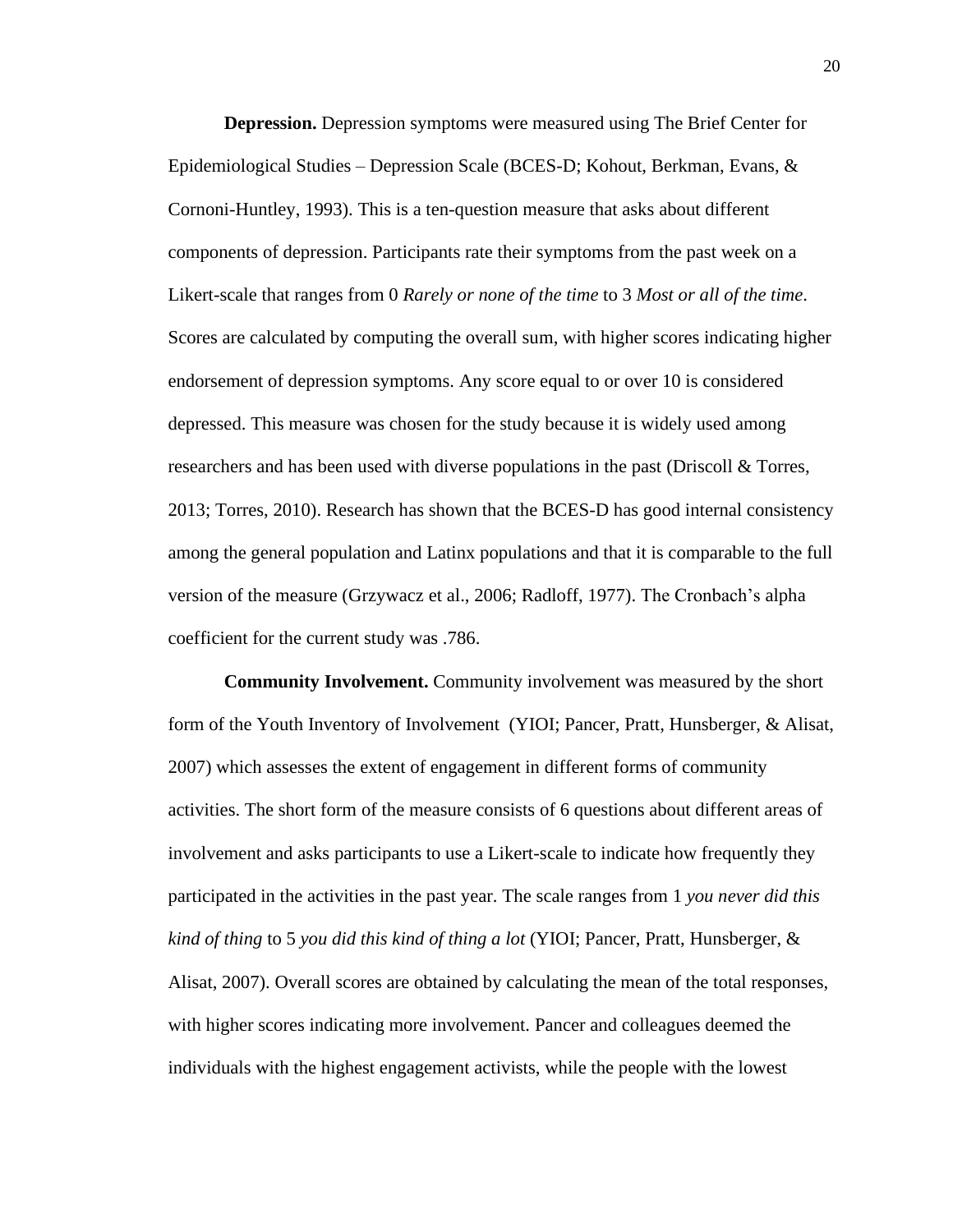**Depression.** Depression symptoms were measured using The Brief Center for Epidemiological Studies – Depression Scale (BCES-D; Kohout, Berkman, Evans, & Cornoni-Huntley, 1993). This is a ten-question measure that asks about different components of depression. Participants rate their symptoms from the past week on a Likert-scale that ranges from 0 *Rarely or none of the time* to 3 *Most or all of the time*. Scores are calculated by computing the overall sum, with higher scores indicating higher endorsement of depression symptoms. Any score equal to or over 10 is considered depressed. This measure was chosen for the study because it is widely used among researchers and has been used with diverse populations in the past (Driscoll & Torres, 2013; Torres, 2010). Research has shown that the BCES-D has good internal consistency among the general population and Latinx populations and that it is comparable to the full version of the measure (Grzywacz et al., 2006; Radloff, 1977). The Cronbach's alpha coefficient for the current study was .786.

**Community Involvement.** Community involvement was measured by the short form of the Youth Inventory of Involvement (YIOI; Pancer, Pratt, Hunsberger, & Alisat, 2007) which assesses the extent of engagement in different forms of community activities. The short form of the measure consists of 6 questions about different areas of involvement and asks participants to use a Likert-scale to indicate how frequently they participated in the activities in the past year. The scale ranges from 1 *you never did this kind of thing* to 5 *you did this kind of thing a lot* (YIOI; Pancer, Pratt, Hunsberger, & Alisat, 2007). Overall scores are obtained by calculating the mean of the total responses, with higher scores indicating more involvement. Pancer and colleagues deemed the individuals with the highest engagement activists, while the people with the lowest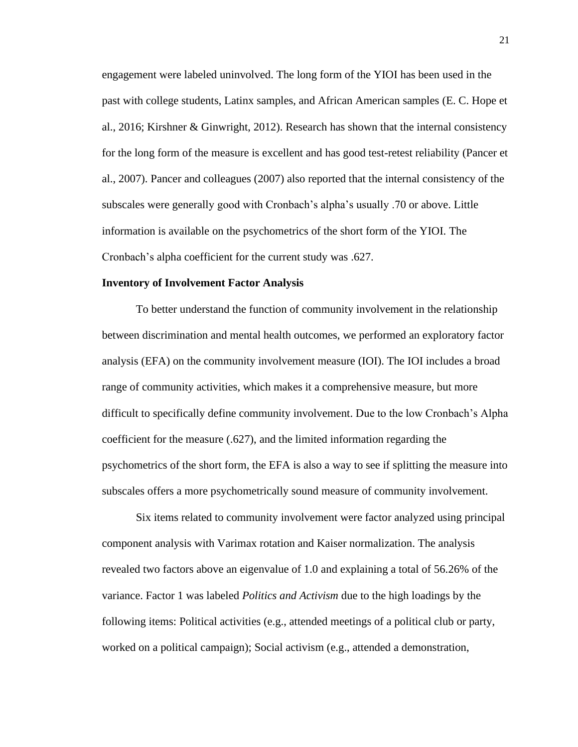engagement were labeled uninvolved. The long form of the YIOI has been used in the past with college students, Latinx samples, and African American samples (E. C. Hope et al., 2016; Kirshner & Ginwright, 2012). Research has shown that the internal consistency for the long form of the measure is excellent and has good test-retest reliability (Pancer et al., 2007). Pancer and colleagues (2007) also reported that the internal consistency of the subscales were generally good with Cronbach's alpha's usually .70 or above. Little information is available on the psychometrics of the short form of the YIOI. The Cronbach's alpha coefficient for the current study was .627.

**Inventory of Involvement Factor Analysis**

To better understand the function of community involvement in the relationship between discrimination and mental health outcomes, we performed an exploratory factor analysis (EFA) on the community involvement measure (IOI). The IOI includes a broad range of community activities, which makes it a comprehensive measure, but more difficult to specifically define community involvement. Due to the low Cronbach's Alpha coefficient for the measure (.627), and the limited information regarding the psychometrics of the short form, the EFA is also a way to see if splitting the measure into subscales offers a more psychometrically sound measure of community involvement.

Six items related to community involvement were factor analyzed using principal component analysis with Varimax rotation and Kaiser normalization. The analysis revealed two factors above an eigenvalue of 1.0 and explaining a total of 56.26% of the variance. Factor 1 was labeled *Politics and Activism* due to the high loadings by the following items: Political activities (e.g., attended meetings of a political club or party, worked on a political campaign); Social activism (e.g., attended a demonstration,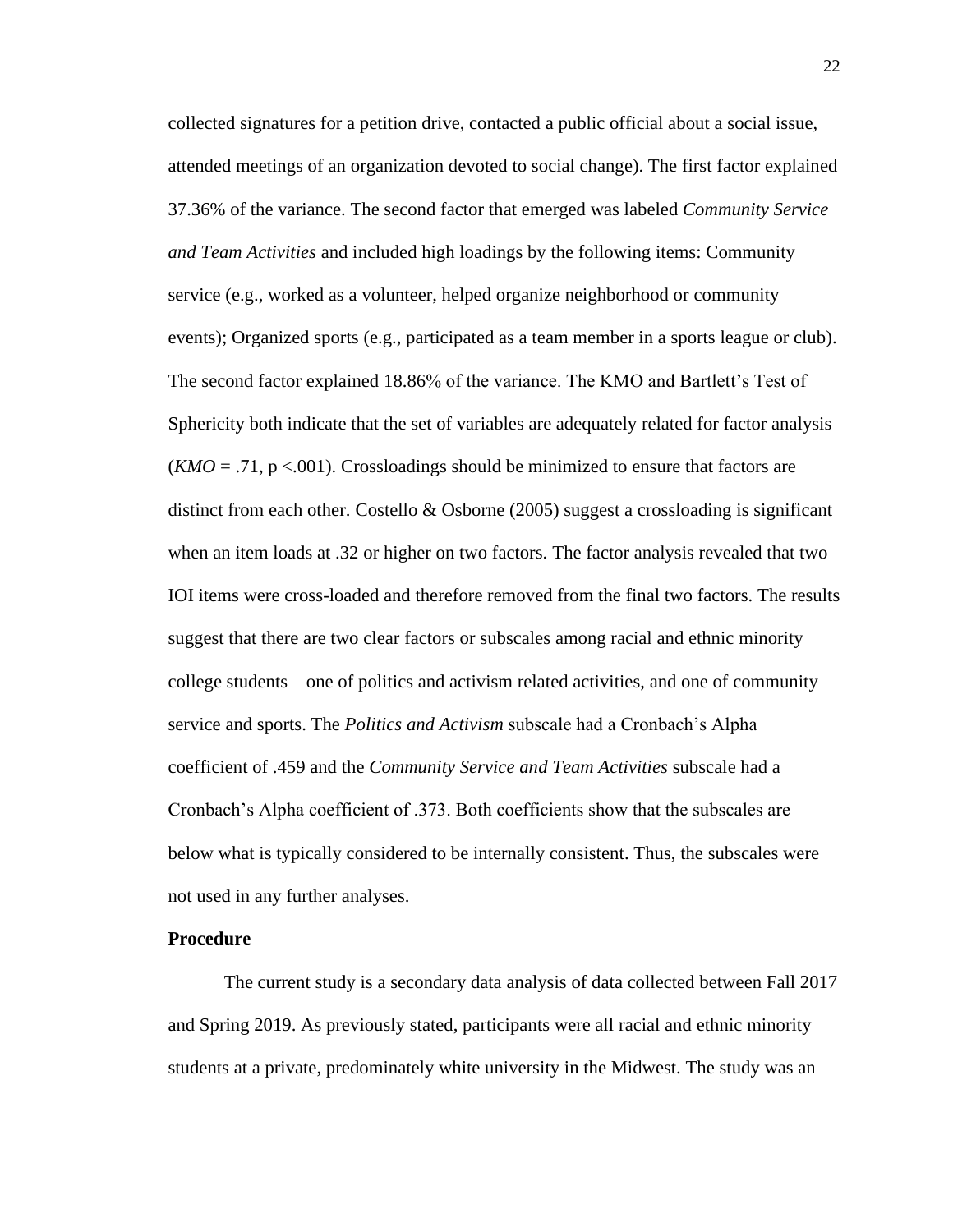collected signatures for a petition drive, contacted a public official about a social issue, attended meetings of an organization devoted to social change). The first factor explained 37.36% of the variance. The second factor that emerged was labeled *Community Service and Team Activities* and included high loadings by the following items: Community service (e.g., worked as a volunteer, helped organize neighborhood or community events); Organized sports (e.g., participated as a team member in a sports league or club). The second factor explained 18.86% of the variance. The KMO and Bartlett's Test of Sphericity both indicate that the set of variables are adequately related for factor analysis ($KMO$ = .71, $p$ <.001). Crossloadings should be minimized to ensure that factors are distinct from each other. Costello & Osborne (2005) suggest a crossloading is significant when an item loads at .32 or higher on two factors. The factor analysis revealed that two IOI items were cross-loaded and therefore removed from the final two factors. The results suggest that there are two clear factors or subscales among racial and ethnic minority college students—one of politics and activism related activities, and one of community service and sports. The *Politics and Activism* subscale had a Cronbach's Alpha coefficient of .459 and the *Community Service and Team Activities* subscale had a Cronbach's Alpha coefficient of .373. Both coefficients show that the subscales are below what is typically considered to be internally consistent. Thus, the subscales were not used in any further analyses.

**Procedure**

The current study is a secondary data analysis of data collected between Fall 2017 and Spring 2019. As previously stated, participants were all racial and ethnic minority students at a private, predominately white university in the Midwest. The study was an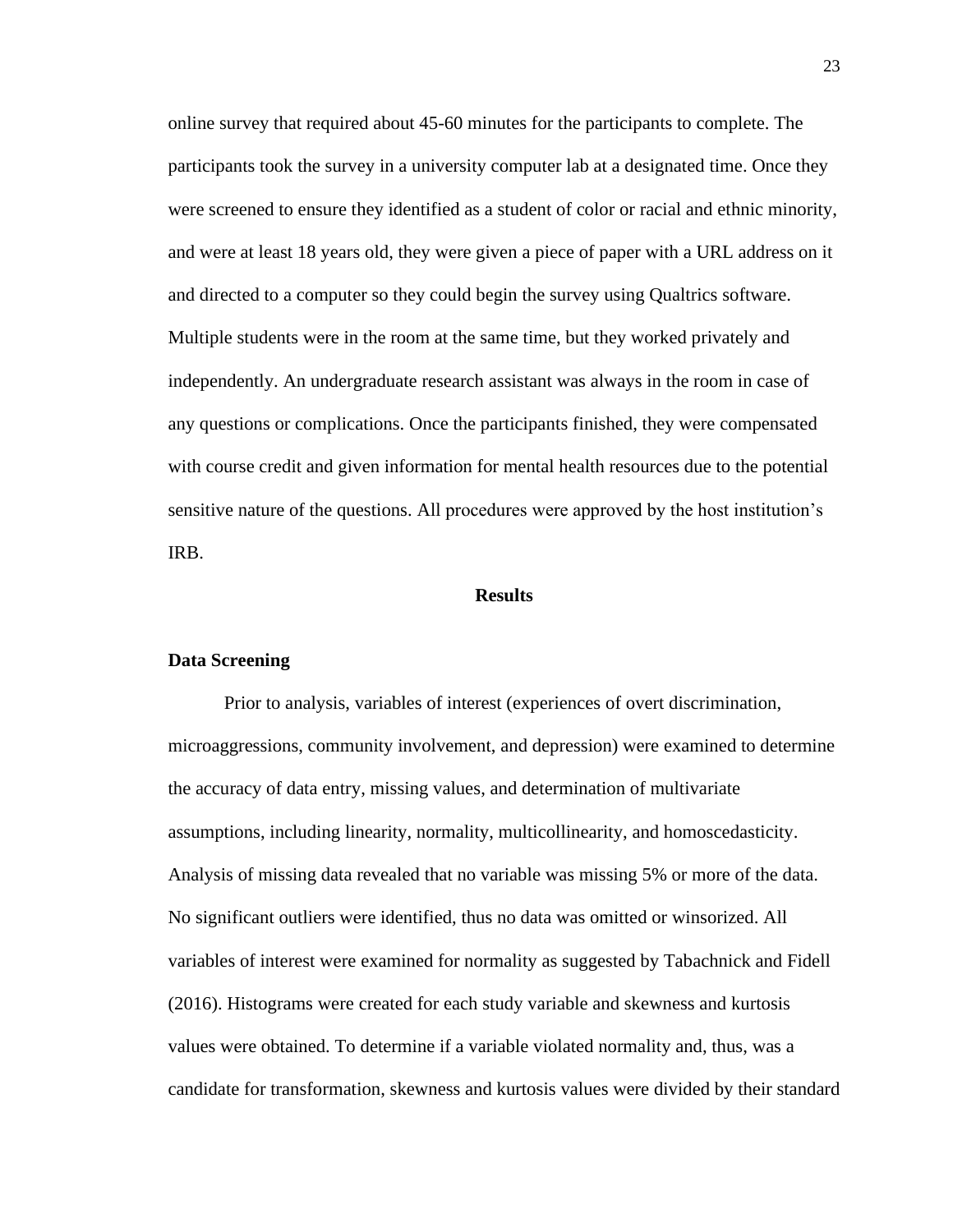online survey that required about 45-60 minutes for the participants to complete. The participants took the survey in a university computer lab at a designated time. Once they were screened to ensure they identified as a student of color or racial and ethnic minority, and were at least 18 years old, they were given a piece of paper with a URL address on it and directed to a computer so they could begin the survey using Qualtrics software. Multiple students were in the room at the same time, but they worked privately and independently. An undergraduate research assistant was always in the room in case of any questions or complications. Once the participants finished, they were compensated with course credit and given information for mental health resources due to the potential sensitive nature of the questions. All procedures were approved by the host institution's IRB.

## Results

### Data Screening

Prior to analysis, variables of interest (experiences of overt discrimination, microaggressions, community involvement, and depression) were examined to determine the accuracy of data entry, missing values, and determination of multivariate assumptions, including linearity, normality, multicollinearity, and homoscedasticity. Analysis of missing data revealed that no variable was missing 5% or more of the data. No significant outliers were identified, thus no data was omitted or winsorized. All variables of interest were examined for normality as suggested by Tabachnick and Fidell (2016). Histograms were created for each study variable and skewness and kurtosis values were obtained. To determine if a variable violated normality and, thus, was a candidate for transformation, skewness and kurtosis values were divided by their standard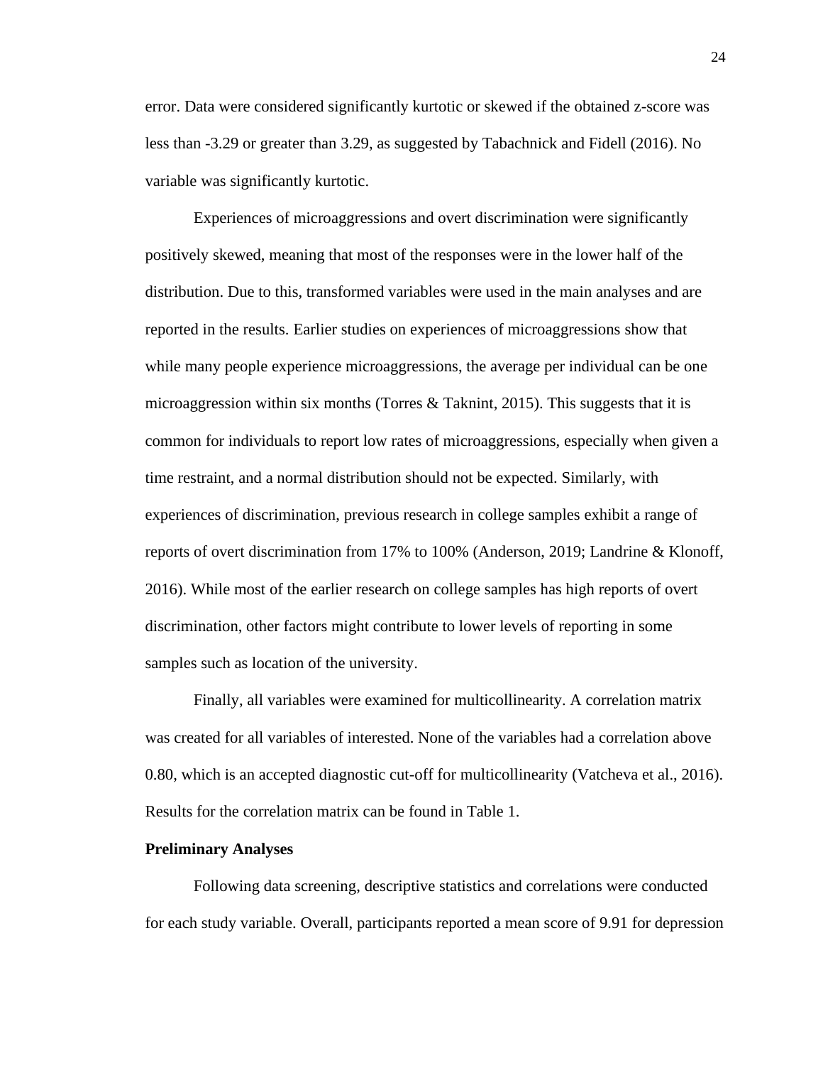error. Data were considered significantly kurtotic or skewed if the obtained z-score was less than -3.29 or greater than 3.29, as suggested by Tabachnick and Fidell (2016). No variable was significantly kurtotic.

Experiences of microaggressions and overt discrimination were significantly positively skewed, meaning that most of the responses were in the lower half of the distribution. Due to this, transformed variables were used in the main analyses and are reported in the results. Earlier studies on experiences of microaggressions show that while many people experience microaggressions, the average per individual can be one microaggression within six months (Torres & Taknint, 2015). This suggests that it is common for individuals to report low rates of microaggressions, especially when given a time restraint, and a normal distribution should not be expected. Similarly, with experiences of discrimination, previous research in college samples exhibit a range of reports of overt discrimination from 17% to 100% (Anderson, 2019; Landrine & Klonoff, 2016). While most of the earlier research on college samples has high reports of overt discrimination, other factors might contribute to lower levels of reporting in some samples such as location of the university.

Finally, all variables were examined for multicollinearity. A correlation matrix was created for all variables of interested. None of the variables had a correlation above 0.80, which is an accepted diagnostic cut-off for multicollinearity (Vatcheva et al., 2016). Results for the correlation matrix can be found in Table 1.

**Preliminary Analyses**

Following data screening, descriptive statistics and correlations were conducted for each study variable. Overall, participants reported a mean score of 9.91 for depression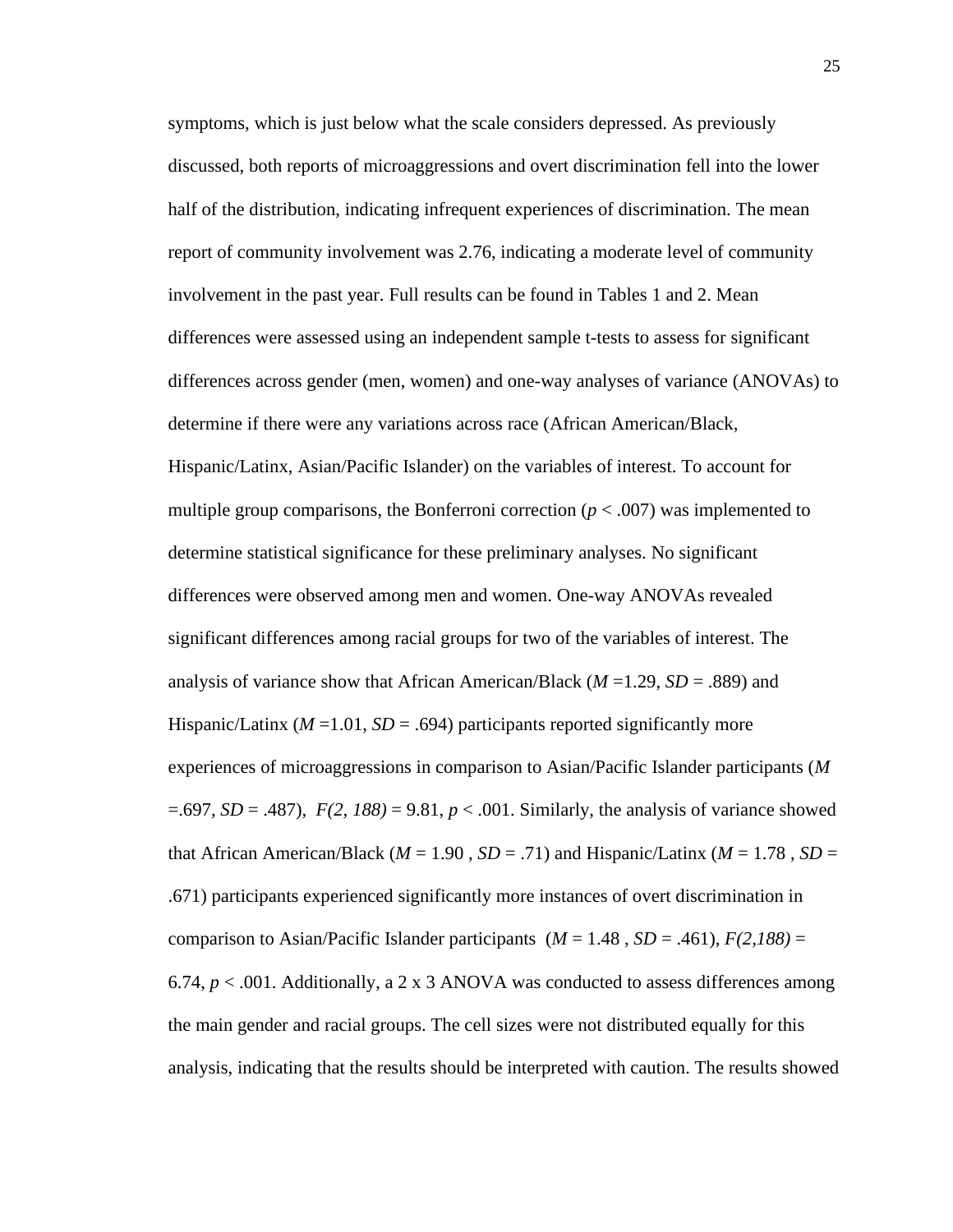symptoms, which is just below what the scale considers depressed. As previously discussed, both reports of microaggressions and overt discrimination fell into the lower half of the distribution, indicating infrequent experiences of discrimination. The mean report of community involvement was 2.76, indicating a moderate level of community involvement in the past year. Full results can be found in Tables 1 and 2. Mean differences were assessed using an independent sample t-tests to assess for significant differences across gender (men, women) and one-way analyses of variance (ANOVAs) to determine if there were any variations across race (African American/Black, Hispanic/Latinx, Asian/Pacific Islander) on the variables of interest. To account for multiple group comparisons, the Bonferroni correction ($p < .007$) was implemented to determine statistical significance for these preliminary analyses. No significant differences were observed among men and women. One-way ANOVAs revealed significant differences among racial groups for two of the variables of interest. The analysis of variance show that African American/Black ($M$ =1.29, $SD$ = .889) and Hispanic/Latinx ($M$ =1.01, $SD$ = .694) participants reported significantly more experiences of microaggressions in comparison to Asian/Pacific Islander participants ($M$ =.697, $SD$ = .487), $F(2, 188) = 9.81$, $p < .001$. Similarly, the analysis of variance showed that African American/Black ($M$ = 1.90 , $SD$ = .71) and Hispanic/Latinx ($M$ = 1.78 , $SD$ = .671) participants experienced significantly more instances of overt discrimination in comparison to Asian/Pacific Islander participants ($M$ = 1.48 , $SD$ = .461), $F(2,188) = 6.74$, $p < .001$. Additionally, a 2 x 3 ANOVA was conducted to assess differences among the main gender and racial groups. The cell sizes were not distributed equally for this analysis, indicating that the results should be interpreted with caution. The results showed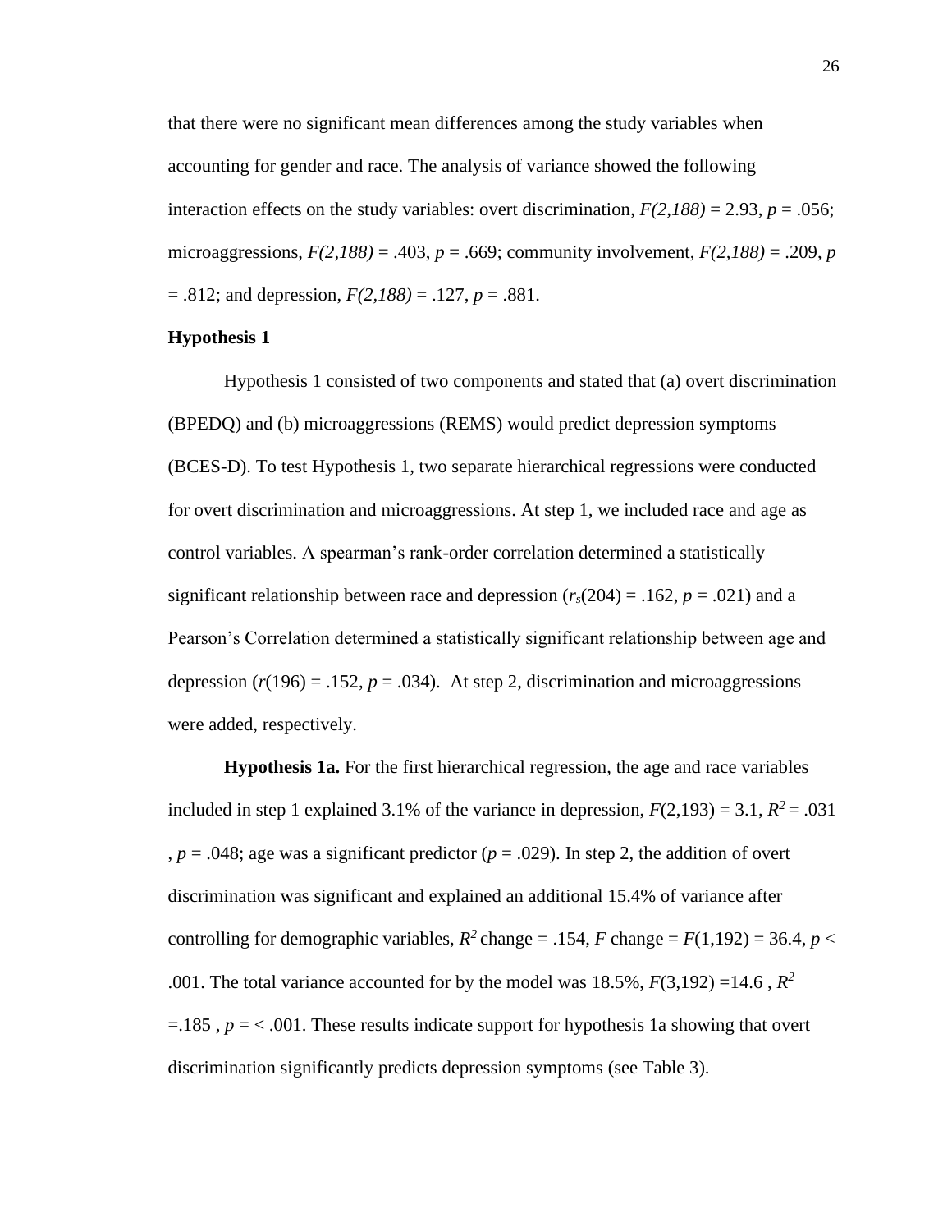that there were no significant mean differences among the study variables when accounting for gender and race. The analysis of variance showed the following interaction effects on the study variables: overt discrimination, $F(2,188) = 2.93$, $p = .056$; microaggressions, $F(2,188) = .403$, $p = .669$; community involvement, $F(2,188) = .209$, $p = .812$; and depression, $F(2,188) = .127$, $p = .881$.

**Hypothesis 1**

Hypothesis 1 consisted of two components and stated that (a) overt discrimination (BPEDQ) and (b) microaggressions (REMS) would predict depression symptoms (BCES-D). To test Hypothesis 1, two separate hierarchical regressions were conducted for overt discrimination and microaggressions. At step 1, we included race and age as control variables. A spearman's rank-order correlation determined a statistically significant relationship between race and depression ($r_s(204) = .162$, $p = .021$) and a Pearson's Correlation determined a statistically significant relationship between age and depression ($r(196) = .152$, $p = .034$). At step 2, discrimination and microaggressions were added, respectively.

**Hypothesis 1a.** For the first hierarchical regression, the age and race variables included in step 1 explained 3.1% of the variance in depression, $F(2,193) = 3.1$, $R^2 = .031$, $p = .048$; age was a significant predictor ($p = .029$). In step 2, the addition of overt discrimination was significant and explained an additional 15.4% of variance after controlling for demographic variables, $R^2$ change = .154, $F$ change = $F(1,192) = 36.4$, $p < .001$. The total variance accounted for by the model was 18.5%, $F(3,192) = 14.6$, $R^2 = .185$, $p = < .001$. These results indicate support for hypothesis 1a showing that overt discrimination significantly predicts depression symptoms (see Table 3).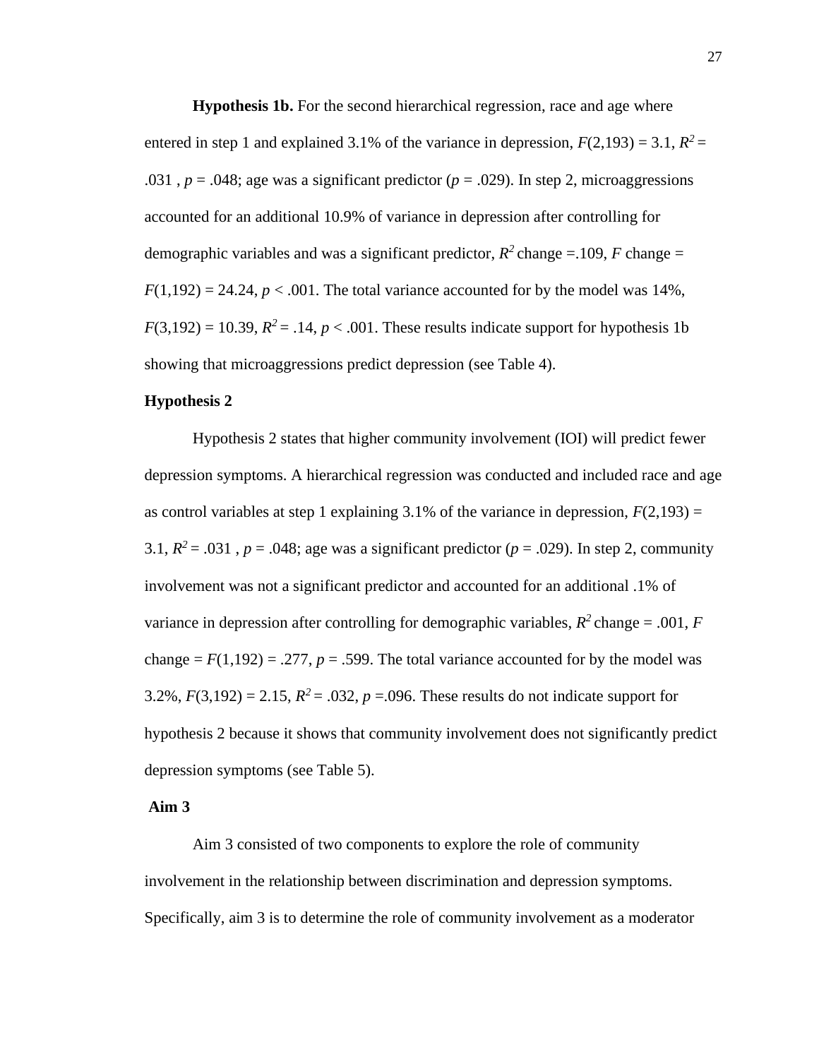**Hypothesis 1b.** For the second hierarchical regression, race and age where entered in step 1 and explained 3.1% of the variance in depression, $F(2,193) = 3.1$, $R^2 = .031$ , $p = .048$; age was a significant predictor ($p = .029$). In step 2, microaggressions accounted for an additional 10.9% of variance in depression after controlling for demographic variables and was a significant predictor, $R^2$ change =.109, $F$ change = $F(1,192) = 24.24$, $p < .001$. The total variance accounted for by the model was 14%, $F(3,192) = 10.39$, $R^2 = .14$, $p < .001$. These results indicate support for hypothesis 1b showing that microaggressions predict depression (see Table 4).

## Hypothesis 2

Hypothesis 2 states that higher community involvement (IOI) will predict fewer depression symptoms. A hierarchical regression was conducted and included race and age as control variables at step 1 explaining 3.1% of the variance in depression, $F(2,193) = 3.1$, $R^2 = .031$ , $p = .048$; age was a significant predictor ($p = .029$). In step 2, community involvement was not a significant predictor and accounted for an additional .1% of variance in depression after controlling for demographic variables, $R^2$ change = .001, $F$ change = $F(1,192) = .277$, $p = .599$. The total variance accounted for by the model was 3.2%, $F(3,192) = 2.15$, $R^2 = .032$, $p =.096$. These results do not indicate support for hypothesis 2 because it shows that community involvement does not significantly predict depression symptoms (see Table 5).

## Aim 3

Aim 3 consisted of two components to explore the role of community involvement in the relationship between discrimination and depression symptoms. Specifically, aim 3 is to determine the role of community involvement as a moderator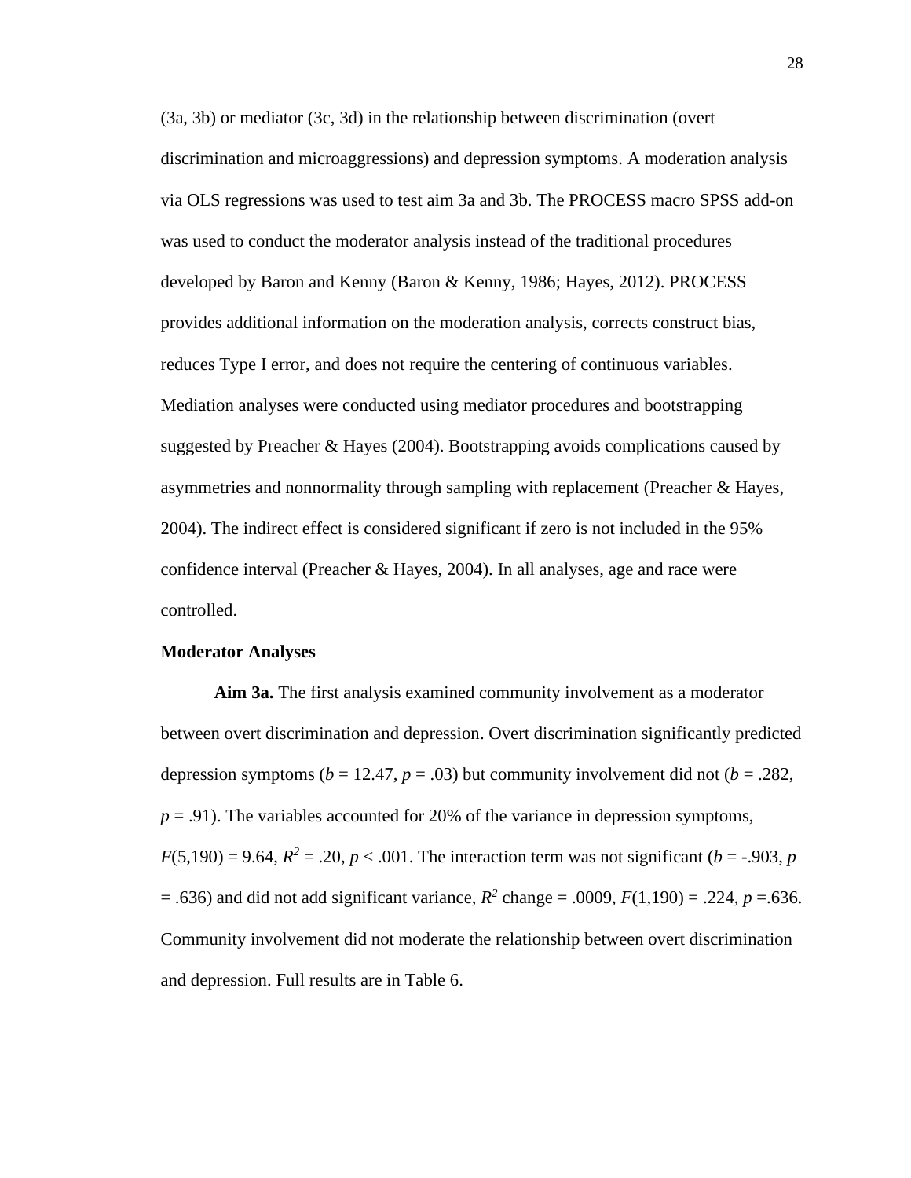(3a, 3b) or mediator (3c, 3d) in the relationship between discrimination (overt discrimination and microaggressions) and depression symptoms. A moderation analysis via OLS regressions was used to test aim 3a and 3b. The PROCESS macro SPSS add-on was used to conduct the moderator analysis instead of the traditional procedures developed by Baron and Kenny (Baron & Kenny, 1986; Hayes, 2012). PROCESS provides additional information on the moderation analysis, corrects construct bias, reduces Type I error, and does not require the centering of continuous variables. Mediation analyses were conducted using mediator procedures and bootstrapping suggested by Preacher & Hayes (2004). Bootstrapping avoids complications caused by asymmetries and nonnormality through sampling with replacement (Preacher & Hayes, 2004). The indirect effect is considered significant if zero is not included in the 95% confidence interval (Preacher & Hayes, 2004). In all analyses, age and race were controlled.

**Moderator Analyses**

**Aim 3a.** The first analysis examined community involvement as a moderator between overt discrimination and depression. Overt discrimination significantly predicted depression symptoms ($b$ = 12.47, $p$ = .03) but community involvement did not ($b$ = .282, $p$ = .91). The variables accounted for 20% of the variance in depression symptoms, $F(5,190) = 9.64$, $R^2 = .20$, $p < .001$. The interaction term was not significant ($b$ = -.903, $p$ = .636) and did not add significant variance, $R^2$ change = .0009, $F(1,190) = .224$, $p$ =.636. Community involvement did not moderate the relationship between overt discrimination and depression. Full results are in Table 6.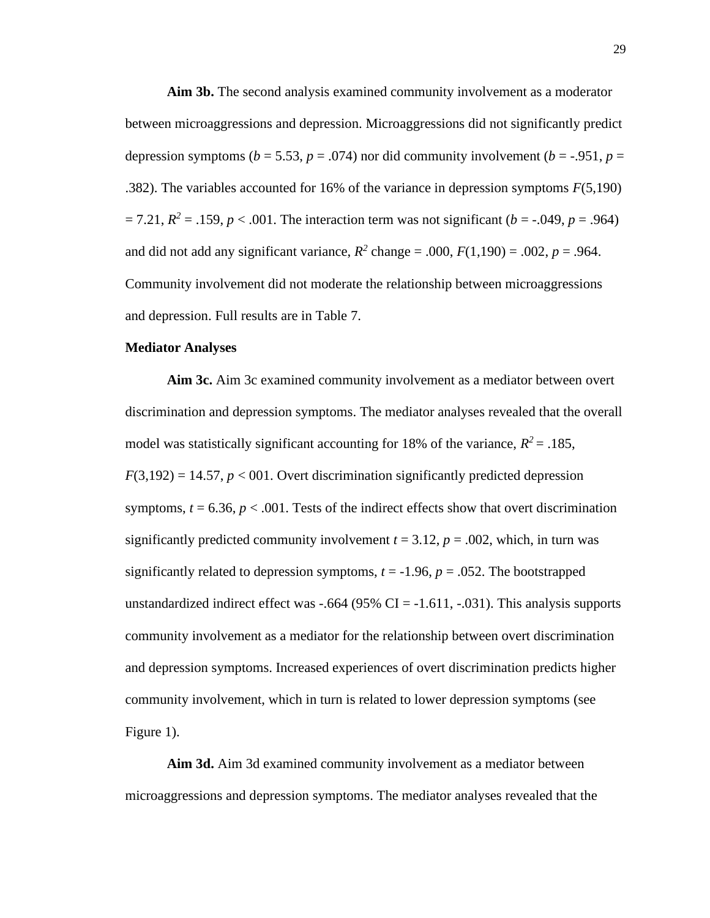**Aim 3b.** The second analysis examined community involvement as a moderator between microaggressions and depression. Microaggressions did not significantly predict depression symptoms ($b$ = 5.53, $p$ = .074) nor did community involvement ($b$ = -.951, $p$ = .382). The variables accounted for 16% of the variance in depression symptoms $F$(5,190) = 7.21, $R^2$ = .159, $p$ < .001. The interaction term was not significant ($b$ = -.049, $p$ = .964) and did not add any significant variance, $R^2$ change = .000, $F$(1,190) = .002, $p$ = .964. Community involvement did not moderate the relationship between microaggressions and depression. Full results are in Table 7.

### Mediator Analyses

**Aim 3c.** Aim 3c examined community involvement as a mediator between overt discrimination and depression symptoms. The mediator analyses revealed that the overall model was statistically significant accounting for 18% of the variance, $R^2$ = .185, $F$(3,192) = 14.57, $p$ < 001. Overt discrimination significantly predicted depression symptoms, $t$ = 6.36, $p$ < .001. Tests of the indirect effects show that overt discrimination significantly predicted community involvement $t$ = 3.12, $p$ = .002, which, in turn was significantly related to depression symptoms, $t$ = -1.96, $p$ = .052. The bootstrapped unstandardized indirect effect was -.664 (95% CI = -1.611, -.031). This analysis supports community involvement as a mediator for the relationship between overt discrimination and depression symptoms. Increased experiences of overt discrimination predicts higher community involvement, which in turn is related to lower depression symptoms (see Figure 1).

**Aim 3d.** Aim 3d examined community involvement as a mediator between microaggressions and depression symptoms. The mediator analyses revealed that the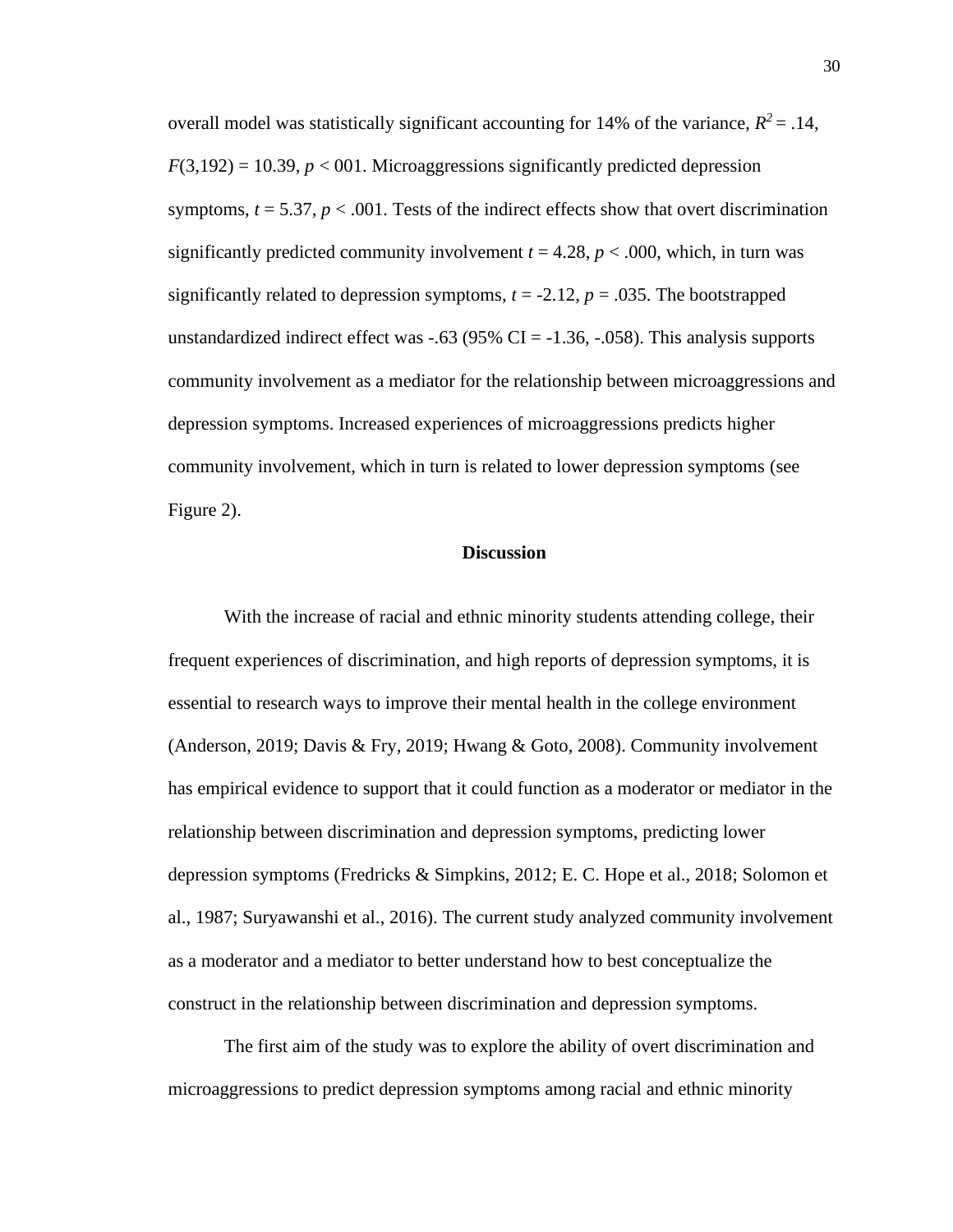overall model was statistically significant accounting for 14% of the variance, $R^2 = .14$, $F(3,192) = 10.39$, $p < 001$. Microaggressions significantly predicted depression symptoms, $t = 5.37$, $p < .001$. Tests of the indirect effects show that overt discrimination significantly predicted community involvement $t = 4.28$, $p < .000$, which, in turn was significantly related to depression symptoms, $t = -2.12$, $p = .035$. The bootstrapped unstandardized indirect effect was -.63 (95% CI = -1.36, -.058). This analysis supports community involvement as a mediator for the relationship between microaggressions and depression symptoms. Increased experiences of microaggressions predicts higher community involvement, which in turn is related to lower depression symptoms (see Figure 2).

## Discussion

With the increase of racial and ethnic minority students attending college, their frequent experiences of discrimination, and high reports of depression symptoms, it is essential to research ways to improve their mental health in the college environment (Anderson, 2019; Davis & Fry, 2019; Hwang & Goto, 2008). Community involvement has empirical evidence to support that it could function as a moderator or mediator in the relationship between discrimination and depression symptoms, predicting lower depression symptoms (Fredricks & Simpkins, 2012; E. C. Hope et al., 2018; Solomon et al., 1987; Suryawanshi et al., 2016). The current study analyzed community involvement as a moderator and a mediator to better understand how to best conceptualize the construct in the relationship between discrimination and depression symptoms.

The first aim of the study was to explore the ability of overt discrimination and microaggressions to predict depression symptoms among racial and ethnic minority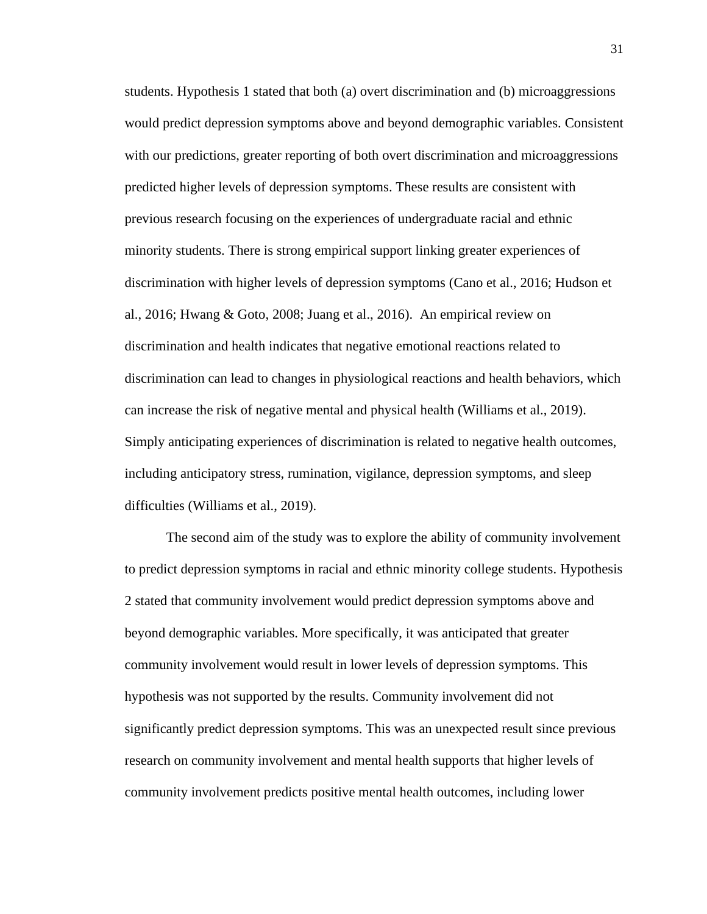students. Hypothesis 1 stated that both (a) overt discrimination and (b) microaggressions would predict depression symptoms above and beyond demographic variables. Consistent with our predictions, greater reporting of both overt discrimination and microaggressions predicted higher levels of depression symptoms. These results are consistent with previous research focusing on the experiences of undergraduate racial and ethnic minority students. There is strong empirical support linking greater experiences of discrimination with higher levels of depression symptoms (Cano et al., 2016; Hudson et al., 2016; Hwang & Goto, 2008; Juang et al., 2016). An empirical review on discrimination and health indicates that negative emotional reactions related to discrimination can lead to changes in physiological reactions and health behaviors, which can increase the risk of negative mental and physical health (Williams et al., 2019). Simply anticipating experiences of discrimination is related to negative health outcomes, including anticipatory stress, rumination, vigilance, depression symptoms, and sleep difficulties (Williams et al., 2019).

The second aim of the study was to explore the ability of community involvement to predict depression symptoms in racial and ethnic minority college students. Hypothesis 2 stated that community involvement would predict depression symptoms above and beyond demographic variables. More specifically, it was anticipated that greater community involvement would result in lower levels of depression symptoms. This hypothesis was not supported by the results. Community involvement did not significantly predict depression symptoms. This was an unexpected result since previous research on community involvement and mental health supports that higher levels of community involvement predicts positive mental health outcomes, including lower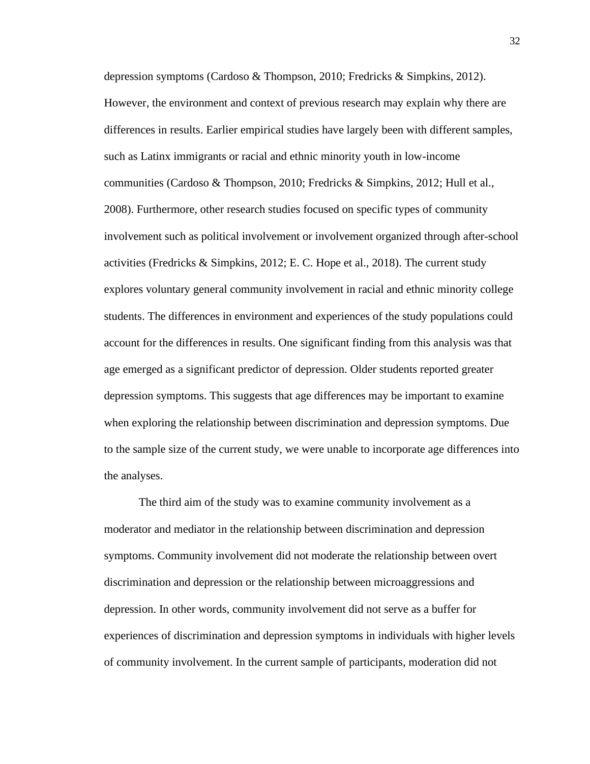depression symptoms (Cardoso & Thompson, 2010; Fredricks & Simpkins, 2012). However, the environment and context of previous research may explain why there are differences in results. Earlier empirical studies have largely been with different samples, such as Latinx immigrants or racial and ethnic minority youth in low-income communities (Cardoso & Thompson, 2010; Fredricks & Simpkins, 2012; Hull et al., 2008). Furthermore, other research studies focused on specific types of community involvement such as political involvement or involvement organized through after-school activities (Fredricks & Simpkins, 2012; E. C. Hope et al., 2018). The current study explores voluntary general community involvement in racial and ethnic minority college students. The differences in environment and experiences of the study populations could account for the differences in results. One significant finding from this analysis was that age emerged as a significant predictor of depression. Older students reported greater depression symptoms. This suggests that age differences may be important to examine when exploring the relationship between discrimination and depression symptoms. Due to the sample size of the current study, we were unable to incorporate age differences into the analyses.

The third aim of the study was to examine community involvement as a moderator and mediator in the relationship between discrimination and depression symptoms. Community involvement did not moderate the relationship between overt discrimination and depression or the relationship between microaggressions and depression. In other words, community involvement did not serve as a buffer for experiences of discrimination and depression symptoms in individuals with higher levels of community involvement. In the current sample of participants, moderation did not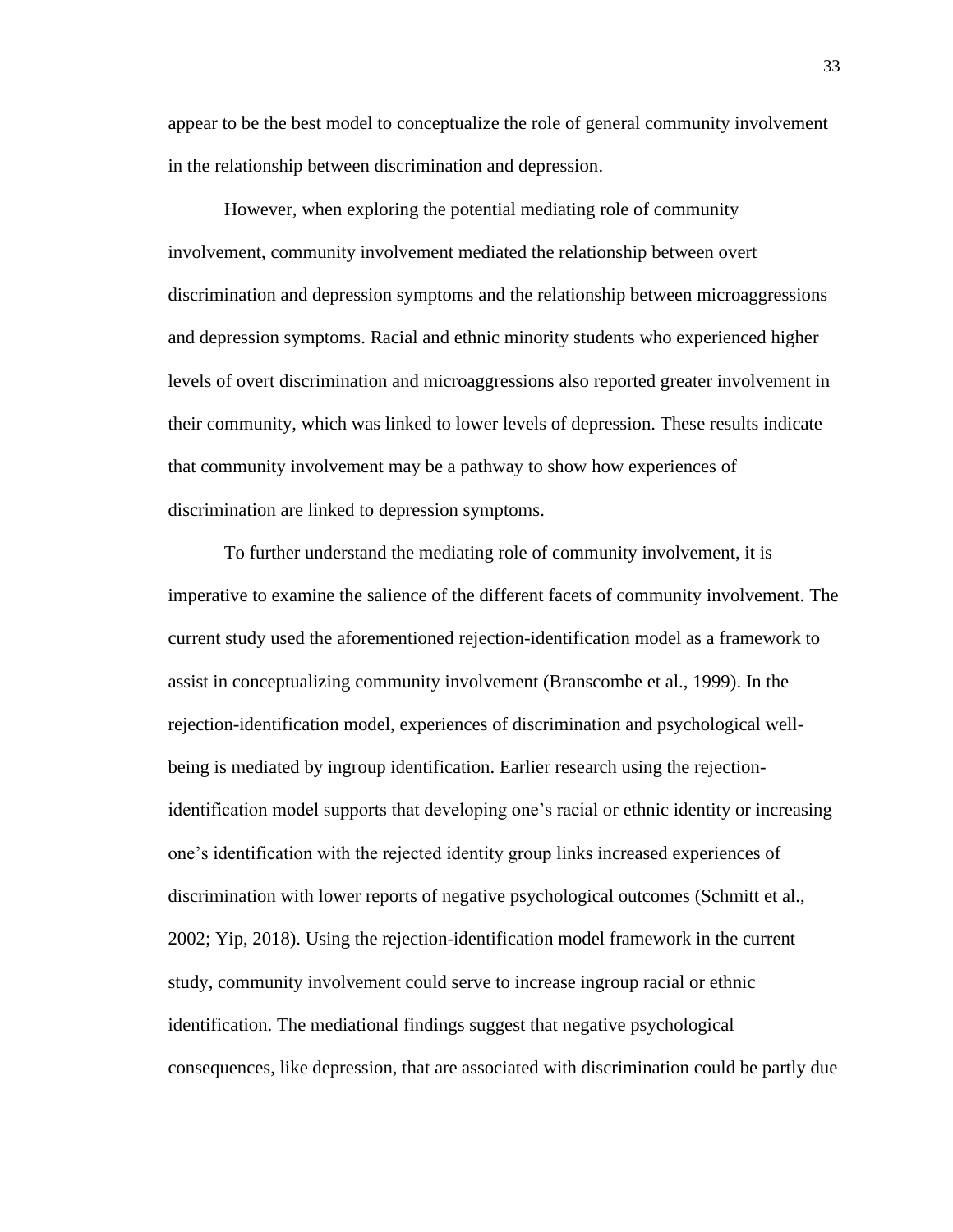appear to be the best model to conceptualize the role of general community involvement in the relationship between discrimination and depression.

However, when exploring the potential mediating role of community involvement, community involvement mediated the relationship between overt discrimination and depression symptoms and the relationship between microaggressions and depression symptoms. Racial and ethnic minority students who experienced higher levels of overt discrimination and microaggressions also reported greater involvement in their community, which was linked to lower levels of depression. These results indicate that community involvement may be a pathway to show how experiences of discrimination are linked to depression symptoms.

To further understand the mediating role of community involvement, it is imperative to examine the salience of the different facets of community involvement. The current study used the aforementioned rejection-identification model as a framework to assist in conceptualizing community involvement (Branscombe et al., 1999). In the rejection-identification model, experiences of discrimination and psychological well-being is mediated by ingroup identification. Earlier research using the rejection-identification model supports that developing one's racial or ethnic identity or increasing one's identification with the rejected identity group links increased experiences of discrimination with lower reports of negative psychological outcomes (Schmitt et al., 2002; Yip, 2018). Using the rejection-identification model framework in the current study, community involvement could serve to increase ingroup racial or ethnic identification. The mediational findings suggest that negative psychological consequences, like depression, that are associated with discrimination could be partly due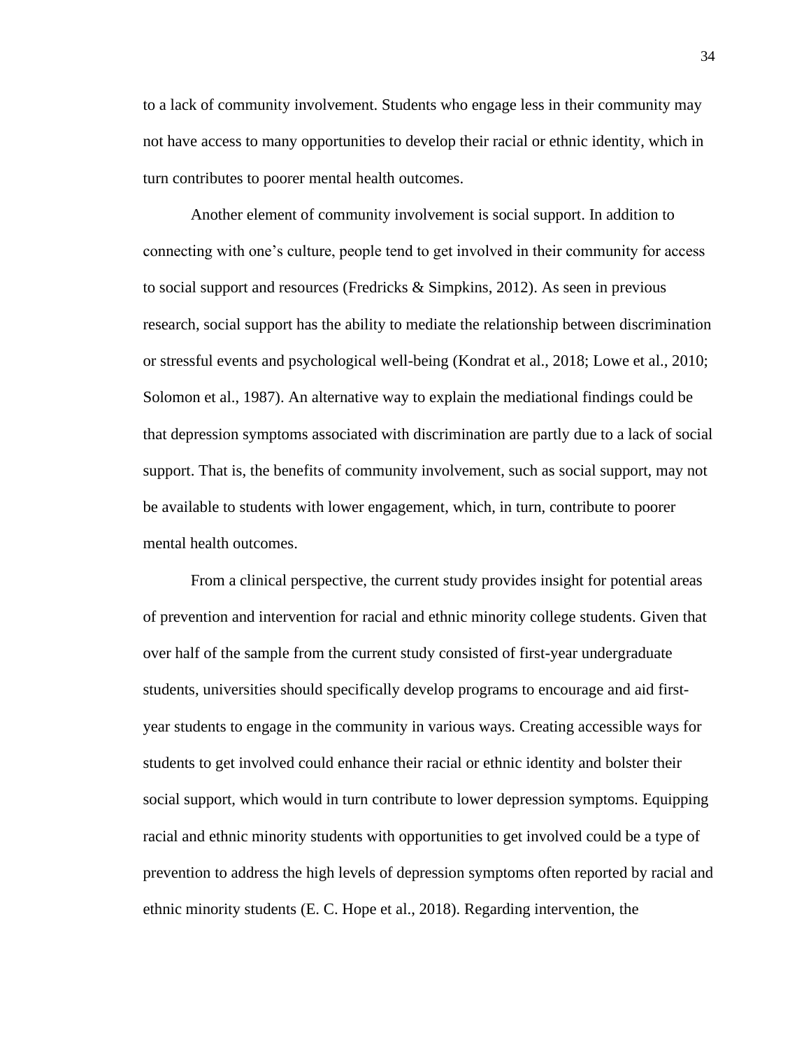to a lack of community involvement. Students who engage less in their community may not have access to many opportunities to develop their racial or ethnic identity, which in turn contributes to poorer mental health outcomes.

Another element of community involvement is social support. In addition to connecting with one's culture, people tend to get involved in their community for access to social support and resources (Fredricks & Simpkins, 2012). As seen in previous research, social support has the ability to mediate the relationship between discrimination or stressful events and psychological well-being (Kondrat et al., 2018; Lowe et al., 2010; Solomon et al., 1987). An alternative way to explain the mediational findings could be that depression symptoms associated with discrimination are partly due to a lack of social support. That is, the benefits of community involvement, such as social support, may not be available to students with lower engagement, which, in turn, contribute to poorer mental health outcomes.

From a clinical perspective, the current study provides insight for potential areas of prevention and intervention for racial and ethnic minority college students. Given that over half of the sample from the current study consisted of first-year undergraduate students, universities should specifically develop programs to encourage and aid first-year students to engage in the community in various ways. Creating accessible ways for students to get involved could enhance their racial or ethnic identity and bolster their social support, which would in turn contribute to lower depression symptoms. Equipping racial and ethnic minority students with opportunities to get involved could be a type of prevention to address the high levels of depression symptoms often reported by racial and ethnic minority students (E. C. Hope et al., 2018). Regarding intervention, the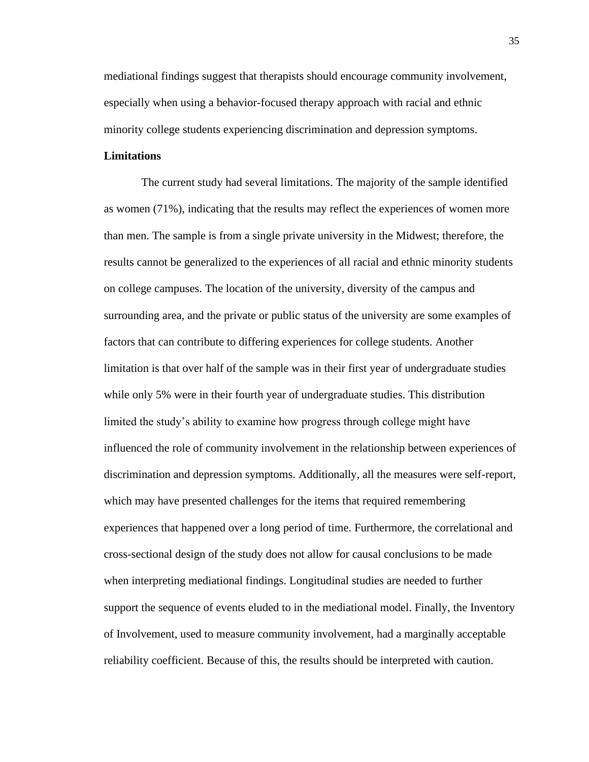mediational findings suggest that therapists should encourage community involvement, especially when using a behavior-focused therapy approach with racial and ethnic minority college students experiencing discrimination and depression symptoms.

**Limitations**

The current study had several limitations. The majority of the sample identified as women (71%), indicating that the results may reflect the experiences of women more than men. The sample is from a single private university in the Midwest; therefore, the results cannot be generalized to the experiences of all racial and ethnic minority students on college campuses. The location of the university, diversity of the campus and surrounding area, and the private or public status of the university are some examples of factors that can contribute to differing experiences for college students. Another limitation is that over half of the sample was in their first year of undergraduate studies while only 5% were in their fourth year of undergraduate studies. This distribution limited the study's ability to examine how progress through college might have influenced the role of community involvement in the relationship between experiences of discrimination and depression symptoms. Additionally, all the measures were self-report, which may have presented challenges for the items that required remembering experiences that happened over a long period of time. Furthermore, the correlational and cross-sectional design of the study does not allow for causal conclusions to be made when interpreting mediational findings. Longitudinal studies are needed to further support the sequence of events eluded to in the mediational model. Finally, the Inventory of Involvement, used to measure community involvement, had a marginally acceptable reliability coefficient. Because of this, the results should be interpreted with caution.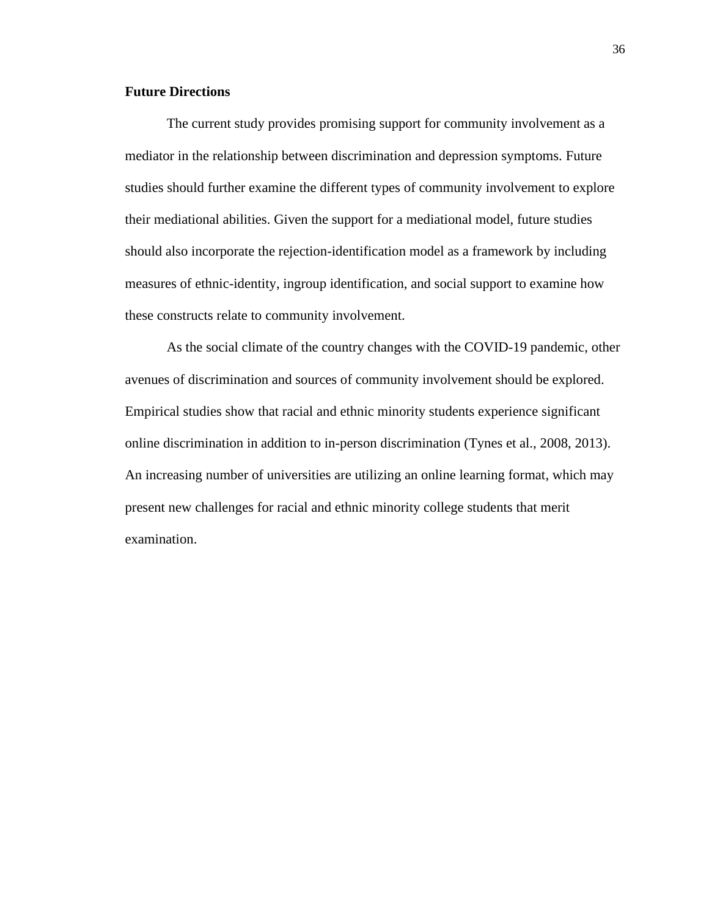## Future Directions

The current study provides promising support for community involvement as a mediator in the relationship between discrimination and depression symptoms. Future studies should further examine the different types of community involvement to explore their mediational abilities. Given the support for a mediational model, future studies should also incorporate the rejection-identification model as a framework by including measures of ethnic-identity, ingroup identification, and social support to examine how these constructs relate to community involvement.

As the social climate of the country changes with the COVID-19 pandemic, other avenues of discrimination and sources of community involvement should be explored. Empirical studies show that racial and ethnic minority students experience significant online discrimination in addition to in-person discrimination (Tynes et al., 2008, 2013). An increasing number of universities are utilizing an online learning format, which may present new challenges for racial and ethnic minority college students that merit examination.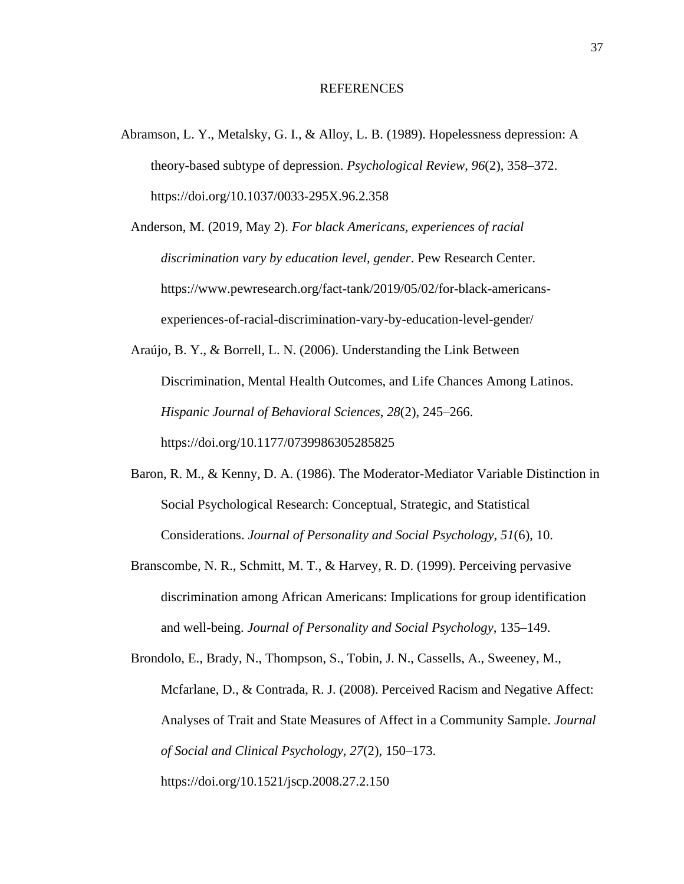# REFERENCES

Abramson, L. Y., Metalsky, G. I., & Alloy, L. B. (1989). Hopelessness depression: A theory-based subtype of depression. *Psychological Review*, *96*(2), 358–372. https://doi.org/10.1037/0033-295X.96.2.358

Anderson, M. (2019, May 2). *For black Americans, experiences of racial discrimination vary by education level, gender*. Pew Research Center. https://www.pewresearch.org/fact-tank/2019/05/02/for-black-americans-experiences-of-racial-discrimination-vary-by-education-level-gender/

Araújo, B. Y., & Borrell, L. N. (2006). Understanding the Link Between Discrimination, Mental Health Outcomes, and Life Chances Among Latinos. *Hispanic Journal of Behavioral Sciences*, *28*(2), 245–266. https://doi.org/10.1177/0739986305285825

Baron, R. M., & Kenny, D. A. (1986). The Moderator-Mediator Variable Distinction in Social Psychological Research: Conceptual, Strategic, and Statistical Considerations. *Journal of Personality and Social Psychology*, *51*(6), 10.

Branscombe, N. R., Schmitt, M. T., & Harvey, R. D. (1999). Perceiving pervasive discrimination among African Americans: Implications for group identification and well-being. *Journal of Personality and Social Psychology*, 135–149.

Brondolo, E., Brady, N., Thompson, S., Tobin, J. N., Cassells, A., Sweeney, M., Mcfarlane, D., & Contrada, R. J. (2008). Perceived Racism and Negative Affect: Analyses of Trait and State Measures of Affect in a Community Sample. *Journal of Social and Clinical Psychology*, *27*(2), 150–173. https://doi.org/10.1521/jscp.2008.27.2.150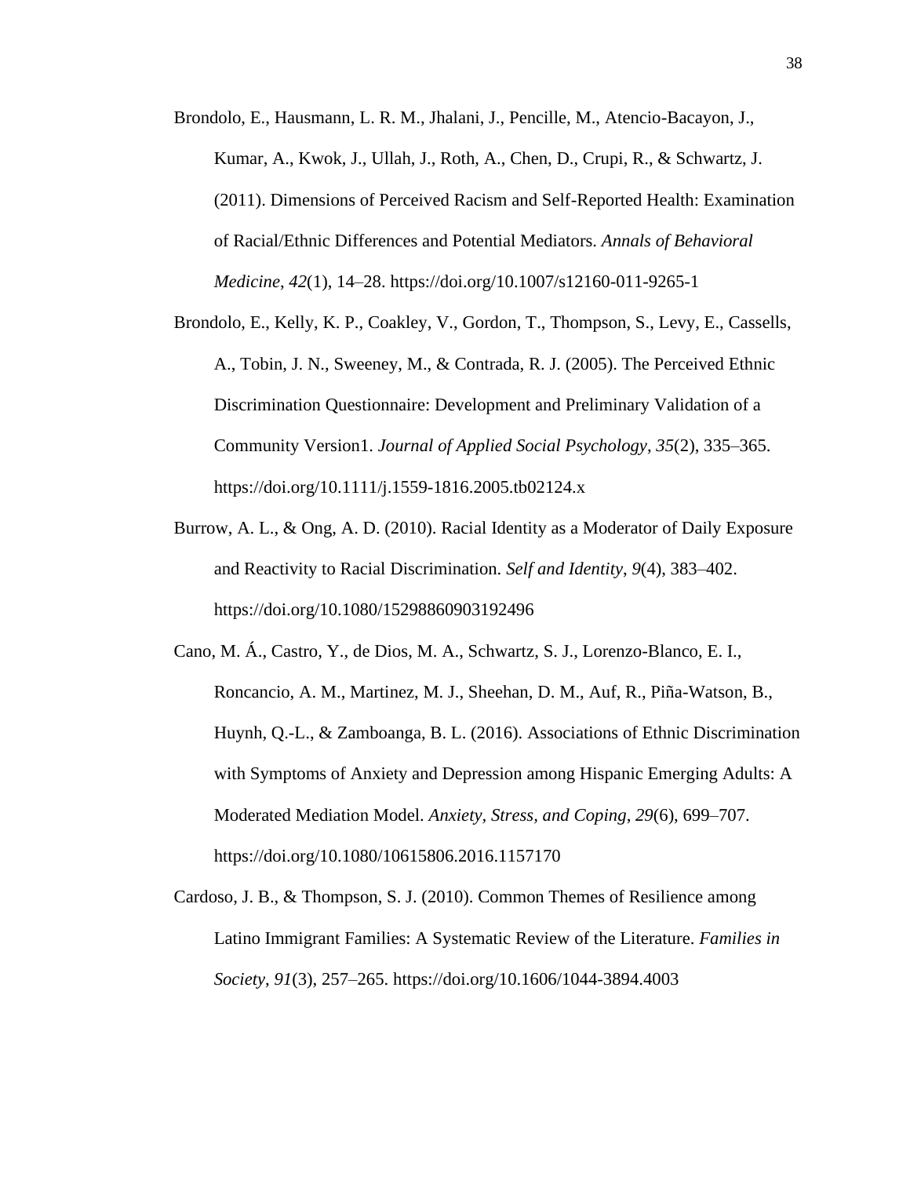Brondolo, E., Hausmann, L. R. M., Jhalani, J., Pencille, M., Atencio-Bacayon, J., Kumar, A., Kwok, J., Ullah, J., Roth, A., Chen, D., Crupi, R., & Schwartz, J. (2011). Dimensions of Perceived Racism and Self-Reported Health: Examination of Racial/Ethnic Differences and Potential Mediators. *Annals of Behavioral Medicine*, *42*(1), 14–28. https://doi.org/10.1007/s12160-011-9265-1

Brondolo, E., Kelly, K. P., Coakley, V., Gordon, T., Thompson, S., Levy, E., Cassells, A., Tobin, J. N., Sweeney, M., & Contrada, R. J. (2005). The Perceived Ethnic Discrimination Questionnaire: Development and Preliminary Validation of a Community Version1. *Journal of Applied Social Psychology*, *35*(2), 335–365. https://doi.org/10.1111/j.1559-1816.2005.tb02124.x

Burrow, A. L., & Ong, A. D. (2010). Racial Identity as a Moderator of Daily Exposure and Reactivity to Racial Discrimination. *Self and Identity*, *9*(4), 383–402. https://doi.org/10.1080/15298860903192496

Cano, M. Á., Castro, Y., de Dios, M. A., Schwartz, S. J., Lorenzo-Blanco, E. I., Roncancio, A. M., Martinez, M. J., Sheehan, D. M., Auf, R., Piña-Watson, B., Huynh, Q.-L., & Zamboanga, B. L. (2016). Associations of Ethnic Discrimination with Symptoms of Anxiety and Depression among Hispanic Emerging Adults: A Moderated Mediation Model. *Anxiety, Stress, and Coping*, *29*(6), 699–707. https://doi.org/10.1080/10615806.2016.1157170

Cardoso, J. B., & Thompson, S. J. (2010). Common Themes of Resilience among Latino Immigrant Families: A Systematic Review of the Literature. *Families in Society*, *91*(3), 257–265. https://doi.org/10.1606/1044-3894.4003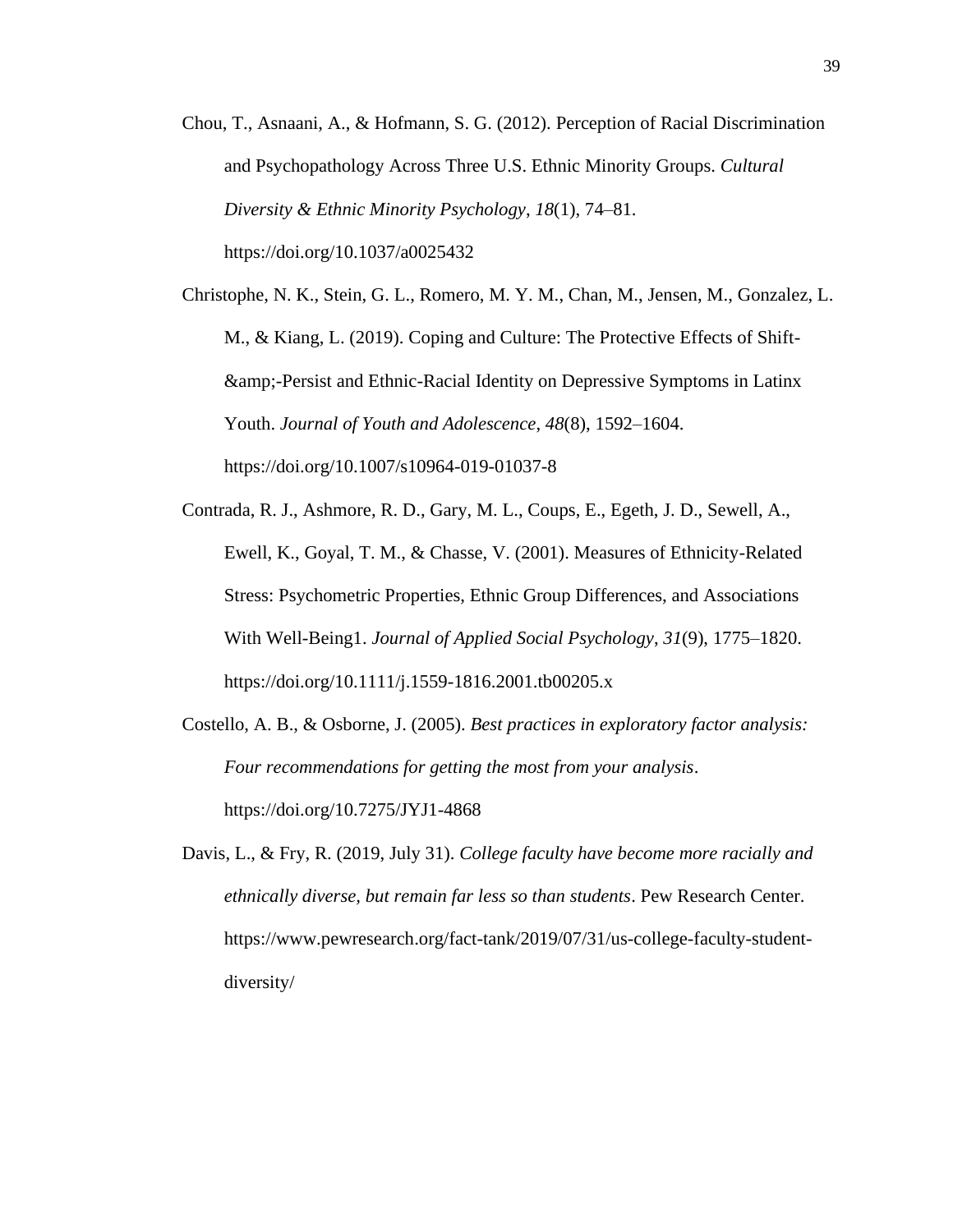Chou, T., Asnaani, A., & Hofmann, S. G. (2012). Perception of Racial Discrimination and Psychopathology Across Three U.S. Ethnic Minority Groups. *Cultural Diversity & Ethnic Minority Psychology*, *18*(1), 74–81. https://doi.org/10.1037/a0025432

Christophe, N. K., Stein, G. L., Romero, M. Y. M., Chan, M., Jensen, M., Gonzalez, L. M., & Kiang, L. (2019). Coping and Culture: The Protective Effects of Shift-&amp;-Persist and Ethnic-Racial Identity on Depressive Symptoms in Latinx Youth. *Journal of Youth and Adolescence*, *48*(8), 1592–1604. https://doi.org/10.1007/s10964-019-01037-8

Contrada, R. J., Ashmore, R. D., Gary, M. L., Coups, E., Egeth, J. D., Sewell, A., Ewell, K., Goyal, T. M., & Chasse, V. (2001). Measures of Ethnicity-Related Stress: Psychometric Properties, Ethnic Group Differences, and Associations With Well-Being1. *Journal of Applied Social Psychology*, *31*(9), 1775–1820. https://doi.org/10.1111/j.1559-1816.2001.tb00205.x

Costello, A. B., & Osborne, J. (2005). *Best practices in exploratory factor analysis: Four recommendations for getting the most from your analysis*. https://doi.org/10.7275/JYJ1-4868

Davis, L., & Fry, R. (2019, July 31). *College faculty have become more racially and ethnically diverse, but remain far less so than students*. Pew Research Center. https://www.pewresearch.org/fact-tank/2019/07/31/us-college-faculty-student-diversity/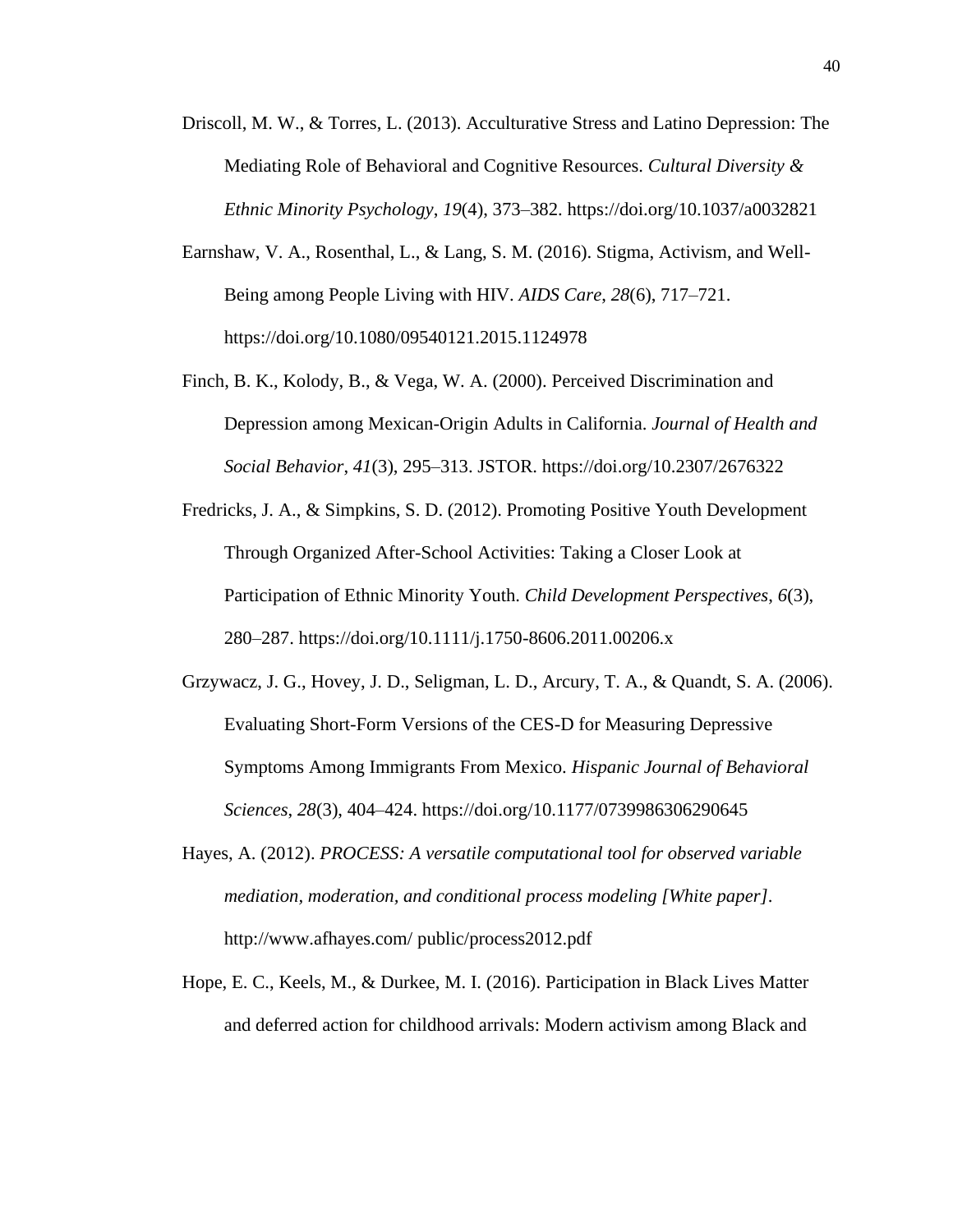Driscoll, M. W., & Torres, L. (2013). Acculturative Stress and Latino Depression: The Mediating Role of Behavioral and Cognitive Resources. *Cultural Diversity & Ethnic Minority Psychology*, *19*(4), 373–382. https://doi.org/10.1037/a0032821

Earnshaw, V. A., Rosenthal, L., & Lang, S. M. (2016). Stigma, Activism, and Well-Being among People Living with HIV. *AIDS Care*, *28*(6), 717–721. https://doi.org/10.1080/09540121.2015.1124978

Finch, B. K., Kolody, B., & Vega, W. A. (2000). Perceived Discrimination and Depression among Mexican-Origin Adults in California. *Journal of Health and Social Behavior*, *41*(3), 295–313. JSTOR. https://doi.org/10.2307/2676322

Fredricks, J. A., & Simpkins, S. D. (2012). Promoting Positive Youth Development Through Organized After-School Activities: Taking a Closer Look at Participation of Ethnic Minority Youth. *Child Development Perspectives*, *6*(3), 280–287. https://doi.org/10.1111/j.1750-8606.2011.00206.x

Grzywacz, J. G., Hovey, J. D., Seligman, L. D., Arcury, T. A., & Quandt, S. A. (2006). Evaluating Short-Form Versions of the CES-D for Measuring Depressive Symptoms Among Immigrants From Mexico. *Hispanic Journal of Behavioral Sciences*, *28*(3), 404–424. https://doi.org/10.1177/0739986306290645

Hayes, A. (2012). *PROCESS: A versatile computational tool for observed variable mediation, moderation, and conditional process modeling [White paper]*. http://www.afhayes.com/ public/process2012.pdf

Hope, E. C., Keels, M., & Durkee, M. I. (2016). Participation in Black Lives Matter and deferred action for childhood arrivals: Modern activism among Black and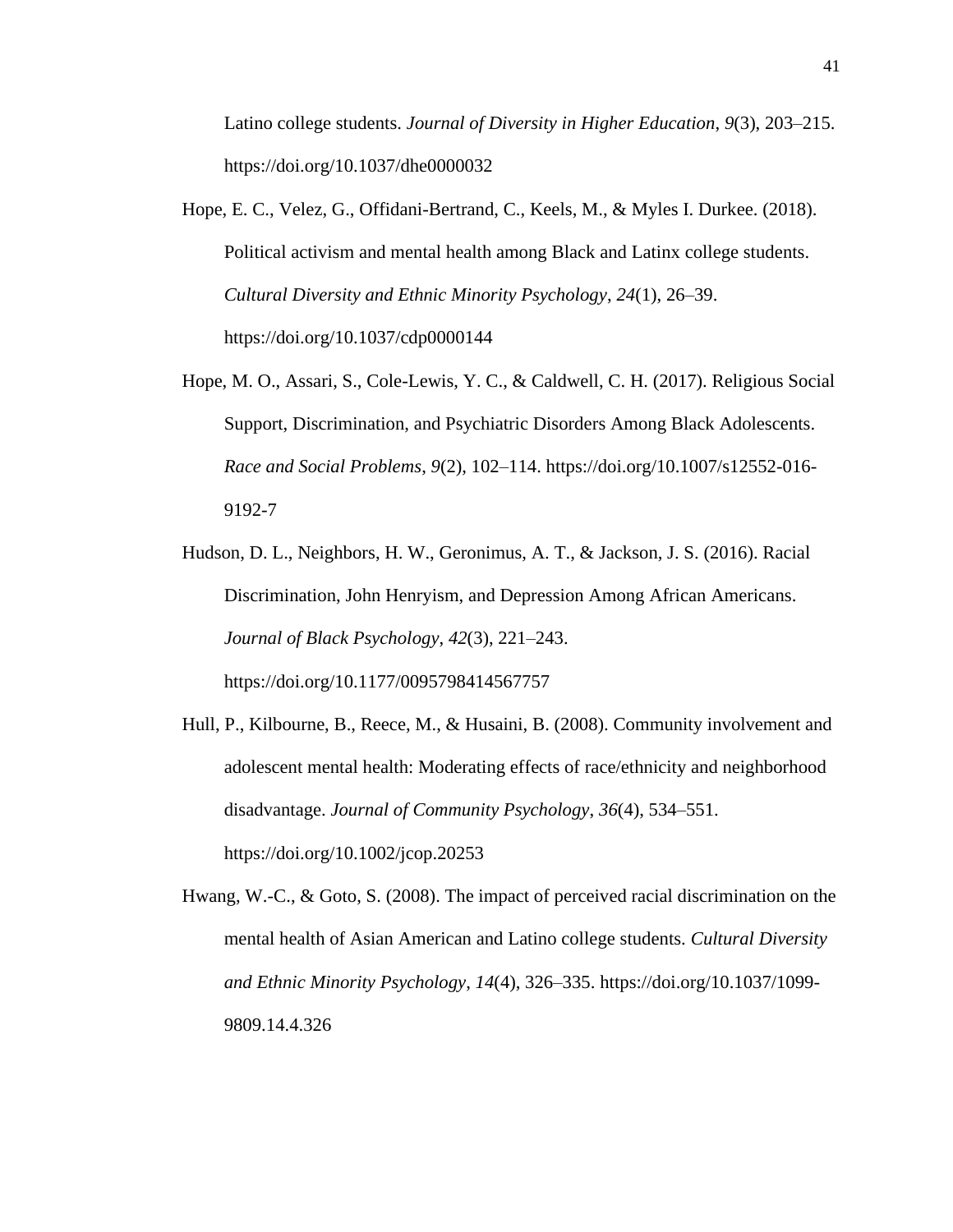Latino college students. *Journal of Diversity in Higher Education*, *9*(3), 203–215. https://doi.org/10.1037/dhe0000032

Hope, E. C., Velez, G., Offidani-Bertrand, C., Keels, M., & Myles I. Durkee. (2018). Political activism and mental health among Black and Latinx college students. *Cultural Diversity and Ethnic Minority Psychology*, *24*(1), 26–39. https://doi.org/10.1037/cdp0000144

Hope, M. O., Assari, S., Cole-Lewis, Y. C., & Caldwell, C. H. (2017). Religious Social Support, Discrimination, and Psychiatric Disorders Among Black Adolescents. *Race and Social Problems*, *9*(2), 102–114. https://doi.org/10.1007/s12552-016-9192-7

Hudson, D. L., Neighbors, H. W., Geronimus, A. T., & Jackson, J. S. (2016). Racial Discrimination, John Henryism, and Depression Among African Americans. *Journal of Black Psychology*, *42*(3), 221–243. https://doi.org/10.1177/0095798414567757

Hull, P., Kilbourne, B., Reece, M., & Husaini, B. (2008). Community involvement and adolescent mental health: Moderating effects of race/ethnicity and neighborhood disadvantage. *Journal of Community Psychology*, *36*(4), 534–551. https://doi.org/10.1002/jcop.20253

Hwang, W.-C., & Goto, S. (2008). The impact of perceived racial discrimination on the mental health of Asian American and Latino college students. *Cultural Diversity and Ethnic Minority Psychology*, *14*(4), 326–335. https://doi.org/10.1037/1099-9809.14.4.326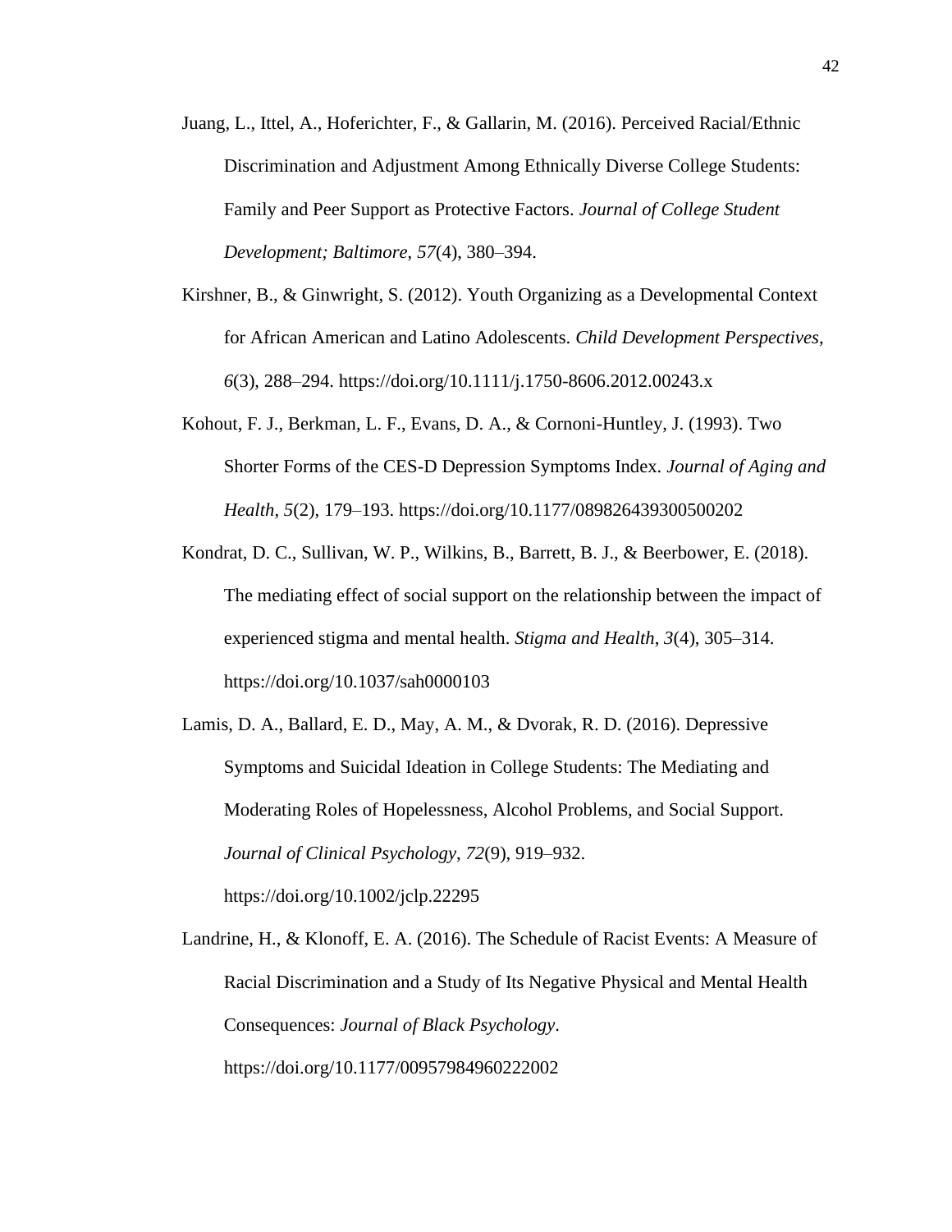Juang, L., Ittel, A., Hoferichter, F., & Gallarin, M. (2016). Perceived Racial/Ethnic Discrimination and Adjustment Among Ethnically Diverse College Students: Family and Peer Support as Protective Factors. *Journal of College Student Development; Baltimore*, *57*(4), 380–394.

Kirshner, B., & Ginwright, S. (2012). Youth Organizing as a Developmental Context for African American and Latino Adolescents. *Child Development Perspectives*, *6*(3), 288–294. https://doi.org/10.1111/j.1750-8606.2012.00243.x

Kohout, F. J., Berkman, L. F., Evans, D. A., & Cornoni-Huntley, J. (1993). Two Shorter Forms of the CES-D Depression Symptoms Index. *Journal of Aging and Health*, *5*(2), 179–193. https://doi.org/10.1177/089826439300500202

Kondrat, D. C., Sullivan, W. P., Wilkins, B., Barrett, B. J., & Beerbower, E. (2018). The mediating effect of social support on the relationship between the impact of experienced stigma and mental health. *Stigma and Health*, *3*(4), 305–314. https://doi.org/10.1037/sah0000103

Lamis, D. A., Ballard, E. D., May, A. M., & Dvorak, R. D. (2016). Depressive Symptoms and Suicidal Ideation in College Students: The Mediating and Moderating Roles of Hopelessness, Alcohol Problems, and Social Support. *Journal of Clinical Psychology*, *72*(9), 919–932. https://doi.org/10.1002/jclp.22295

Landrine, H., & Klonoff, E. A. (2016). The Schedule of Racist Events: A Measure of Racial Discrimination and a Study of Its Negative Physical and Mental Health Consequences: *Journal of Black Psychology*. https://doi.org/10.1177/00957984960222002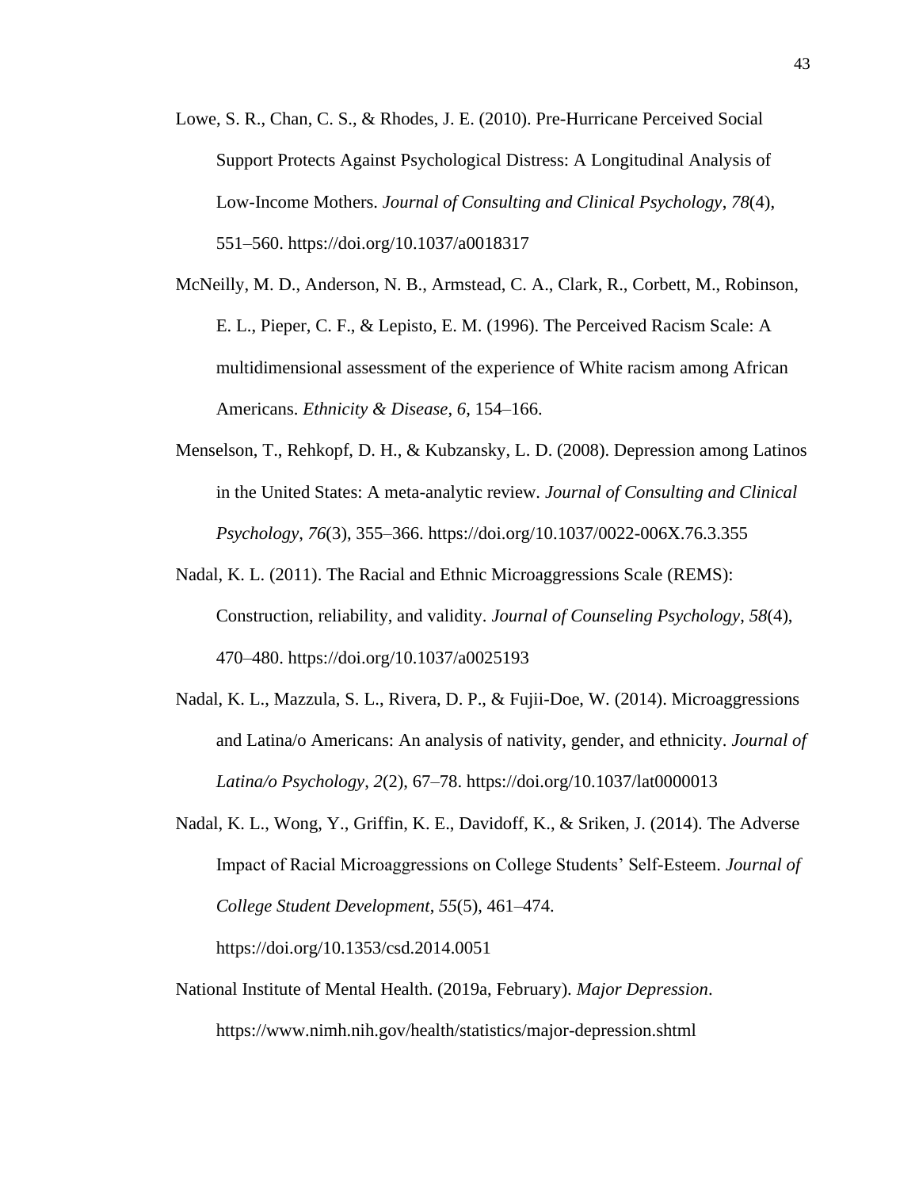Lowe, S. R., Chan, C. S., & Rhodes, J. E. (2010). Pre-Hurricane Perceived Social Support Protects Against Psychological Distress: A Longitudinal Analysis of Low-Income Mothers. *Journal of Consulting and Clinical Psychology*, *78*(4), 551–560. https://doi.org/10.1037/a0018317

McNeilly, M. D., Anderson, N. B., Armstead, C. A., Clark, R., Corbett, M., Robinson, E. L., Pieper, C. F., & Lepisto, E. M. (1996). The Perceived Racism Scale: A multidimensional assessment of the experience of White racism among African Americans. *Ethnicity & Disease*, *6*, 154–166.

Menselson, T., Rehkopf, D. H., & Kubzansky, L. D. (2008). Depression among Latinos in the United States: A meta-analytic review. *Journal of Consulting and Clinical Psychology*, *76*(3), 355–366. https://doi.org/10.1037/0022-006X.76.3.355

Nadal, K. L. (2011). The Racial and Ethnic Microaggressions Scale (REMS): Construction, reliability, and validity. *Journal of Counseling Psychology*, *58*(4), 470–480. https://doi.org/10.1037/a0025193

Nadal, K. L., Mazzula, S. L., Rivera, D. P., & Fujii-Doe, W. (2014). Microaggressions and Latina/o Americans: An analysis of nativity, gender, and ethnicity. *Journal of Latina/o Psychology*, *2*(2), 67–78. https://doi.org/10.1037/lat0000013

Nadal, K. L., Wong, Y., Griffin, K. E., Davidoff, K., & Sriken, J. (2014). The Adverse Impact of Racial Microaggressions on College Students' Self-Esteem. *Journal of College Student Development*, *55*(5), 461–474. https://doi.org/10.1353/csd.2014.0051

National Institute of Mental Health. (2019a, February). *Major Depression*. https://www.nimh.nih.gov/health/statistics/major-depression.shtml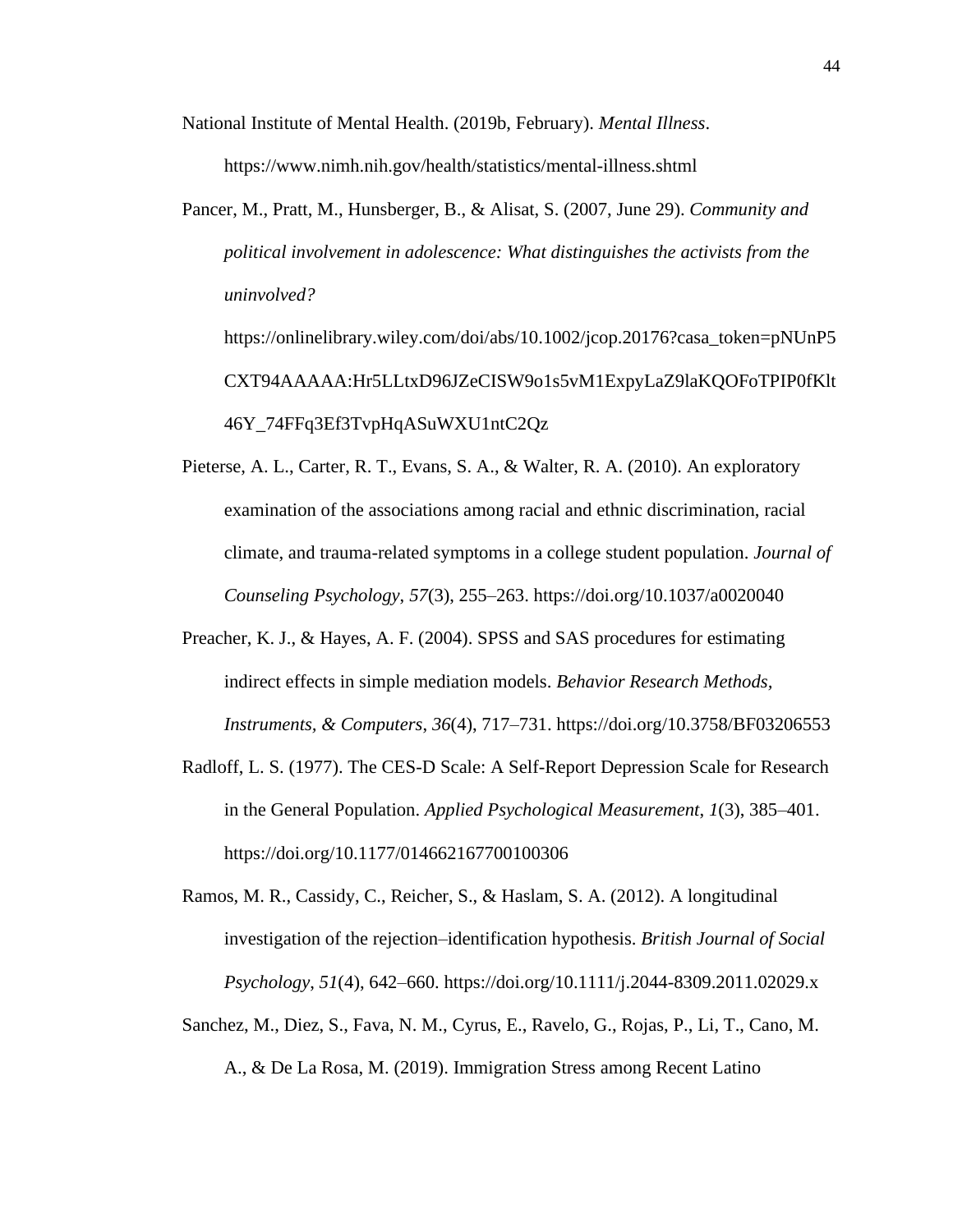National Institute of Mental Health. (2019b, February). *Mental Illness*. https://www.nimh.nih.gov/health/statistics/mental-illness.shtml

Pancer, M., Pratt, M., Hunsberger, B., & Alisat, S. (2007, June 29). *Community and political involvement in adolescence: What distinguishes the activists from the uninvolved?* https://onlinelibrary.wiley.com/doi/abs/10.1002/jcop.20176?casa_token=pNUnP5CXT94AAAAA:Hr5LLtxD96JZeCISW9o1s5vM1ExpyLaZ9laKQOFoTPIP0fKlt46Y_74FFq3Ef3TvpHqASuWXU1ntC2Qz

Pieterse, A. L., Carter, R. T., Evans, S. A., & Walter, R. A. (2010). An exploratory examination of the associations among racial and ethnic discrimination, racial climate, and trauma-related symptoms in a college student population. *Journal of Counseling Psychology*, *57*(3), 255–263. https://doi.org/10.1037/a0020040

Preacher, K. J., & Hayes, A. F. (2004). SPSS and SAS procedures for estimating indirect effects in simple mediation models. *Behavior Research Methods, Instruments, & Computers*, *36*(4), 717–731. https://doi.org/10.3758/BF03206553

Radloff, L. S. (1977). The CES-D Scale: A Self-Report Depression Scale for Research in the General Population. *Applied Psychological Measurement*, *1*(3), 385–401. https://doi.org/10.1177/014662167700100306

Ramos, M. R., Cassidy, C., Reicher, S., & Haslam, S. A. (2012). A longitudinal investigation of the rejection–identification hypothesis. *British Journal of Social Psychology*, *51*(4), 642–660. https://doi.org/10.1111/j.2044-8309.2011.02029.x

Sanchez, M., Diez, S., Fava, N. M., Cyrus, E., Ravelo, G., Rojas, P., Li, T., Cano, M. A., & De La Rosa, M. (2019). Immigration Stress among Recent Latino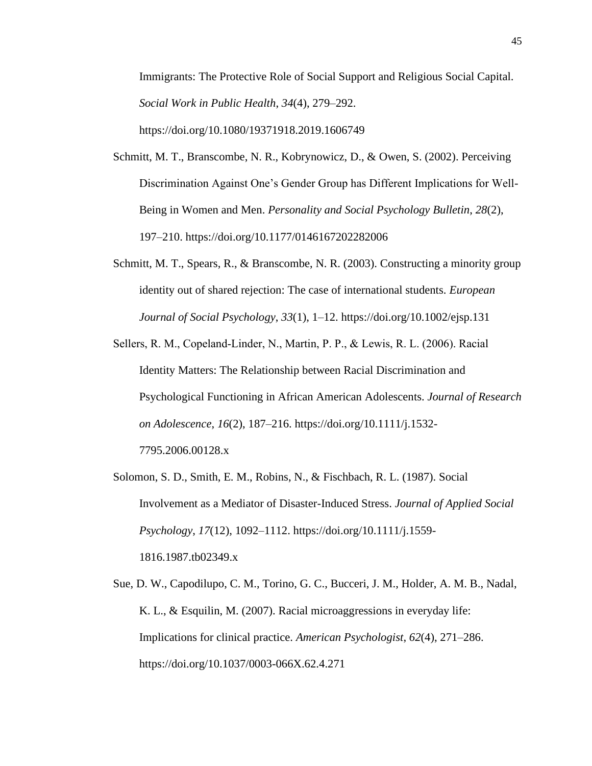Immigrants: The Protective Role of Social Support and Religious Social Capital. *Social Work in Public Health*, *34*(4), 279–292. https://doi.org/10.1080/19371918.2019.1606749

Schmitt, M. T., Branscombe, N. R., Kobrynowicz, D., & Owen, S. (2002). Perceiving Discrimination Against One's Gender Group has Different Implications for Well-Being in Women and Men. *Personality and Social Psychology Bulletin*, *28*(2), 197–210. https://doi.org/10.1177/0146167202282006

Schmitt, M. T., Spears, R., & Branscombe, N. R. (2003). Constructing a minority group identity out of shared rejection: The case of international students. *European Journal of Social Psychology*, *33*(1), 1–12. https://doi.org/10.1002/ejsp.131

Sellers, R. M., Copeland-Linder, N., Martin, P. P., & Lewis, R. L. (2006). Racial Identity Matters: The Relationship between Racial Discrimination and Psychological Functioning in African American Adolescents. *Journal of Research on Adolescence*, *16*(2), 187–216. https://doi.org/10.1111/j.1532-7795.2006.00128.x

Solomon, S. D., Smith, E. M., Robins, N., & Fischbach, R. L. (1987). Social Involvement as a Mediator of Disaster-Induced Stress. *Journal of Applied Social Psychology*, *17*(12), 1092–1112. https://doi.org/10.1111/j.1559-1816.1987.tb02349.x

Sue, D. W., Capodilupo, C. M., Torino, G. C., Bucceri, J. M., Holder, A. M. B., Nadal, K. L., & Esquilin, M. (2007). Racial microaggressions in everyday life: Implications for clinical practice. *American Psychologist*, *62*(4), 271–286. https://doi.org/10.1037/0003-066X.62.4.271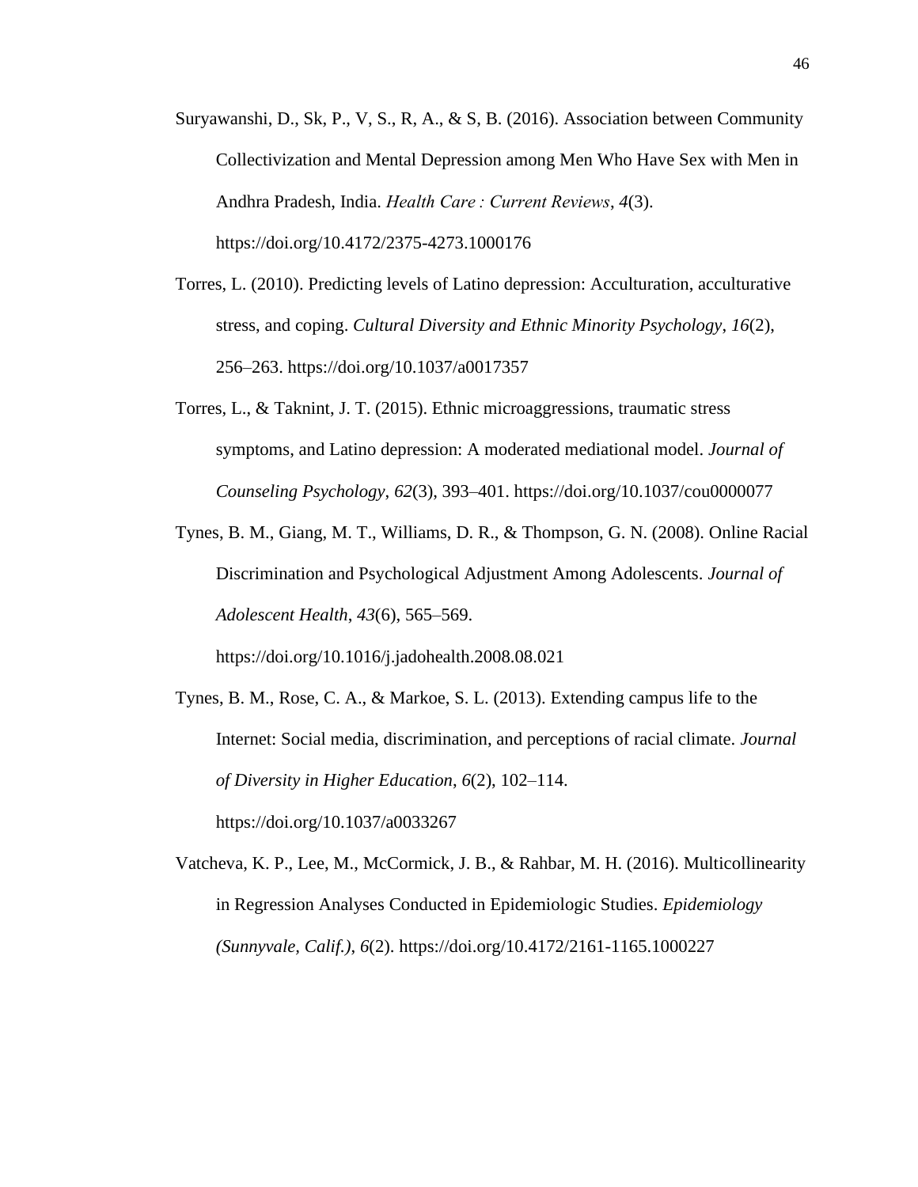Suryawanshi, D., Sk, P., V, S., R, A., & S, B. (2016). Association between Community Collectivization and Mental Depression among Men Who Have Sex with Men in Andhra Pradesh, India. *Health Care : Current Reviews*, *4*(3). https://doi.org/10.4172/2375-4273.1000176

Torres, L. (2010). Predicting levels of Latino depression: Acculturation, acculturative stress, and coping. *Cultural Diversity and Ethnic Minority Psychology*, *16*(2), 256–263. https://doi.org/10.1037/a0017357

Torres, L., & Taknint, J. T. (2015). Ethnic microaggressions, traumatic stress symptoms, and Latino depression: A moderated mediational model. *Journal of Counseling Psychology*, *62*(3), 393–401. https://doi.org/10.1037/cou0000077

Tynes, B. M., Giang, M. T., Williams, D. R., & Thompson, G. N. (2008). Online Racial Discrimination and Psychological Adjustment Among Adolescents. *Journal of Adolescent Health*, *43*(6), 565–569. https://doi.org/10.1016/j.jadohealth.2008.08.021

Tynes, B. M., Rose, C. A., & Markoe, S. L. (2013). Extending campus life to the Internet: Social media, discrimination, and perceptions of racial climate. *Journal of Diversity in Higher Education*, *6*(2), 102–114. https://doi.org/10.1037/a0033267

Vatcheva, K. P., Lee, M., McCormick, J. B., & Rahbar, M. H. (2016). Multicollinearity in Regression Analyses Conducted in Epidemiologic Studies. *Epidemiology (Sunnyvale, Calif.)*, *6*(2). https://doi.org/10.4172/2161-1165.1000227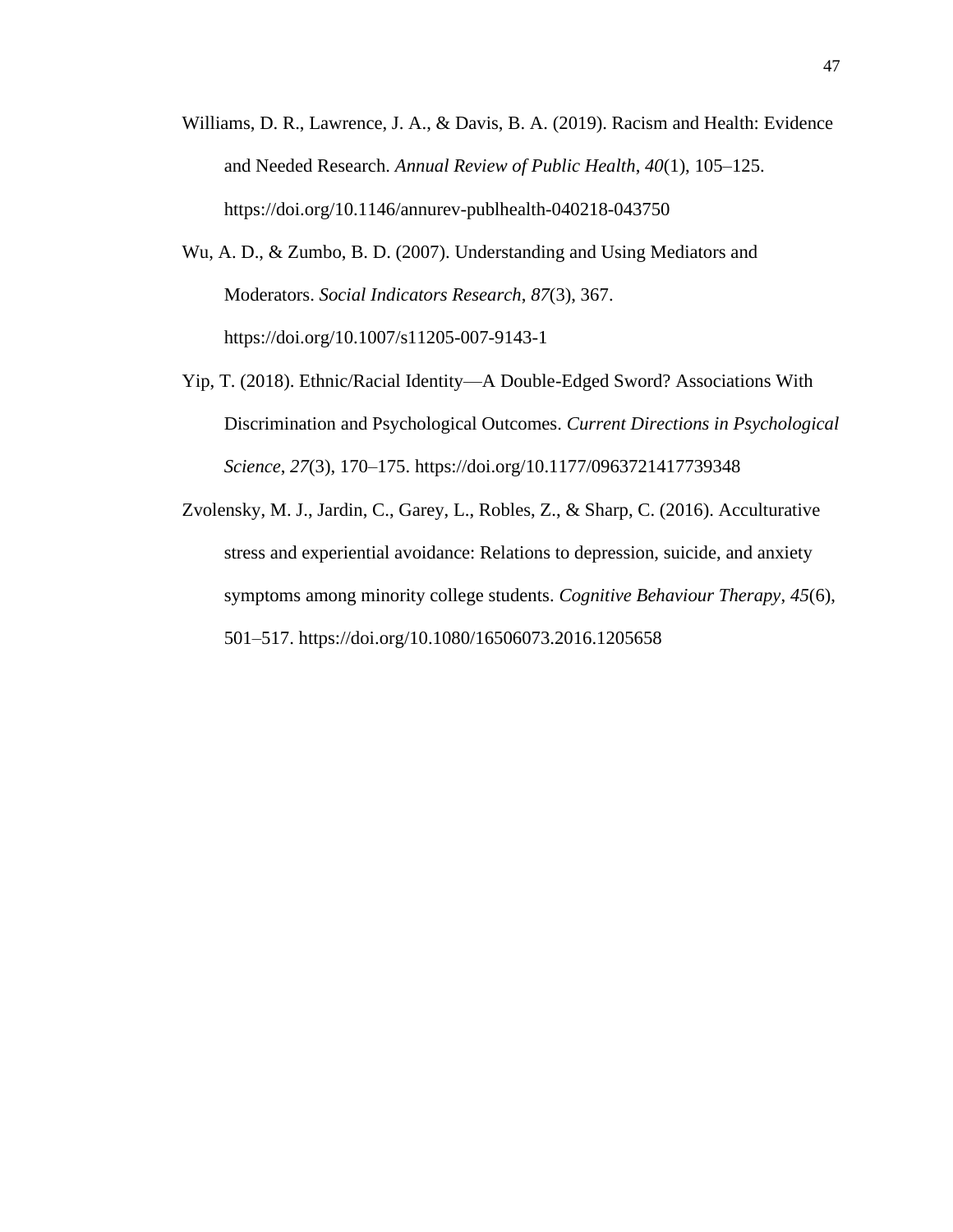Williams, D. R., Lawrence, J. A., & Davis, B. A. (2019). Racism and Health: Evidence and Needed Research. *Annual Review of Public Health*, *40*(1), 105–125. https://doi.org/10.1146/annurev-publhealth-040218-043750

Wu, A. D., & Zumbo, B. D. (2007). Understanding and Using Mediators and Moderators. *Social Indicators Research*, *87*(3), 367. https://doi.org/10.1007/s11205-007-9143-1

Yip, T. (2018). Ethnic/Racial Identity—A Double-Edged Sword? Associations With Discrimination and Psychological Outcomes. *Current Directions in Psychological Science*, *27*(3), 170–175. https://doi.org/10.1177/0963721417739348

Zvolensky, M. J., Jardin, C., Garey, L., Robles, Z., & Sharp, C. (2016). Acculturative stress and experiential avoidance: Relations to depression, suicide, and anxiety symptoms among minority college students. *Cognitive Behaviour Therapy*, *45*(6), 501–517. https://doi.org/10.1080/16506073.2016.1205658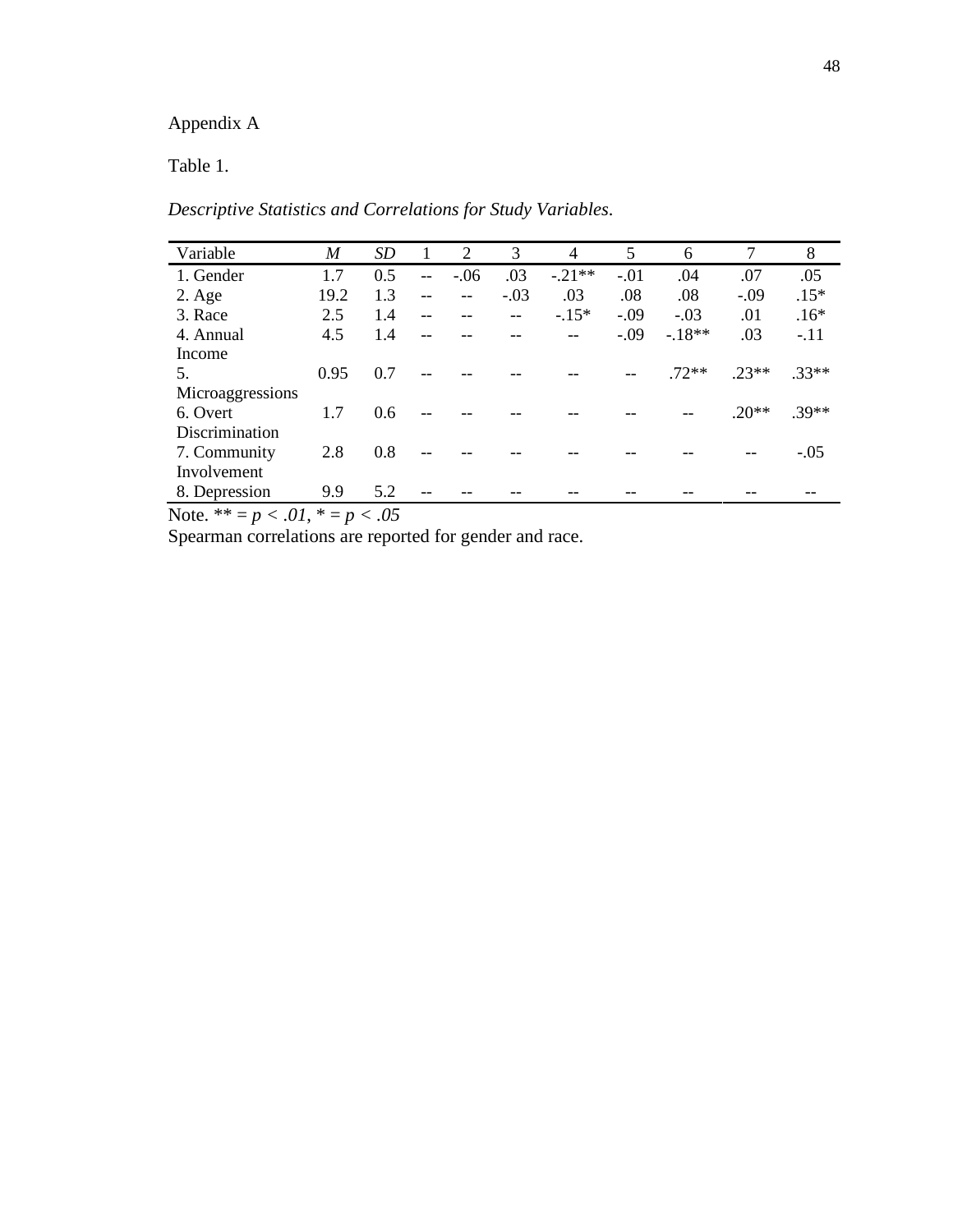Appendix A

Table 1.

*Descriptive Statistics and Correlations for Study Variables.*

| Variable | *M* | *SD* | 1 | 2 | 3 | 4 | 5 | 6 | 7 | 8 |
|---|---|---|---|---|---|---|---|---|---|---|
| 1. Gender | 1.7 | 0.5 | -- | -.06 | .03 | -.21** | -.01 | .04 | .07 | .05 |
| 2. Age | 19.2 | 1.3 | -- | -- | -.03 | .03 | .08 | .08 | -.09 | .15* |
| 3. Race | 2.5 | 1.4 | -- | -- | -- | -.15* | -.09 | -.03 | .01 | .16* |
| 4. Annual Income | 4.5 | 1.4 | -- | -- | -- | -- | -.09 | -.18** | .03 | -.11 |
| 5. Microaggressions | 0.95 | 0.7 | -- | -- | -- | -- | -- | .72** | .23** | .33** |
| 6. Overt Discrimination | 1.7 | 0.6 | -- | -- | -- | -- | -- | -- | .20** | .39** |
| 7. Community Involvement | 2.8 | 0.8 | -- | -- | -- | -- | -- | -- | -- | -.05 |
| 8. Depression | 9.9 | 5.2 | -- | -- | -- | -- | -- | -- | -- | -- |

Note. ** = *p < .01*, * = *p < .05*

Spearman correlations are reported for gender and race.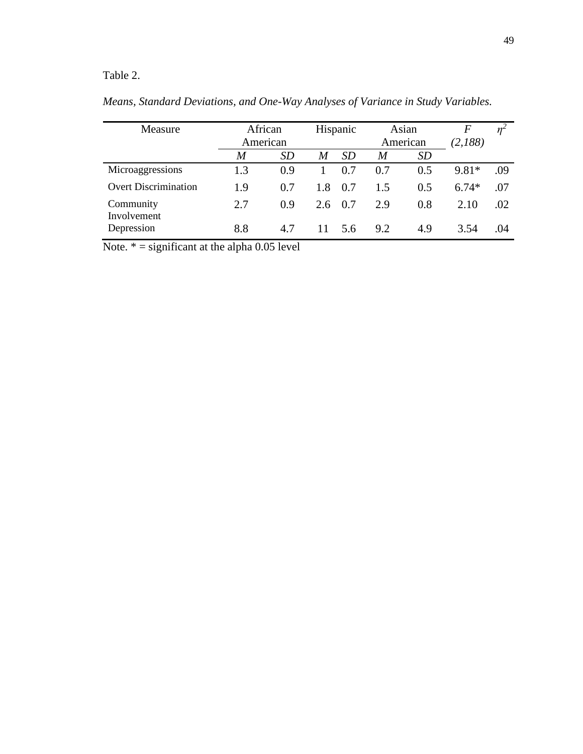Table 2.

*Means, Standard Deviations, and One-Way Analyses of Variance in Study Variables.*

| Measure | African American | | Hispanic | | Asian American | | *F* *(2,188)* | $\eta^2$ |
|---|---|---|---|---|---|---|---|---|
| | *M* | *SD* | *M* | *SD* | *M* | *SD* | | |
| Microaggressions | 1.3 | 0.9 | 1 | 0.7 | 0.7 | 0.5 | 9.81* | .09 |
| Overt Discrimination | 1.9 | 0.7 | 1.8 | 0.7 | 1.5 | 0.5 | 6.74* | .07 |
| Community Involvement | 2.7 | 0.9 | 2.6 | 0.7 | 2.9 | 0.8 | 2.10 | .02 |
| Depression | 8.8 | 4.7 | 11 | 5.6 | 9.2 | 4.9 | 3.54 | .04 |

Note. * = significant at the alpha 0.05 level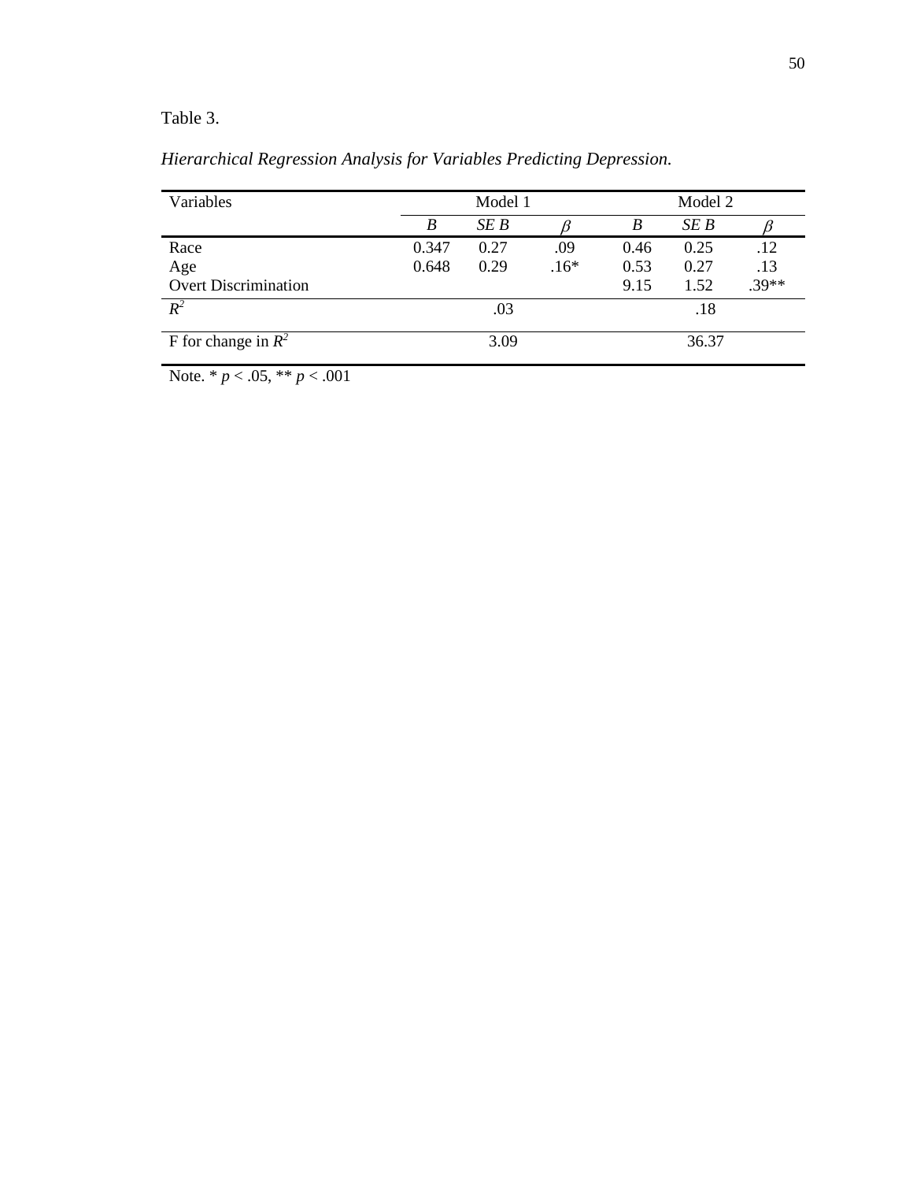Table 3.

*Hierarchical Regression Analysis for Variables Predicting Depression.*

| Variables | Model 1 | | | Model 2 | | |
|---|---|---|---|---|---|---|
| | *B* | *SE B* | *β* | *B* | *SE B* | *β* |
| Race | 0.347 | 0.27 | .09 | 0.46 | 0.25 | .12 |
| Age | 0.648 | 0.29 | .16* | 0.53 | 0.27 | .13 |
| Overt Discrimination | | | | 9.15 | 1.52 | .39** |
| $R^2$ | | .03 | | | .18 | |
| F for change in $R^2$ | | 3.09 | | | 36.37 | |

Note. * $p < .05$, ** $p < .001$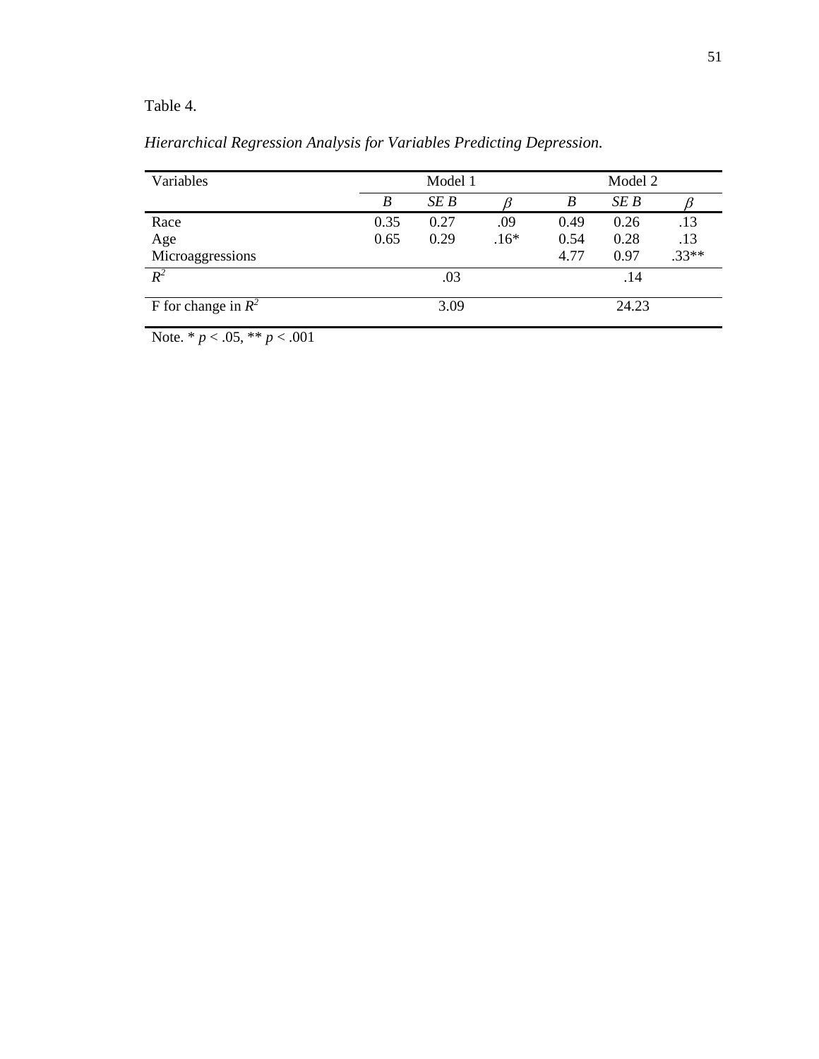Table 4.

*Hierarchical Regression Analysis for Variables Predicting Depression.*

| Variables | Model 1 | | | Model 2 | | |
|---|---|---|---|---|---|---|
| | *B* | *SE B* | $\beta$ | *B* | *SE B* | $\beta$ |
| Race | 0.35 | 0.27 | .09 | 0.49 | 0.26 | .13 |
| Age | 0.65 | 0.29 | .16* | 0.54 | 0.28 | .13 |
| Microaggressions | | | | 4.77 | 0.97 | .33** |
| $R^2$ | | .03 | | | .14 | |
| F for change in $R^2$ | | 3.09 | | | 24.23 | |

Note. * $p < .05$, ** $p < .001$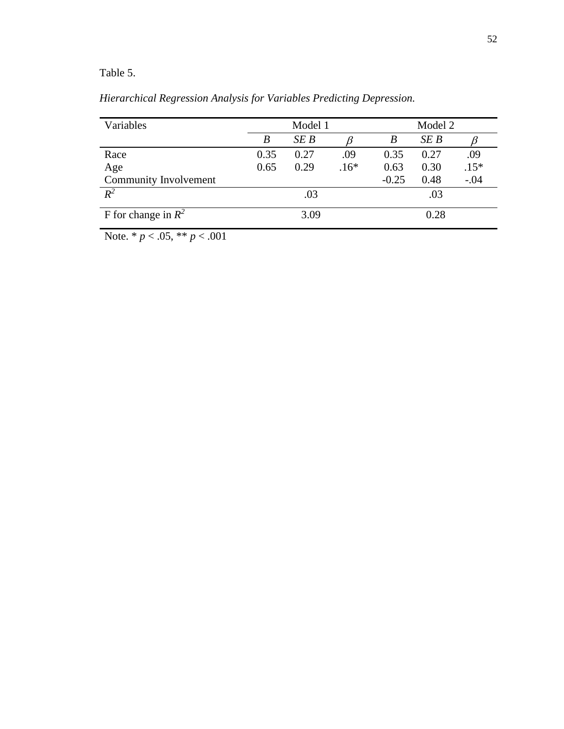Table 5.

*Hierarchical Regression Analysis for Variables Predicting Depression.*

| Variables | Model 1 | | | Model 2 | | |
|---|---|---|---|---|---|---|
| | *B* | *SE B* | $\beta$ | *B* | *SE B* | $\beta$ |
| Race | 0.35 | 0.27 | .09 | 0.35 | 0.27 | .09 |
| Age | 0.65 | 0.29 | .16* | 0.63 | 0.30 | .15* |
| Community Involvement | | | | -0.25 | 0.48 | -.04 |
| $R^2$ | | .03 | | | .03 | |
| F for change in $R^2$ | | 3.09 | | | 0.28 | |

Note. * $p < .05$, ** $p < .001$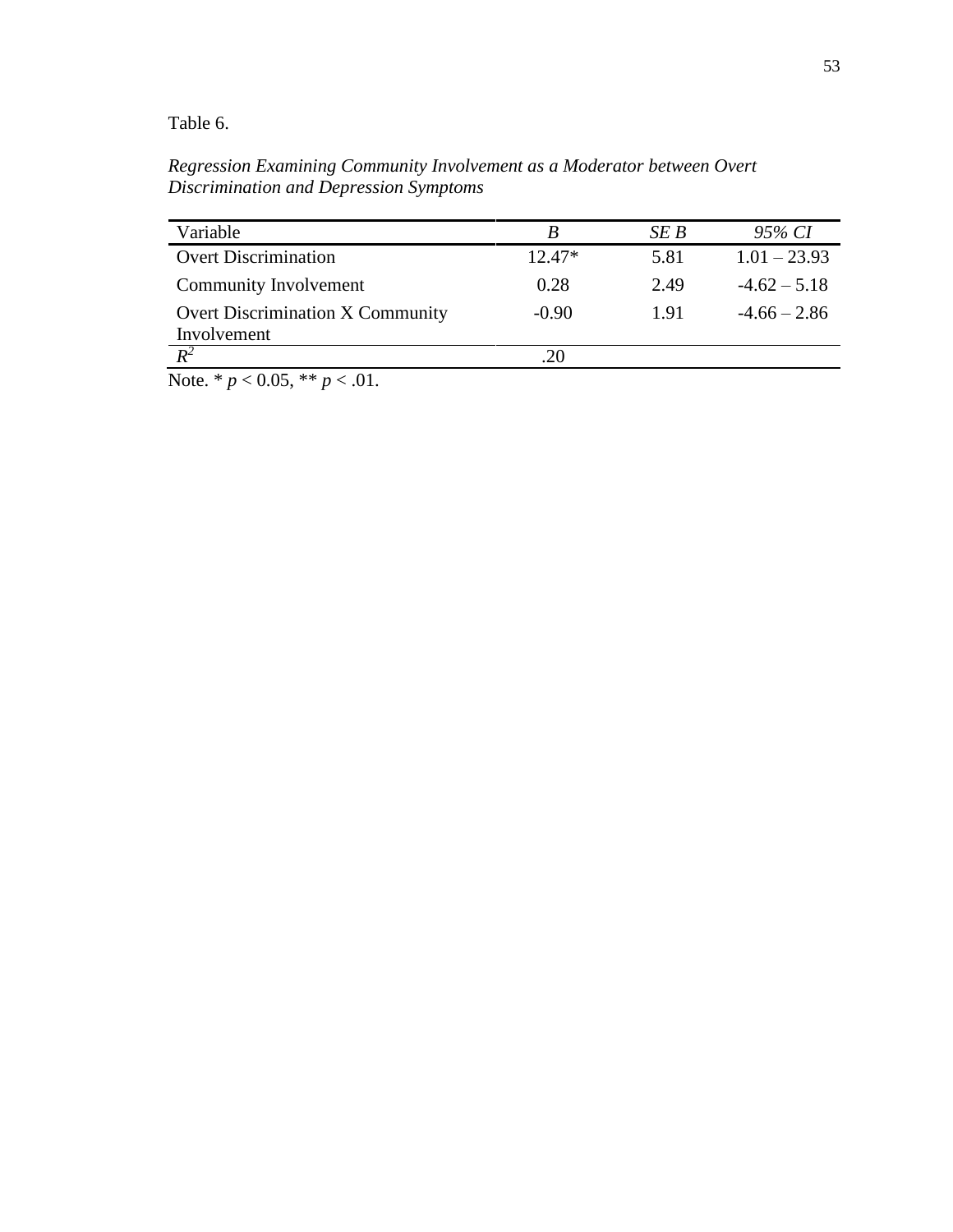Table 6.

*Regression Examining Community Involvement as a Moderator between Overt Discrimination and Depression Symptoms*

| Variable | *B* | *SE B* | *95% CI* |
|---|---|---|---|
| Overt Discrimination | 12.47* | 5.81 | 1.01 – 23.93 |
| Community Involvement | 0.28 | 2.49 | -4.62 – 5.18 |
| Overt Discrimination X Community Involvement | -0.90 | 1.91 | -4.66 – 2.86 |
| $R^2$ | .20 | | |

Note. * $p < 0.05$, ** $p < .01$.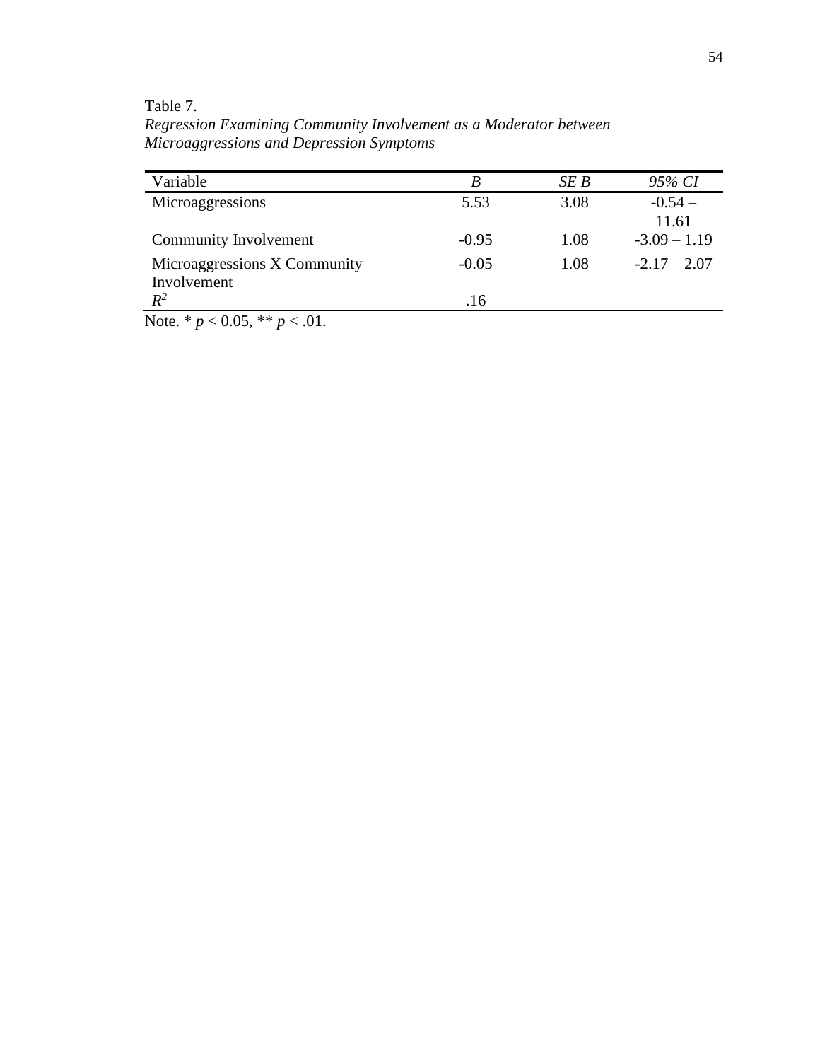Table 7.

*Regression Examining Community Involvement as a Moderator between Microaggressions and Depression Symptoms*

| Variable | *B* | *SE B* | *95% CI* |
|---|---|---|---|
| Microaggressions | 5.53 | 3.08 | -0.54 – 11.61 |
| Community Involvement | -0.95 | 1.08 | -3.09 – 1.19 |
| Microaggressions X Community Involvement | -0.05 | 1.08 | -2.17 – 2.07 |
| $R^2$ | .16 | | |

Note. * $p < 0.05$, ** $p < .01$.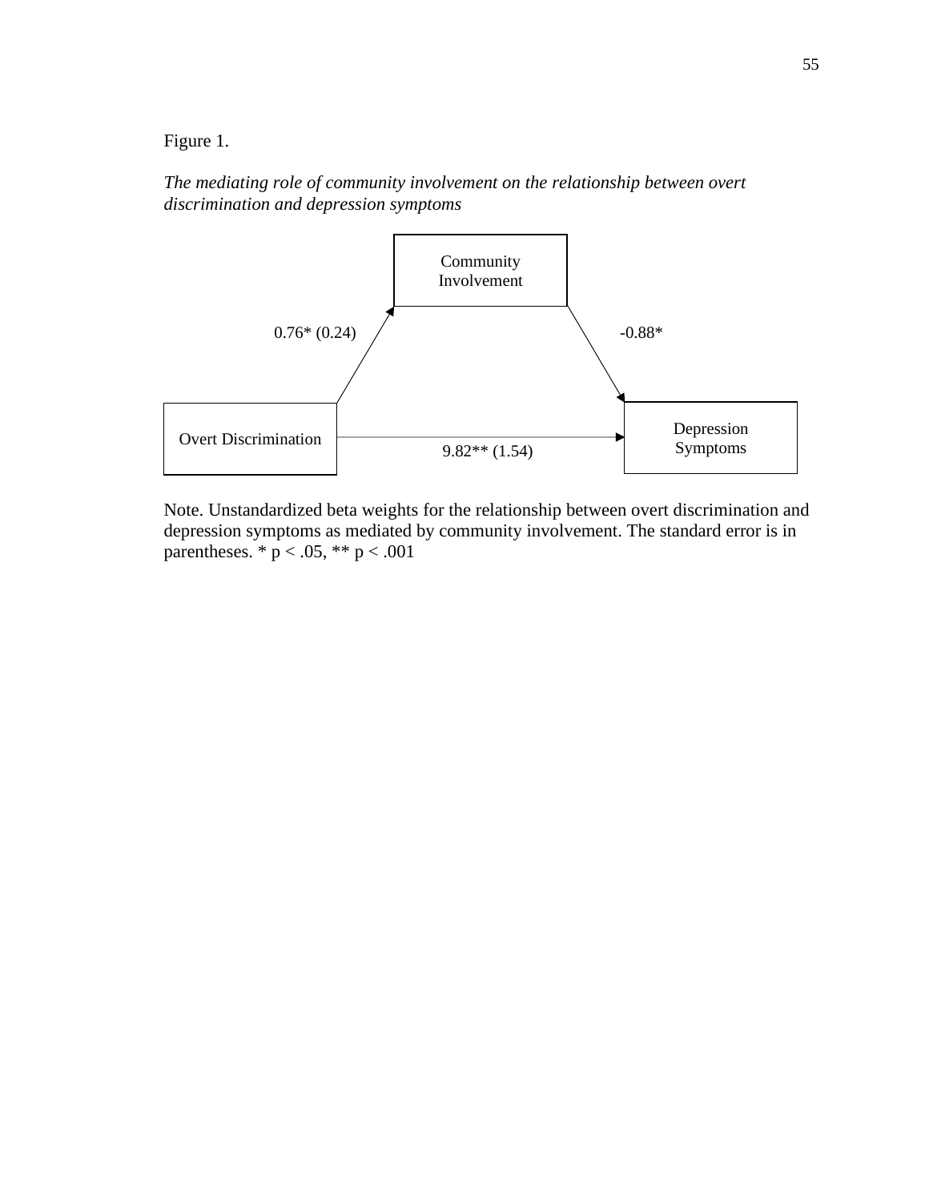Figure 1.

*The mediating role of community involvement on the relationship between overt discrimination and depression symptoms*

Community Involvement

0.76* (0.24)

-0.88*

Overt Discrimination

Depression Symptoms

9.82** (1.54)

Note. Unstandardized beta weights for the relationship between overt discrimination and depression symptoms as mediated by community involvement. The standard error is in parentheses. * $p < .05$, ** $p < .001$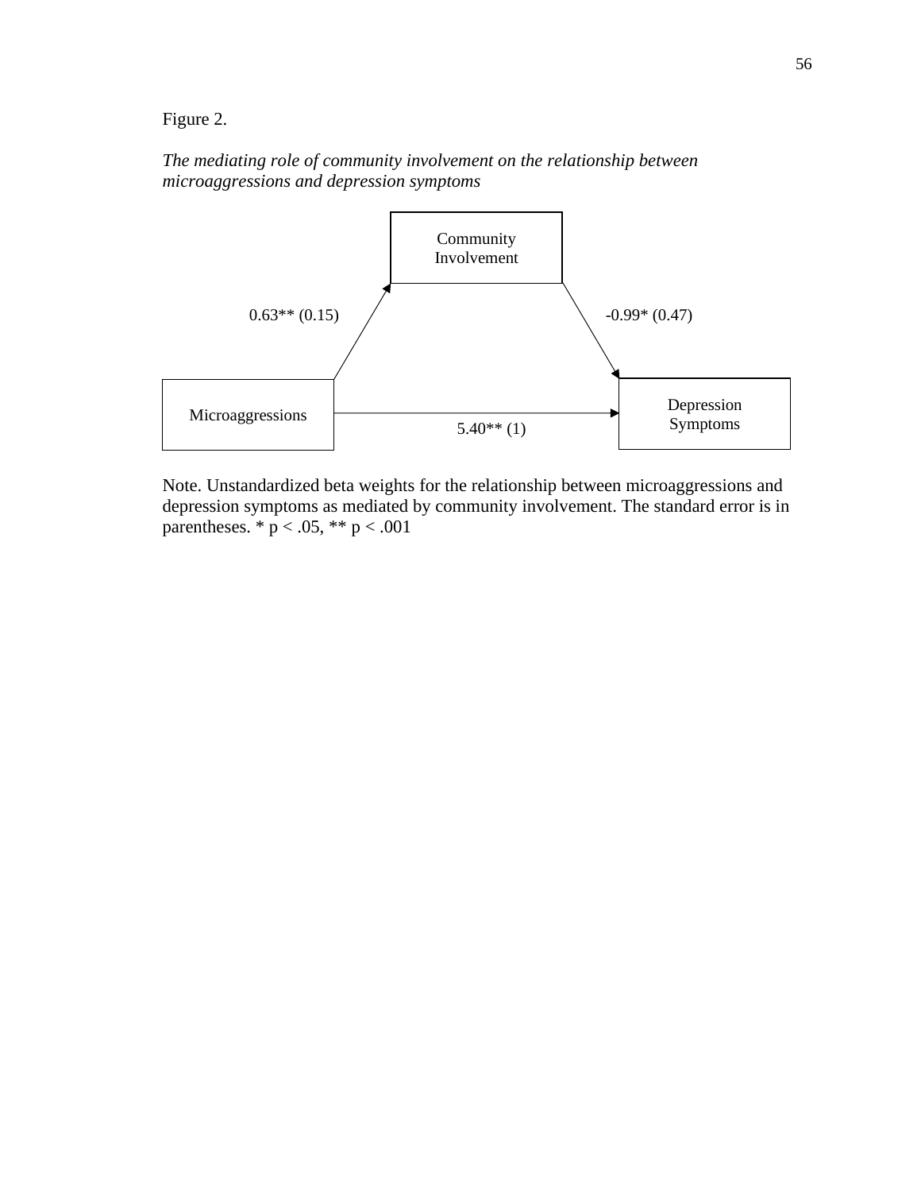Figure 2.

*The mediating role of community involvement on the relationship between microaggressions and depression symptoms*

Community Involvement

0.63** (0.15)

-0.99* (0.47)

Microaggressions

Depression Symptoms

5.40** (1)

Note. Unstandardized beta weights for the relationship between microaggressions and depression symptoms as mediated by community involvement. The standard error is in parentheses. * $p < .05$, ** $p < .001$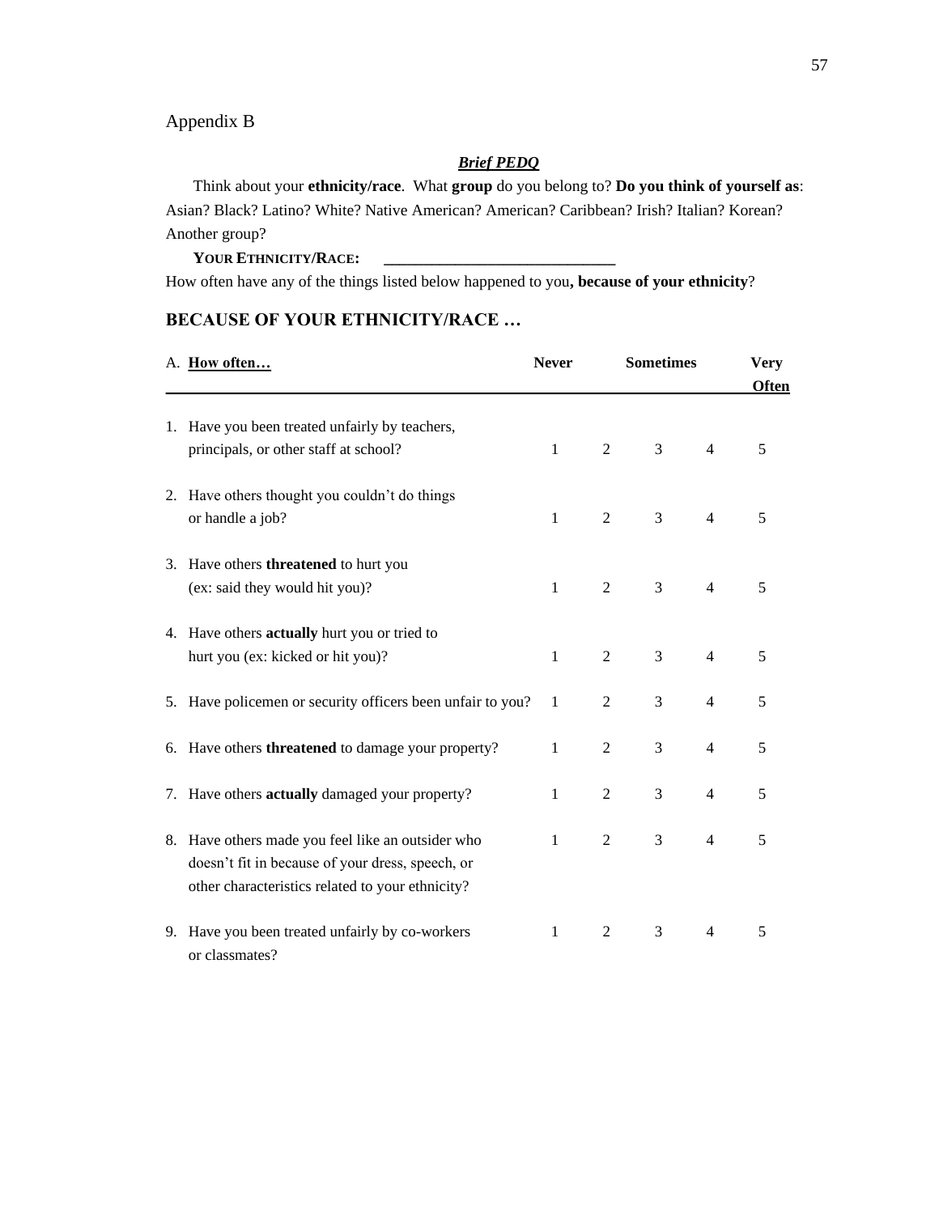# Appendix B

***Brief PEDQ***

Think about your **ethnicity/race**. What **group** do you belong to? **Do you think of yourself as**: Asian? Black? Latino? White? Native American? American? Caribbean? Irish? Italian? Korean? Another group?

**YOUR ETHNICITY/RACE:** ______________________________

How often have any of the things listed below happened to you**, because of your ethnicity**?

## BECAUSE OF YOUR ETHNICITY/RACE …

| A. How often… | Never | | Sometimes | | Very Often |
|---|---|---|---|---|---|
| 1. Have you been treated unfairly by teachers, principals, or other staff at school? | 1 | 2 | 3 | 4 | 5 |
| 2. Have others thought you couldn't do things or handle a job? | 1 | 2 | 3 | 4 | 5 |
| 3. Have others **threatened** to hurt you (ex: said they would hit you)? | 1 | 2 | 3 | 4 | 5 |
| 4. Have others **actually** hurt you or tried to hurt you (ex: kicked or hit you)? | 1 | 2 | 3 | 4 | 5 |
| 5. Have policemen or security officers been unfair to you? | 1 | 2 | 3 | 4 | 5 |
| 6. Have others **threatened** to damage your property? | 1 | 2 | 3 | 4 | 5 |
| 7. Have others **actually** damaged your property? | 1 | 2 | 3 | 4 | 5 |
| 8. Have others made you feel like an outsider who doesn't fit in because of your dress, speech, or other characteristics related to your ethnicity? | 1 | 2 | 3 | 4 | 5 |
| 9. Have you been treated unfairly by co-workers or classmates? | 1 | 2 | 3 | 4 | 5 |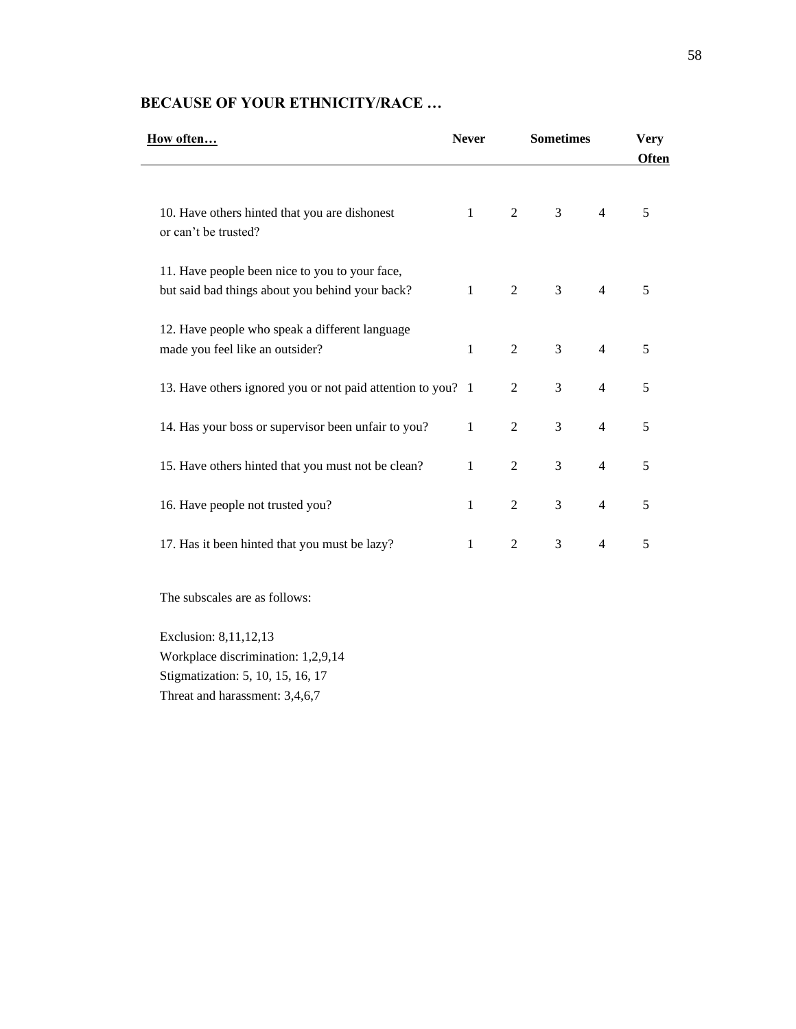**BECAUSE OF YOUR ETHNICITY/RACE …**

| How often… | Never | | Sometimes | | Very Often |
|---|---|---|---|---|---|
| 10. Have others hinted that you are dishonest or can't be trusted? | 1 | 2 | 3 | 4 | 5 |
| 11. Have people been nice to you to your face, but said bad things about you behind your back? | 1 | 2 | 3 | 4 | 5 |
| 12. Have people who speak a different language made you feel like an outsider? | 1 | 2 | 3 | 4 | 5 |
| 13. Have others ignored you or not paid attention to you? | 1 | 2 | 3 | 4 | 5 |
| 14. Has your boss or supervisor been unfair to you? | 1 | 2 | 3 | 4 | 5 |
| 15. Have others hinted that you must not be clean? | 1 | 2 | 3 | 4 | 5 |
| 16. Have people not trusted you? | 1 | 2 | 3 | 4 | 5 |
| 17. Has it been hinted that you must be lazy? | 1 | 2 | 3 | 4 | 5 |

The subscales are as follows:

Exclusion: 8,11,12,13
Workplace discrimination: 1,2,9,14
Stigmatization: 5, 10, 15, 16, 17
Threat and harassment: 3,4,6,7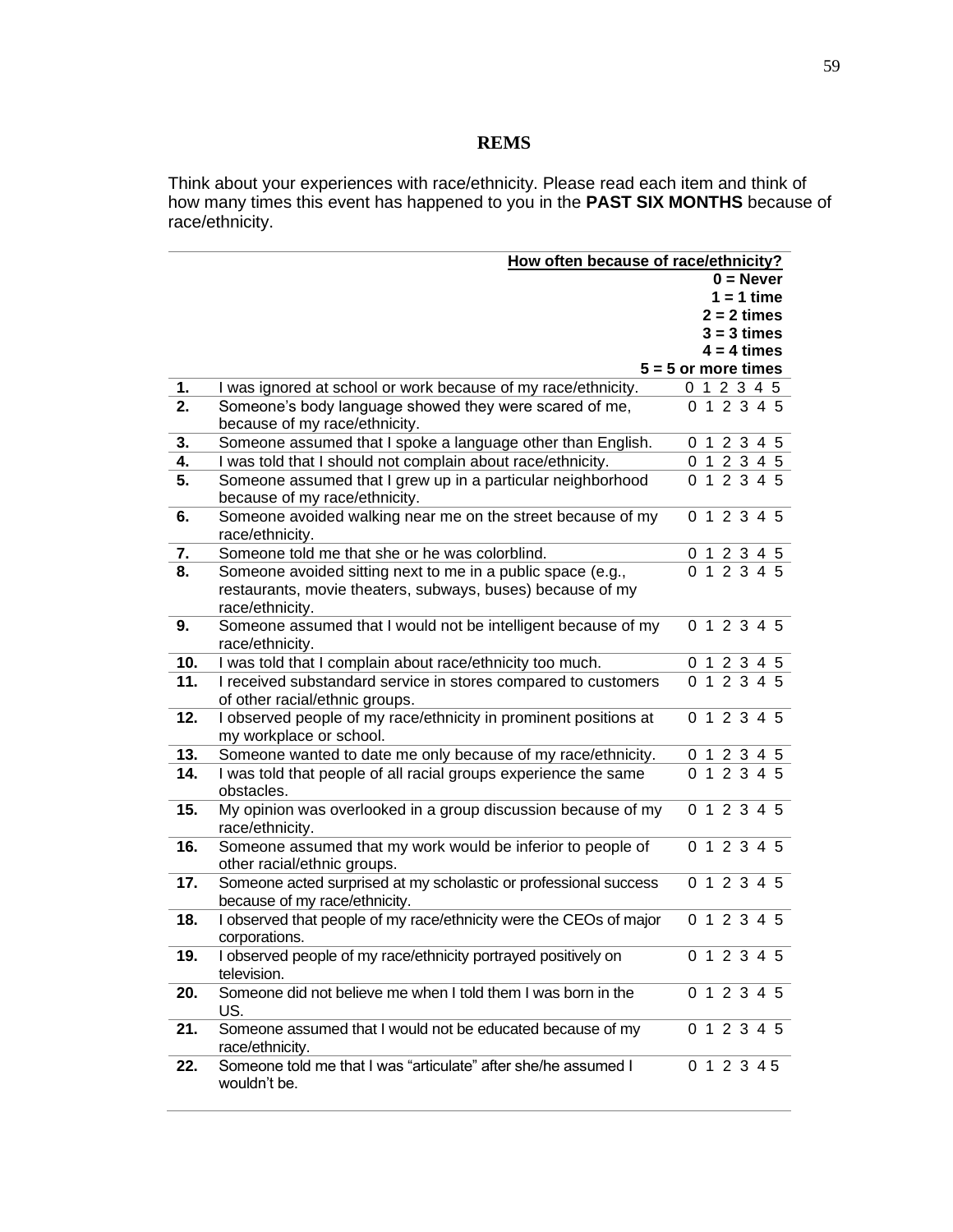# REMS

Think about your experiences with race/ethnicity. Please read each item and think of how many times this event has happened to you in the **PAST SIX MONTHS** because of race/ethnicity.

| | | **How often because of race/ethnicity?** **0 = Never** **1 = 1 time** **2 = 2 times** **3 = 3 times** **4 = 4 times** **5 = 5 or more times** |
|---|---|---|
| **1.** | I was ignored at school or work because of my race/ethnicity. | 0 1 2 3 4 5 |
| **2.** | Someone's body language showed they were scared of me, because of my race/ethnicity. | 0 1 2 3 4 5 |
| **3.** | Someone assumed that I spoke a language other than English. | 0 1 2 3 4 5 |
| **4.** | I was told that I should not complain about race/ethnicity. | 0 1 2 3 4 5 |
| **5.** | Someone assumed that I grew up in a particular neighborhood because of my race/ethnicity. | 0 1 2 3 4 5 |
| **6.** | Someone avoided walking near me on the street because of my race/ethnicity. | 0 1 2 3 4 5 |
| **7.** | Someone told me that she or he was colorblind. | 0 1 2 3 4 5 |
| **8.** | Someone avoided sitting next to me in a public space (e.g., restaurants, movie theaters, subways, buses) because of my race/ethnicity. | 0 1 2 3 4 5 |
| **9.** | Someone assumed that I would not be intelligent because of my race/ethnicity. | 0 1 2 3 4 5 |
| **10.** | I was told that I complain about race/ethnicity too much. | 0 1 2 3 4 5 |
| **11.** | I received substandard service in stores compared to customers of other racial/ethnic groups. | 0 1 2 3 4 5 |
| **12.** | I observed people of my race/ethnicity in prominent positions at my workplace or school. | 0 1 2 3 4 5 |
| **13.** | Someone wanted to date me only because of my race/ethnicity. | 0 1 2 3 4 5 |
| **14.** | I was told that people of all racial groups experience the same obstacles. | 0 1 2 3 4 5 |
| **15.** | My opinion was overlooked in a group discussion because of my race/ethnicity. | 0 1 2 3 4 5 |
| **16.** | Someone assumed that my work would be inferior to people of other racial/ethnic groups. | 0 1 2 3 4 5 |
| **17.** | Someone acted surprised at my scholastic or professional success because of my race/ethnicity. | 0 1 2 3 4 5 |
| **18.** | I observed that people of my race/ethnicity were the CEOs of major corporations. | 0 1 2 3 4 5 |
| **19.** | I observed people of my race/ethnicity portrayed positively on television. | 0 1 2 3 4 5 |
| **20.** | Someone did not believe me when I told them I was born in the US. | 0 1 2 3 4 5 |
| **21.** | Someone assumed that I would not be educated because of my race/ethnicity. | 0 1 2 3 4 5 |
| **22.** | Someone told me that I was "articulate" after she/he assumed I wouldn't be. | 0 1 2 3 4 5 |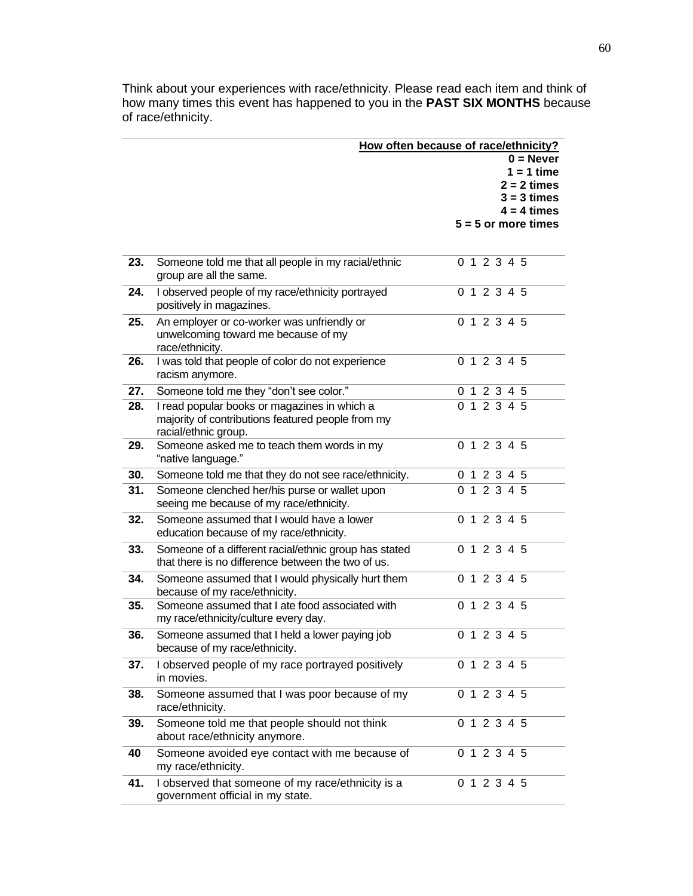Think about your experiences with race/ethnicity. Please read each item and think of how many times this event has happened to you in the **PAST SIX MONTHS** because of race/ethnicity.

| | | **How often because of race/ethnicity?** **0 = Never** **1 = 1 time** **2 = 2 times** **3 = 3 times** **4 = 4 times** **5 = 5 or more times** |
|---|---|---|
| **23.** | Someone told me that all people in my racial/ethnic group are all the same. | 0 1 2 3 4 5 |
| **24.** | I observed people of my race/ethnicity portrayed positively in magazines. | 0 1 2 3 4 5 |
| **25.** | An employer or co-worker was unfriendly or unwelcoming toward me because of my race/ethnicity. | 0 1 2 3 4 5 |
| **26.** | I was told that people of color do not experience racism anymore. | 0 1 2 3 4 5 |
| **27.** | Someone told me they "don't see color." | 0 1 2 3 4 5 |
| **28.** | I read popular books or magazines in which a majority of contributions featured people from my racial/ethnic group. | 0 1 2 3 4 5 |
| **29.** | Someone asked me to teach them words in my "native language." | 0 1 2 3 4 5 |
| **30.** | Someone told me that they do not see race/ethnicity. | 0 1 2 3 4 5 |
| **31.** | Someone clenched her/his purse or wallet upon seeing me because of my race/ethnicity. | 0 1 2 3 4 5 |
| **32.** | Someone assumed that I would have a lower education because of my race/ethnicity. | 0 1 2 3 4 5 |
| **33.** | Someone of a different racial/ethnic group has stated that there is no difference between the two of us. | 0 1 2 3 4 5 |
| **34.** | Someone assumed that I would physically hurt them because of my race/ethnicity. | 0 1 2 3 4 5 |
| **35.** | Someone assumed that I ate food associated with my race/ethnicity/culture every day. | 0 1 2 3 4 5 |
| **36.** | Someone assumed that I held a lower paying job because of my race/ethnicity. | 0 1 2 3 4 5 |
| **37.** | I observed people of my race portrayed positively in movies. | 0 1 2 3 4 5 |
| **38.** | Someone assumed that I was poor because of my race/ethnicity. | 0 1 2 3 4 5 |
| **39.** | Someone told me that people should not think about race/ethnicity anymore. | 0 1 2 3 4 5 |
| **40** | Someone avoided eye contact with me because of my race/ethnicity. | 0 1 2 3 4 5 |
| **41.** | I observed that someone of my race/ethnicity is a government official in my state. | 0 1 2 3 4 5 |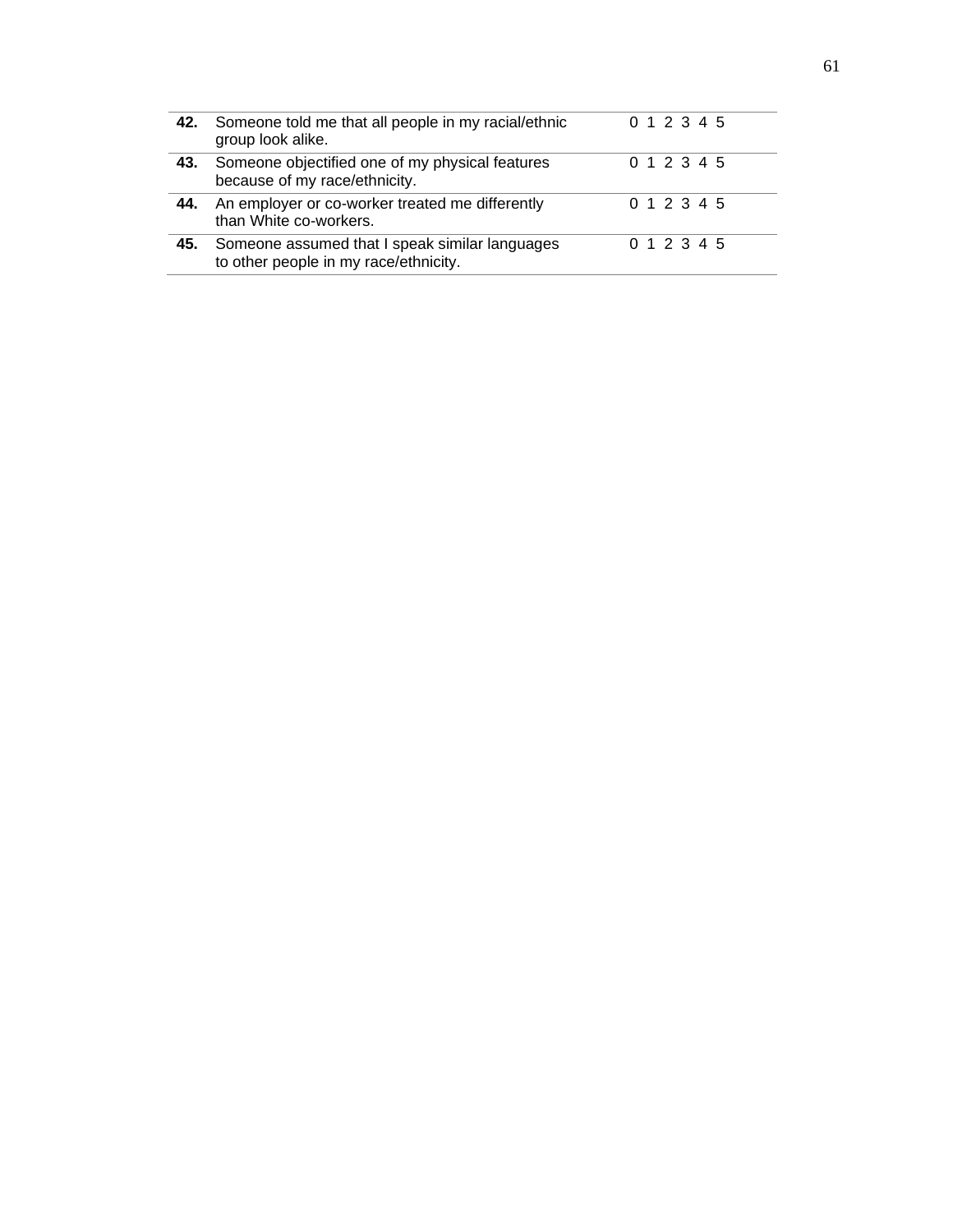| | | |
|---|---|---|
| **42.** | Someone told me that all people in my racial/ethnic group look alike. | 0 1 2 3 4 5 |
| **43.** | Someone objectified one of my physical features because of my race/ethnicity. | 0 1 2 3 4 5 |
| **44.** | An employer or co-worker treated me differently than White co-workers. | 0 1 2 3 4 5 |
| **45.** | Someone assumed that I speak similar languages to other people in my race/ethnicity. | 0 1 2 3 4 5 |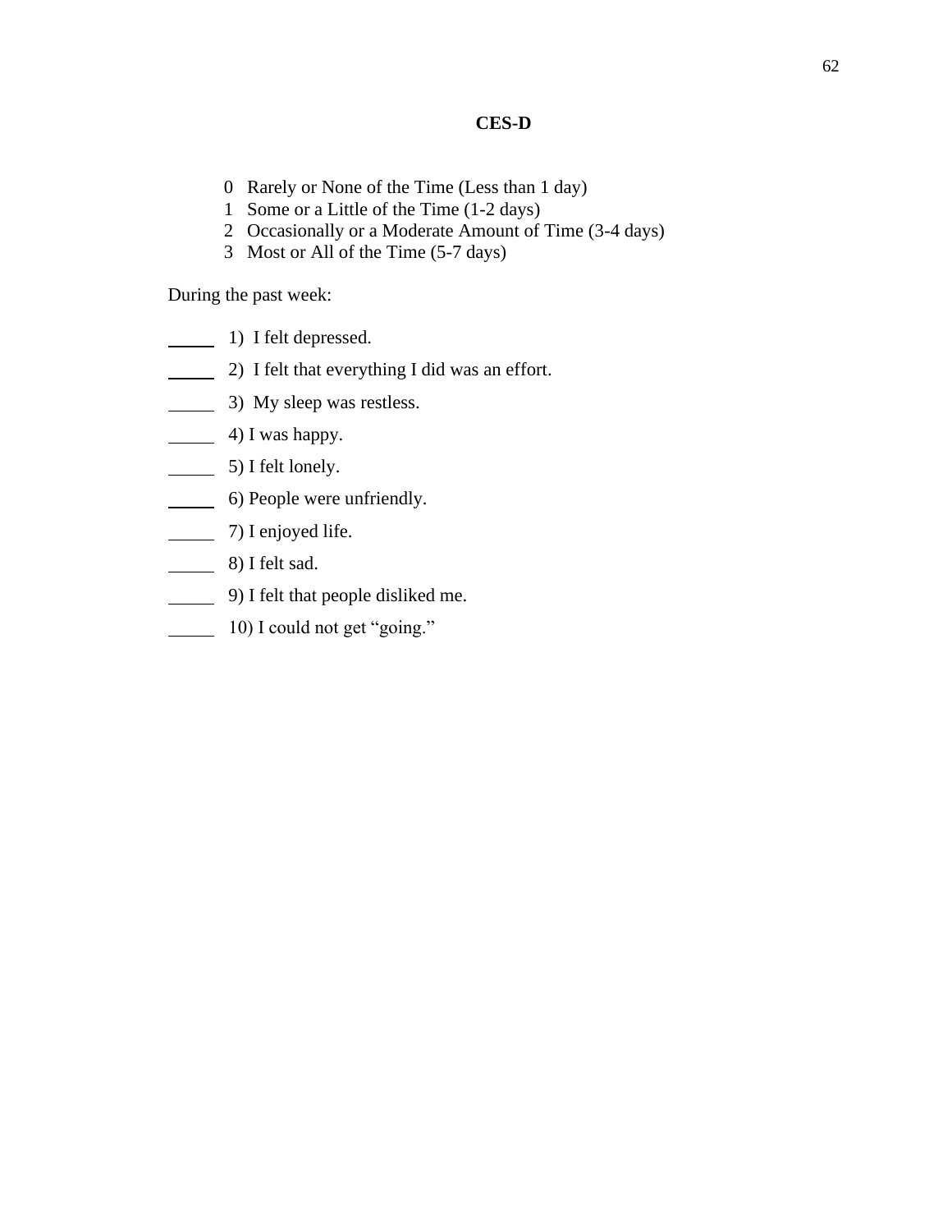**CES-D**

0 Rarely or None of the Time (Less than 1 day)
1 Some or a Little of the Time (1-2 days)
2 Occasionally or a Moderate Amount of Time (3-4 days)
3 Most or All of the Time (5-7 days)

During the past week:

_____ 1) I felt depressed.

_____ 2) I felt that everything I did was an effort.

_____ 3) My sleep was restless.

_____ 4) I was happy.

_____ 5) I felt lonely.

_____ 6) People were unfriendly.

_____ 7) I enjoyed life.

_____ 8) I felt sad.

_____ 9) I felt that people disliked me.

_____ 10) I could not get "going."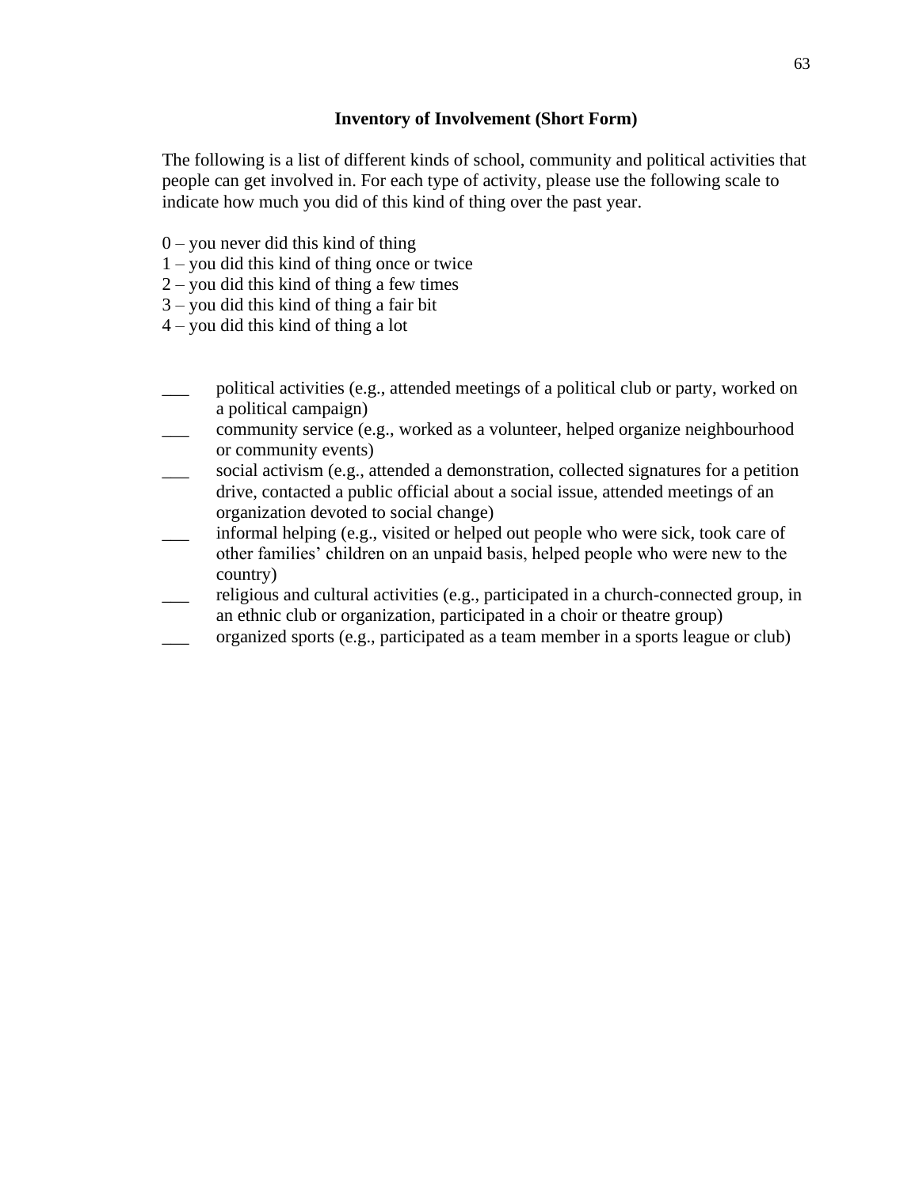**Inventory of Involvement (Short Form)**

The following is a list of different kinds of school, community and political activities that people can get involved in. For each type of activity, please use the following scale to indicate how much you did of this kind of thing over the past year.

0 – you never did this kind of thing
1 – you did this kind of thing once or twice
2 – you did this kind of thing a few times
3 – you did this kind of thing a fair bit
4 – you did this kind of thing a lot

___ political activities (e.g., attended meetings of a political club or party, worked on a political campaign)

___ community service (e.g., worked as a volunteer, helped organize neighbourhood or community events)

___ social activism (e.g., attended a demonstration, collected signatures for a petition drive, contacted a public official about a social issue, attended meetings of an organization devoted to social change)

___ informal helping (e.g., visited or helped out people who were sick, took care of other families' children on an unpaid basis, helped people who were new to the country)

___ religious and cultural activities (e.g., participated in a church-connected group, in an ethnic club or organization, participated in a choir or theatre group)

___ organized sports (e.g., participated as a team member in a sports league or club)